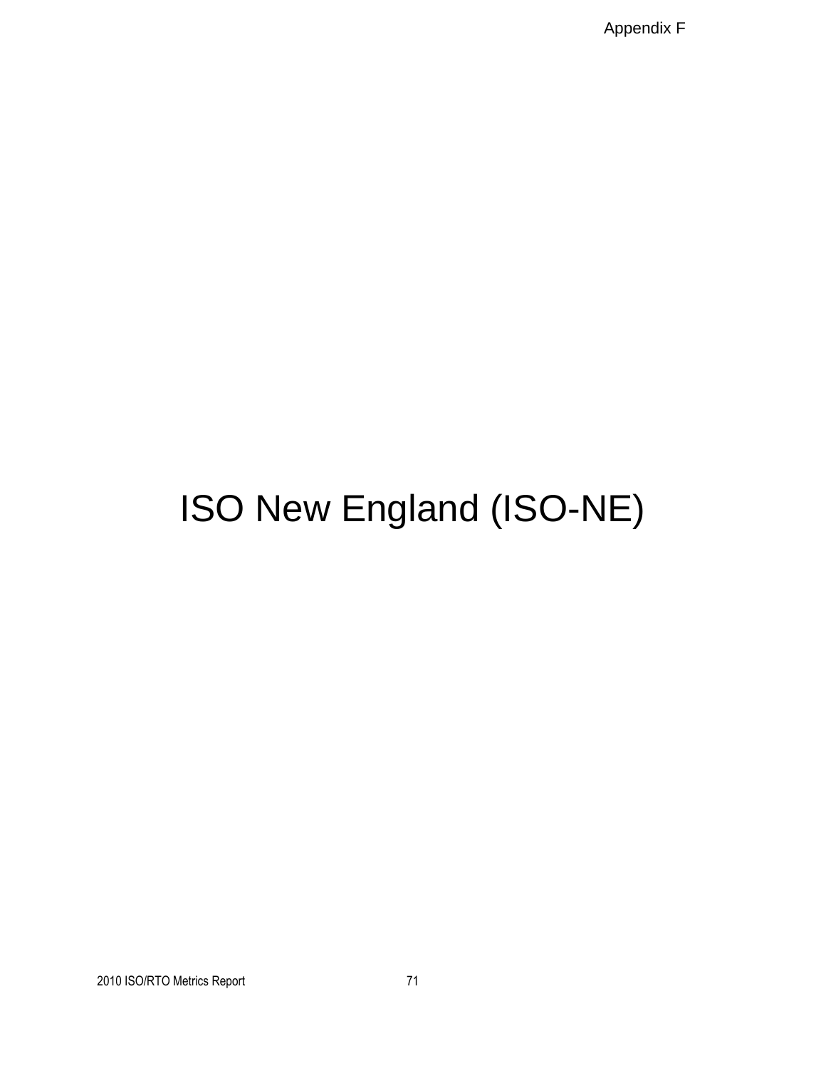# ISO New England (ISO-NE)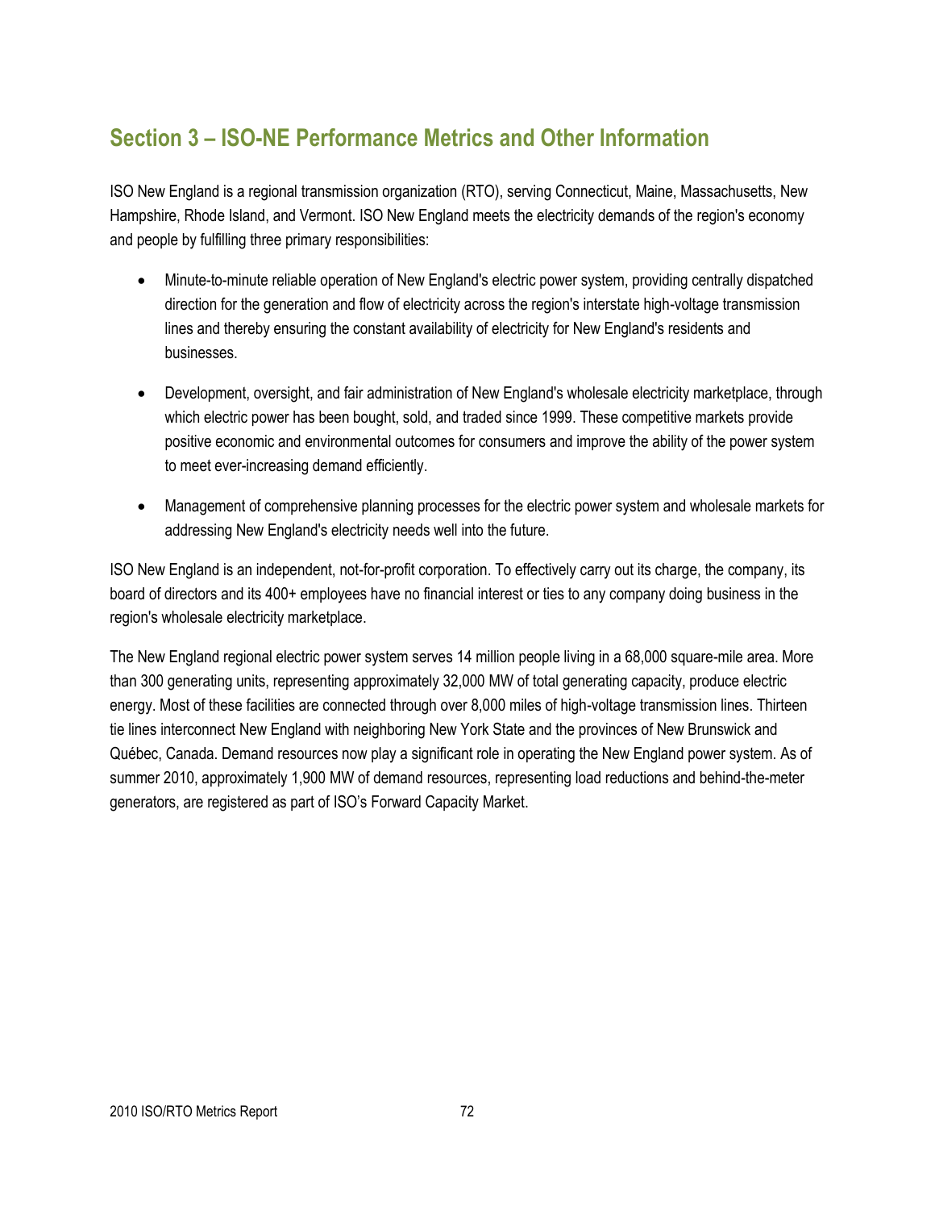## Section 3 – ISO-NE Performance Metrics and Other Information

ISO New England is a regional transmission organization (RTO), serving Connecticut, Maine, Massachusetts, New Hampshire, Rhode Island, and Vermont. ISO New England meets the electricity demands of the region's economy and people by fulfilling three primary responsibilities:

- Minute-to-minute reliable operation of New England's electric power system, providing centrally dispatched direction for the generation and flow of electricity across the region's interstate high-voltage transmission lines and thereby ensuring the constant availability of electricity for New England's residents and businesses.
- Development, oversight, and fair administration of New England's wholesale electricity marketplace, through which electric power has been bought, sold, and traded since 1999. These competitive markets provide positive economic and environmental outcomes for consumers and improve the ability of the power system to meet ever-increasing demand efficiently.
- Management of comprehensive planning processes for the electric power system and wholesale markets for addressing New England's electricity needs well into the future.

ISO New England is an independent, not-for-profit corporation. To effectively carry out its charge, the company, its board of directors and its 400+ employees have no financial interest or ties to any company doing business in the region's wholesale electricity marketplace.

The New England regional electric power system serves 14 million people living in a 68,000 square-mile area. More than 300 generating units, representing approximately 32,000 MW of total generating capacity, produce electric energy. Most of these facilities are connected through over 8,000 miles of high-voltage transmission lines. Thirteen tie lines interconnect New England with neighboring New York State and the provinces of New Brunswick and Québec, Canada. Demand resources now play a significant role in operating the New England power system. As of summer 2010, approximately 1,900 MW of demand resources, representing load reductions and behind-the-meter generators, are registered as part of ISO's Forward Capacity Market.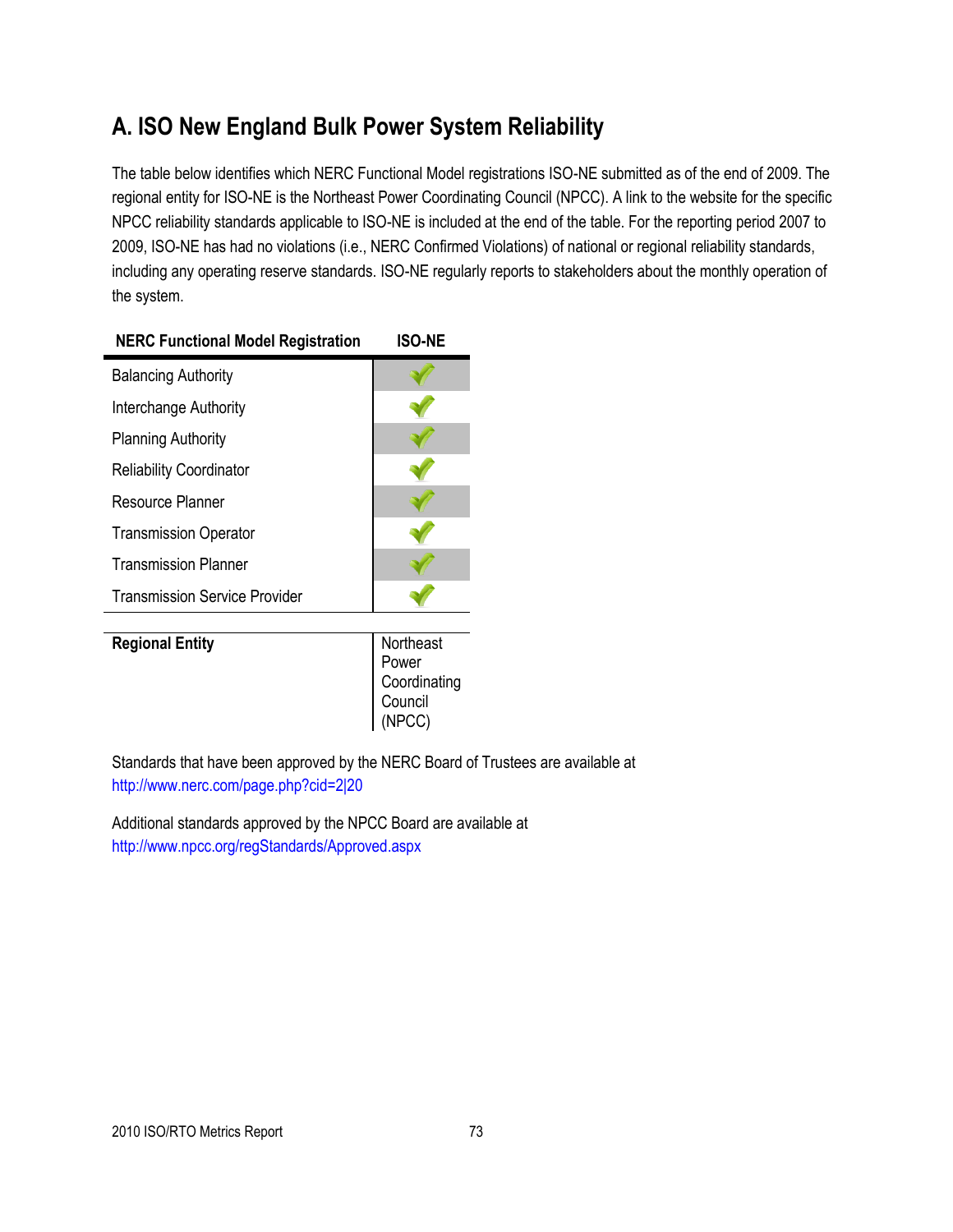## A. ISO New England Bulk Power System Reliability

The table below identifies which NERC Functional Model registrations ISO-NE submitted as of the end of 2009. The regional entity for ISO-NE is the Northeast Power Coordinating Council (NPCC). A link to the website for the specific NPCC reliability standards applicable to ISO-NE is included at the end of the table. For the reporting period 2007 to 2009, ISO-NE has had no violations (i.e., NERC Confirmed Violations) of national or regional reliability standards, including any operating reserve standards. ISO-NE regularly reports to stakeholders about the monthly operation of the system.

| NERC Functional Model Registration | ISO-NE |
|---|---|
| Balancing Authority | ✓ |
| Interchange Authority | ✓ |
| Planning Authority | ✓ |
| Reliability Coordinator | ✓ |
| Resource Planner | ✓ |
| Transmission Operator | ✓ |
| Transmission Planner | ✓ |
| Transmission Service Provider | ✓ |
| **Regional Entity** | Northeast Power Coordinating Council (NPCC) |

Standards that have been approved by the NERC Board of Trustees are available at http://www.nerc.com/page.php?cid=2|20

Additional standards approved by the NPCC Board are available at http://www.npcc.org/regStandards/Approved.aspx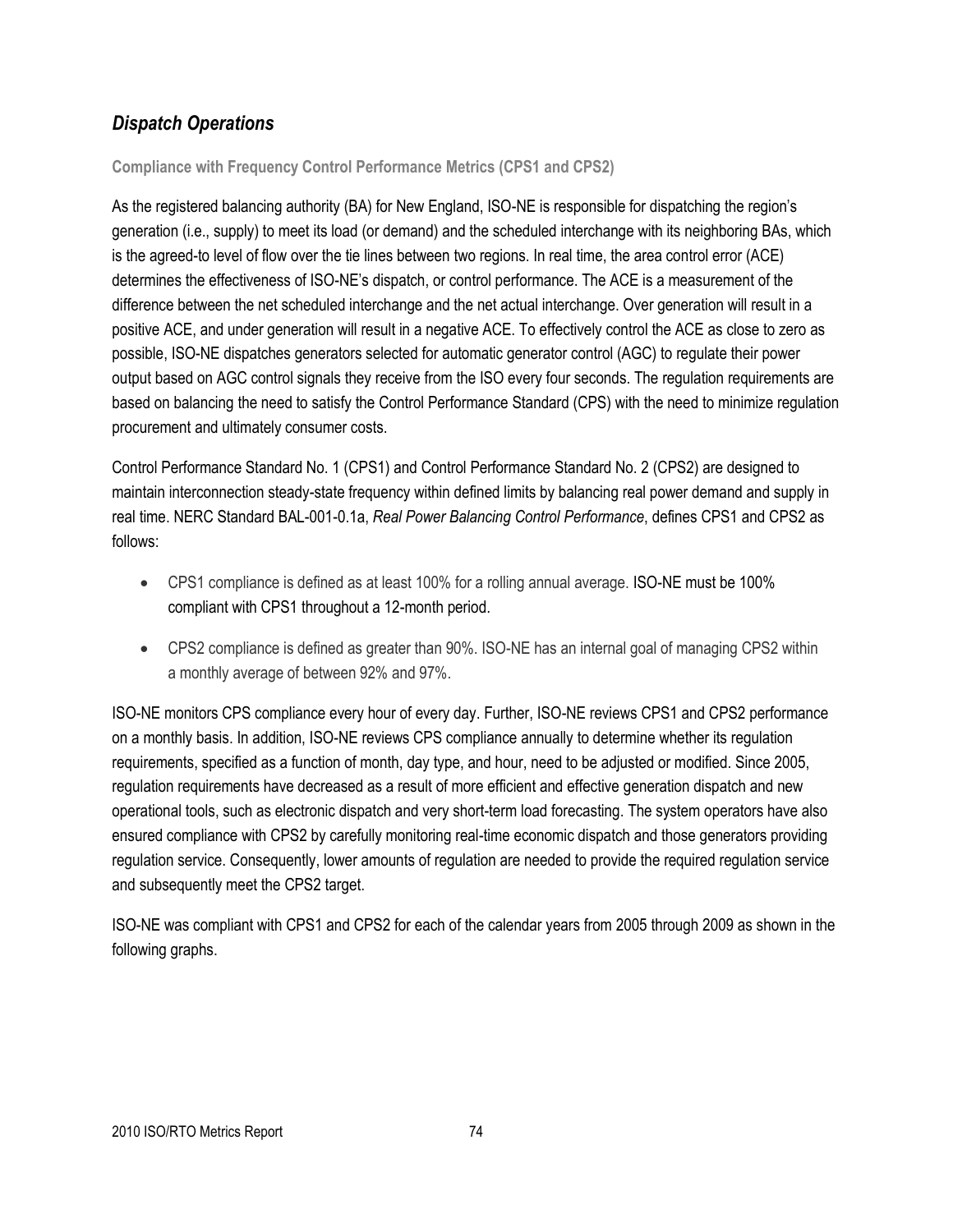## *Dispatch Operations*

### Compliance with Frequency Control Performance Metrics (CPS1 and CPS2)

As the registered balancing authority (BA) for New England, ISO-NE is responsible for dispatching the region's generation (i.e., supply) to meet its load (or demand) and the scheduled interchange with its neighboring BAs, which is the agreed-to level of flow over the tie lines between two regions. In real time, the area control error (ACE) determines the effectiveness of ISO-NE's dispatch, or control performance. The ACE is a measurement of the difference between the net scheduled interchange and the net actual interchange. Over generation will result in a positive ACE, and under generation will result in a negative ACE. To effectively control the ACE as close to zero as possible, ISO-NE dispatches generators selected for automatic generator control (AGC) to regulate their power output based on AGC control signals they receive from the ISO every four seconds. The regulation requirements are based on balancing the need to satisfy the Control Performance Standard (CPS) with the need to minimize regulation procurement and ultimately consumer costs.

Control Performance Standard No. 1 (CPS1) and Control Performance Standard No. 2 (CPS2) are designed to maintain interconnection steady-state frequency within defined limits by balancing real power demand and supply in real time. NERC Standard BAL-001-0.1a, *Real Power Balancing Control Performance*, defines CPS1 and CPS2 as follows:

- CPS1 compliance is defined as at least 100% for a rolling annual average. ISO-NE must be 100% compliant with CPS1 throughout a 12-month period.
- CPS2 compliance is defined as greater than 90%. ISO-NE has an internal goal of managing CPS2 within a monthly average of between 92% and 97%.

ISO-NE monitors CPS compliance every hour of every day. Further, ISO-NE reviews CPS1 and CPS2 performance on a monthly basis. In addition, ISO-NE reviews CPS compliance annually to determine whether its regulation requirements, specified as a function of month, day type, and hour, need to be adjusted or modified. Since 2005, regulation requirements have decreased as a result of more efficient and effective generation dispatch and new operational tools, such as electronic dispatch and very short-term load forecasting. The system operators have also ensured compliance with CPS2 by carefully monitoring real-time economic dispatch and those generators providing regulation service. Consequently, lower amounts of regulation are needed to provide the required regulation service and subsequently meet the CPS2 target.

ISO-NE was compliant with CPS1 and CPS2 for each of the calendar years from 2005 through 2009 as shown in the following graphs.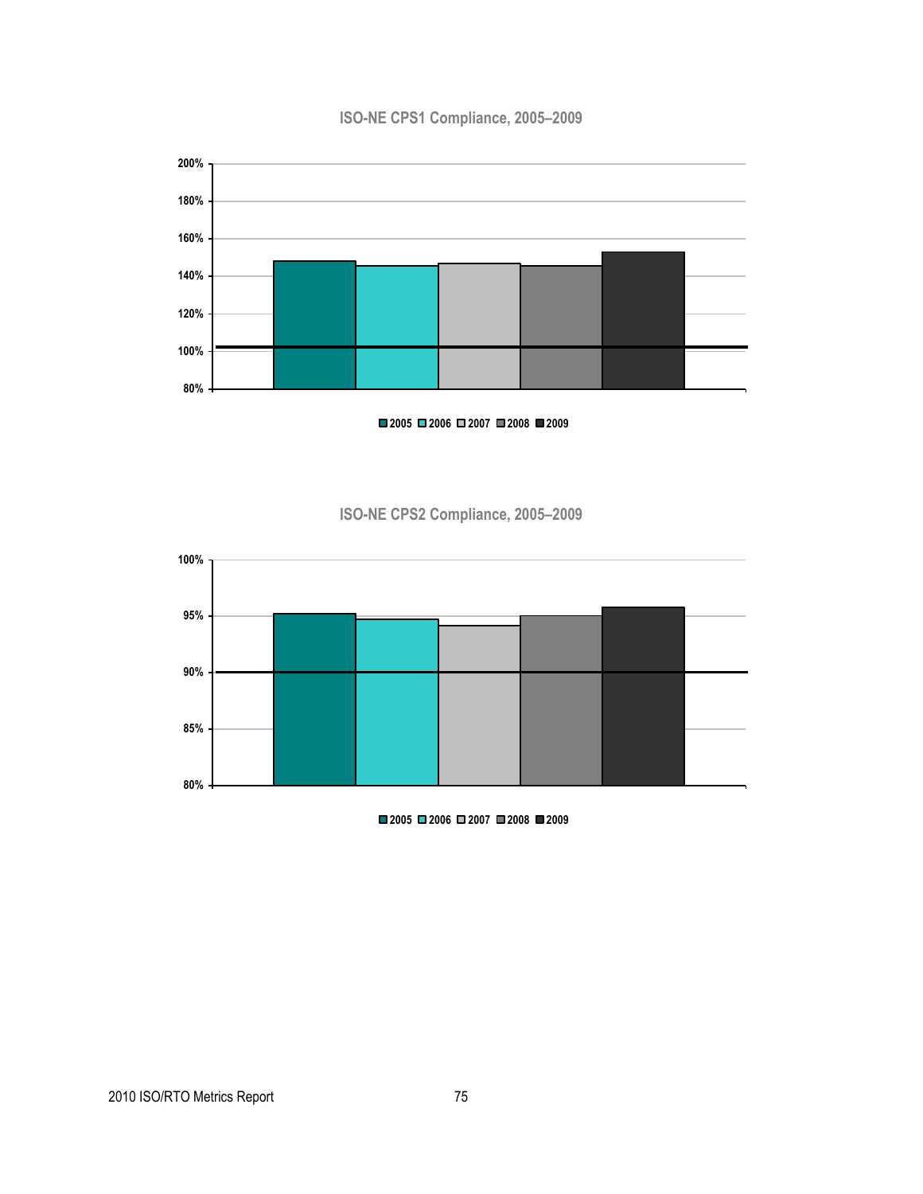**ISO-NE CPS1 Compliance, 2005–2009**

200%
180%
160%
140%
120%
100%
80%

2005 2006 2007 2008 2009

**ISO-NE CPS2 Compliance, 2005–2009**

100%
95%
90%
85%
80%

2005 2006 2007 2008 2009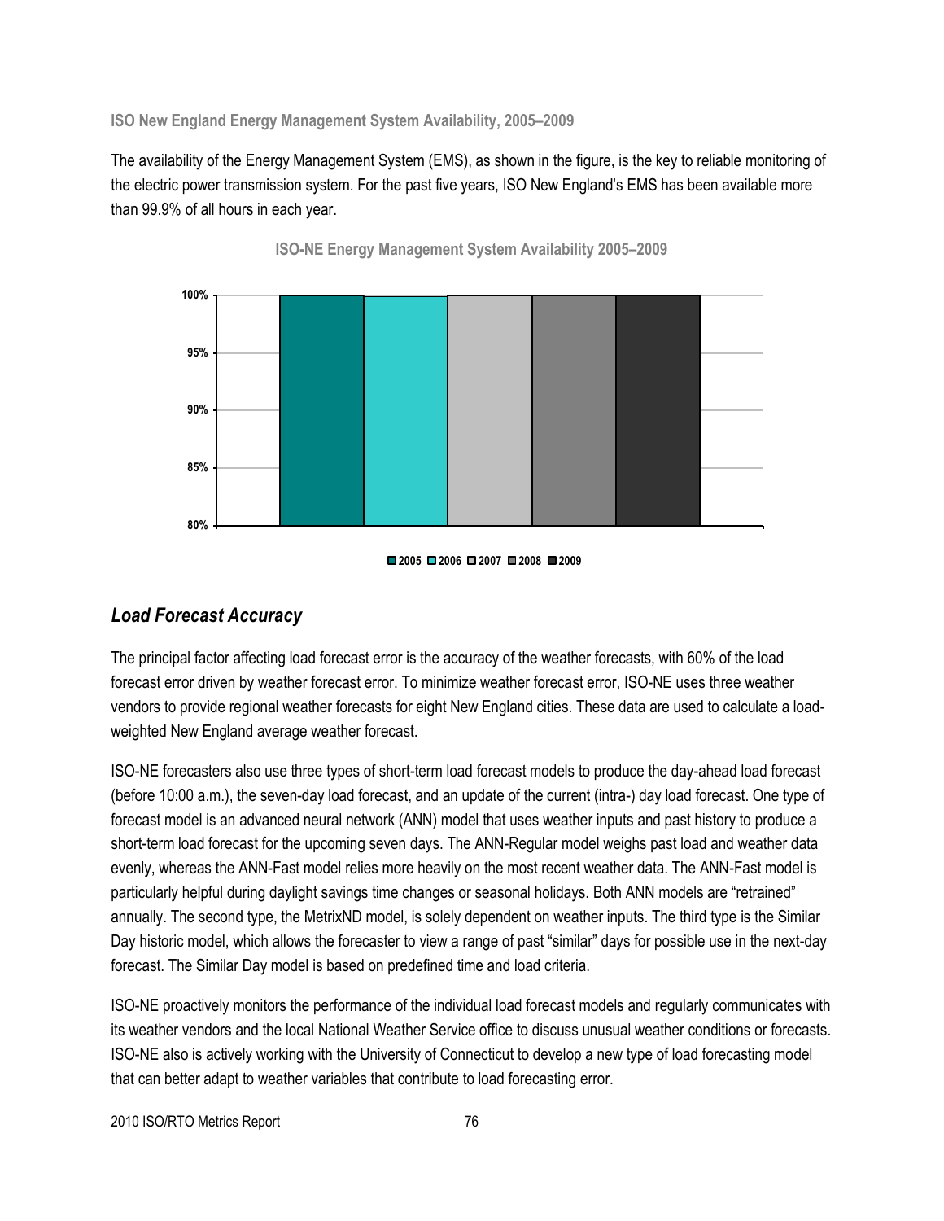ISO New England Energy Management System Availability, 2005–2009

The availability of the Energy Management System (EMS), as shown in the figure, is the key to reliable monitoring of the electric power transmission system. For the past five years, ISO New England's EMS has been available more than 99.9% of all hours in each year.

ISO-NE Energy Management System Availability 2005–2009

## *Load Forecast Accuracy*

The principal factor affecting load forecast error is the accuracy of the weather forecasts, with 60% of the load forecast error driven by weather forecast error. To minimize weather forecast error, ISO-NE uses three weather vendors to provide regional weather forecasts for eight New England cities. These data are used to calculate a load-weighted New England average weather forecast.

ISO-NE forecasters also use three types of short-term load forecast models to produce the day-ahead load forecast (before 10:00 a.m.), the seven-day load forecast, and an update of the current (intra-) day load forecast. One type of forecast model is an advanced neural network (ANN) model that uses weather inputs and past history to produce a short-term load forecast for the upcoming seven days. The ANN-Regular model weighs past load and weather data evenly, whereas the ANN-Fast model relies more heavily on the most recent weather data. The ANN-Fast model is particularly helpful during daylight savings time changes or seasonal holidays. Both ANN models are "retrained" annually. The second type, the MetrixND model, is solely dependent on weather inputs. The third type is the Similar Day historic model, which allows the forecaster to view a range of past "similar" days for possible use in the next-day forecast. The Similar Day model is based on predefined time and load criteria.

ISO-NE proactively monitors the performance of the individual load forecast models and regularly communicates with its weather vendors and the local National Weather Service office to discuss unusual weather conditions or forecasts. ISO-NE also is actively working with the University of Connecticut to develop a new type of load forecasting model that can better adapt to weather variables that contribute to load forecasting error.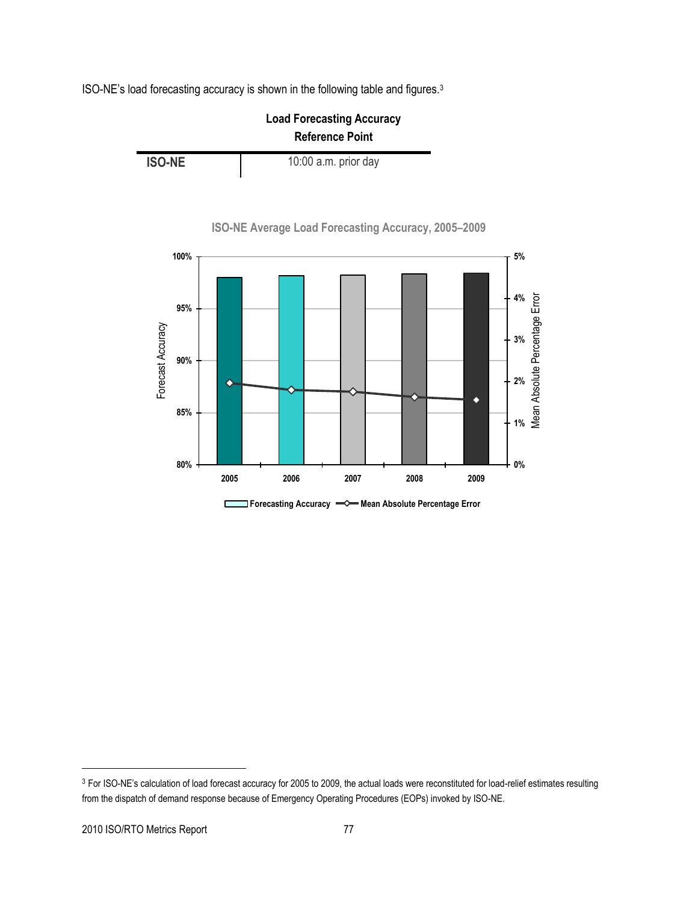ISO-NE's load forecasting accuracy is shown in the following table and figures.[3]

| | Load Forecasting Accuracy Reference Point |
|---|---|
| **ISO-NE** | 10:00 a.m. prior day |

**ISO-NE Average Load Forecasting Accuracy, 2005–2009**

[3] For ISO-NE's calculation of load forecast accuracy for 2005 to 2009, the actual loads were reconstituted for load-relief estimates resulting from the dispatch of demand response because of Emergency Operating Procedures (EOPs) invoked by ISO-NE.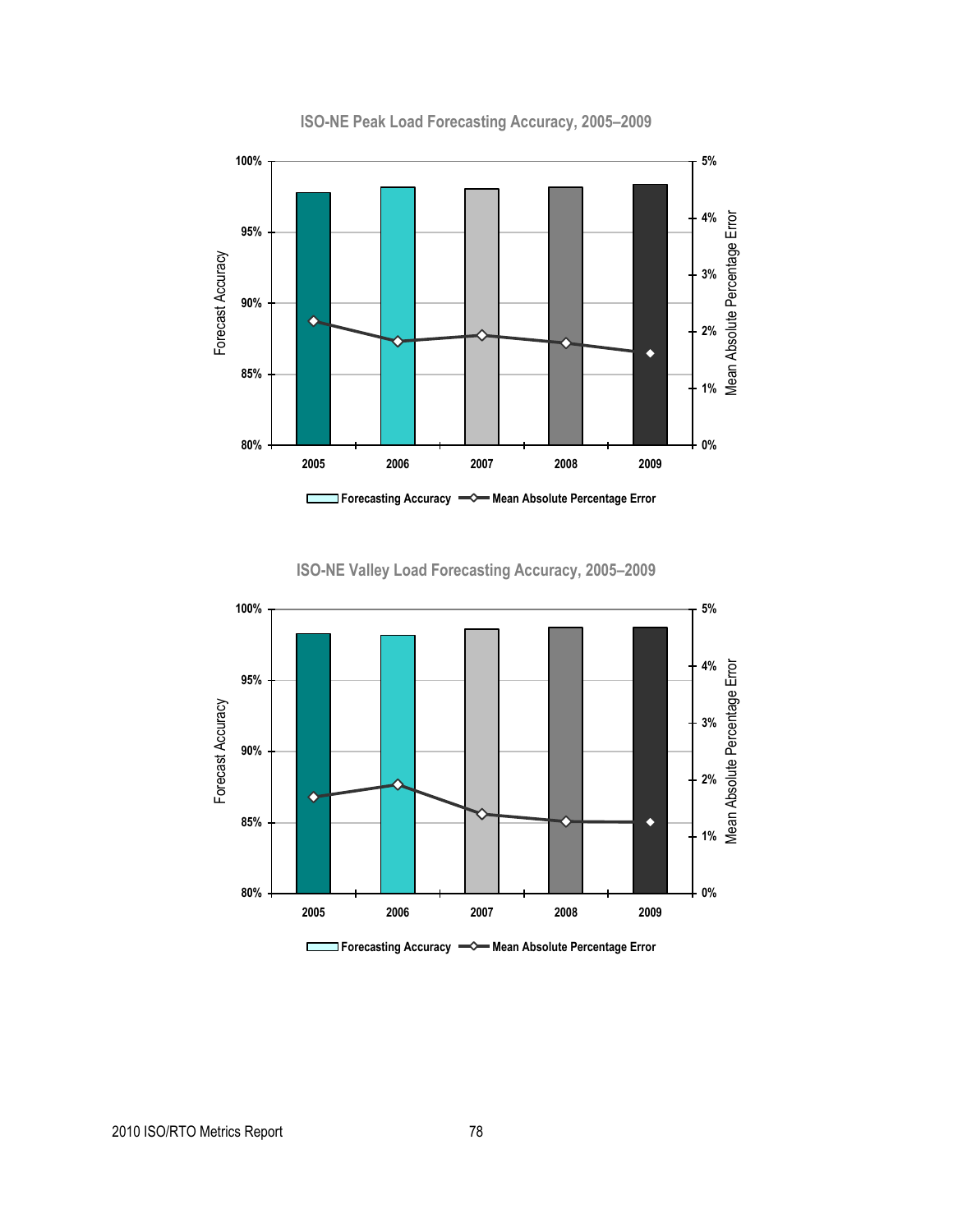ISO-NE Peak Load Forecasting Accuracy, 2005–2009

ISO-NE Valley Load Forecasting Accuracy, 2005–2009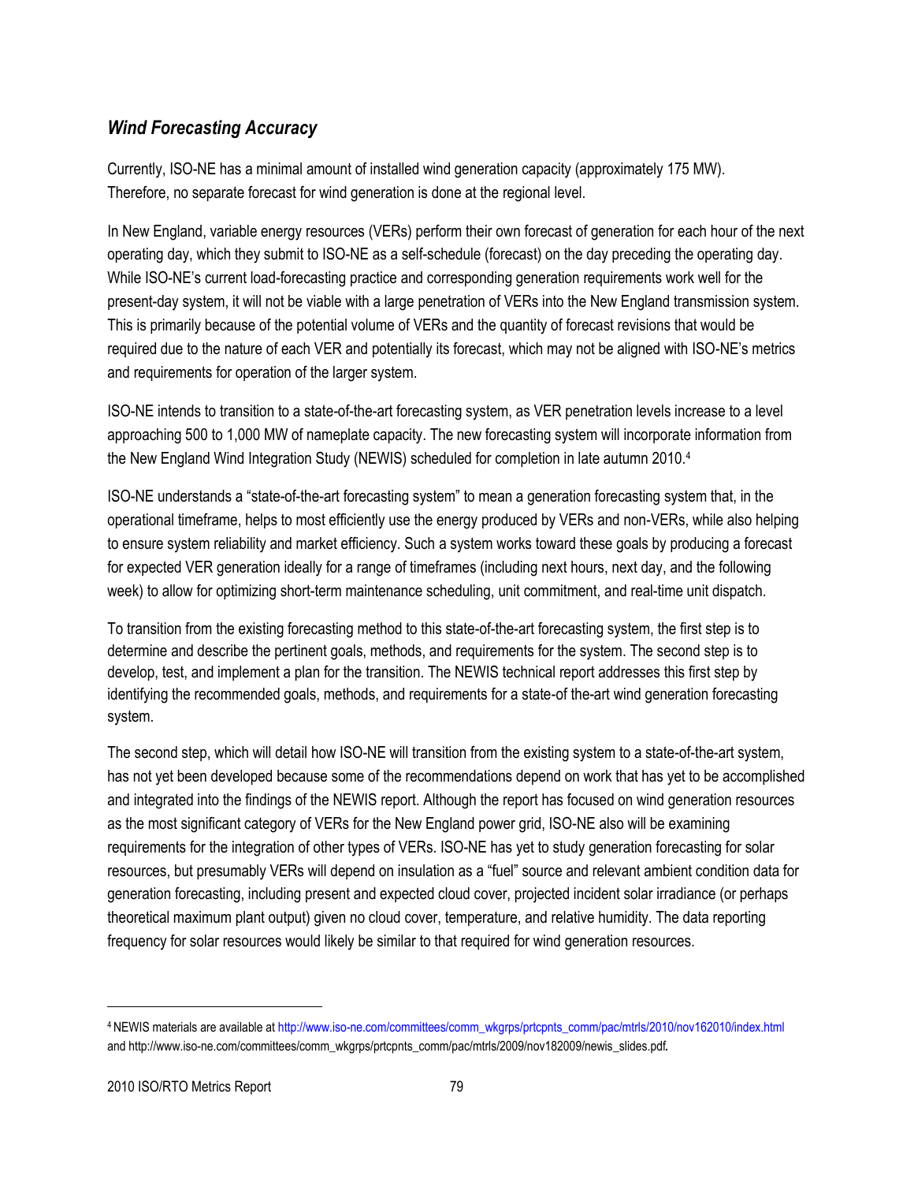### *Wind Forecasting Accuracy*

Currently, ISO-NE has a minimal amount of installed wind generation capacity (approximately 175 MW). Therefore, no separate forecast for wind generation is done at the regional level.

In New England, variable energy resources (VERs) perform their own forecast of generation for each hour of the next operating day, which they submit to ISO-NE as a self-schedule (forecast) on the day preceding the operating day. While ISO-NE's current load-forecasting practice and corresponding generation requirements work well for the present-day system, it will not be viable with a large penetration of VERs into the New England transmission system. This is primarily because of the potential volume of VERs and the quantity of forecast revisions that would be required due to the nature of each VER and potentially its forecast, which may not be aligned with ISO-NE's metrics and requirements for operation of the larger system.

ISO-NE intends to transition to a state-of-the-art forecasting system, as VER penetration levels increase to a level approaching 500 to 1,000 MW of nameplate capacity. The new forecasting system will incorporate information from the New England Wind Integration Study (NEWIS) scheduled for completion in late autumn 2010.[4]

ISO-NE understands a "state-of-the-art forecasting system" to mean a generation forecasting system that, in the operational timeframe, helps to most efficiently use the energy produced by VERs and non-VERs, while also helping to ensure system reliability and market efficiency. Such a system works toward these goals by producing a forecast for expected VER generation ideally for a range of timeframes (including next hours, next day, and the following week) to allow for optimizing short-term maintenance scheduling, unit commitment, and real-time unit dispatch.

To transition from the existing forecasting method to this state-of-the-art forecasting system, the first step is to determine and describe the pertinent goals, methods, and requirements for the system. The second step is to develop, test, and implement a plan for the transition. The NEWIS technical report addresses this first step by identifying the recommended goals, methods, and requirements for a state-of the-art wind generation forecasting system.

The second step, which will detail how ISO-NE will transition from the existing system to a state-of-the-art system, has not yet been developed because some of the recommendations depend on work that has yet to be accomplished and integrated into the findings of the NEWIS report. Although the report has focused on wind generation resources as the most significant category of VERs for the New England power grid, ISO-NE also will be examining requirements for the integration of other types of VERs. ISO-NE has yet to study generation forecasting for solar resources, but presumably VERs will depend on insulation as a "fuel" source and relevant ambient condition data for generation forecasting, including present and expected cloud cover, projected incident solar irradiance (or perhaps theoretical maximum plant output) given no cloud cover, temperature, and relative humidity. The data reporting frequency for solar resources would likely be similar to that required for wind generation resources.

---

[4] NEWIS materials are available at http://www.iso-ne.com/committees/comm_wkgrps/prtcpnts_comm/pac/mtrls/2010/nov162010/index.html and http://www.iso-ne.com/committees/comm_wkgrps/prtcpnts_comm/pac/mtrls/2009/nov182009/newis_slides.pdf.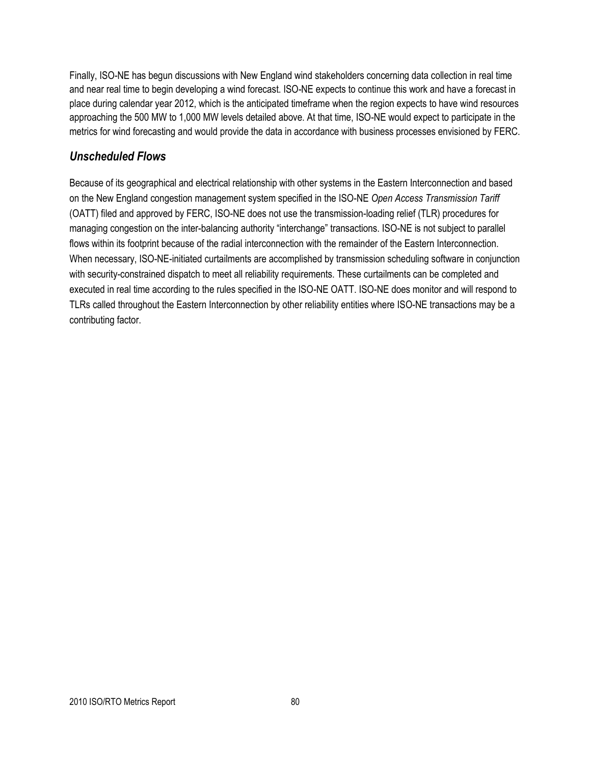Finally, ISO-NE has begun discussions with New England wind stakeholders concerning data collection in real time and near real time to begin developing a wind forecast. ISO-NE expects to continue this work and have a forecast in place during calendar year 2012, which is the anticipated timeframe when the region expects to have wind resources approaching the 500 MW to 1,000 MW levels detailed above. At that time, ISO-NE would expect to participate in the metrics for wind forecasting and would provide the data in accordance with business processes envisioned by FERC.

### *Unscheduled Flows*

Because of its geographical and electrical relationship with other systems in the Eastern Interconnection and based on the New England congestion management system specified in the ISO-NE *Open Access Transmission Tariff* (OATT) filed and approved by FERC, ISO-NE does not use the transmission-loading relief (TLR) procedures for managing congestion on the inter-balancing authority "interchange" transactions. ISO-NE is not subject to parallel flows within its footprint because of the radial interconnection with the remainder of the Eastern Interconnection. When necessary, ISO-NE-initiated curtailments are accomplished by transmission scheduling software in conjunction with security-constrained dispatch to meet all reliability requirements. These curtailments can be completed and executed in real time according to the rules specified in the ISO-NE OATT. ISO-NE does monitor and will respond to TLRs called throughout the Eastern Interconnection by other reliability entities where ISO-NE transactions may be a contributing factor.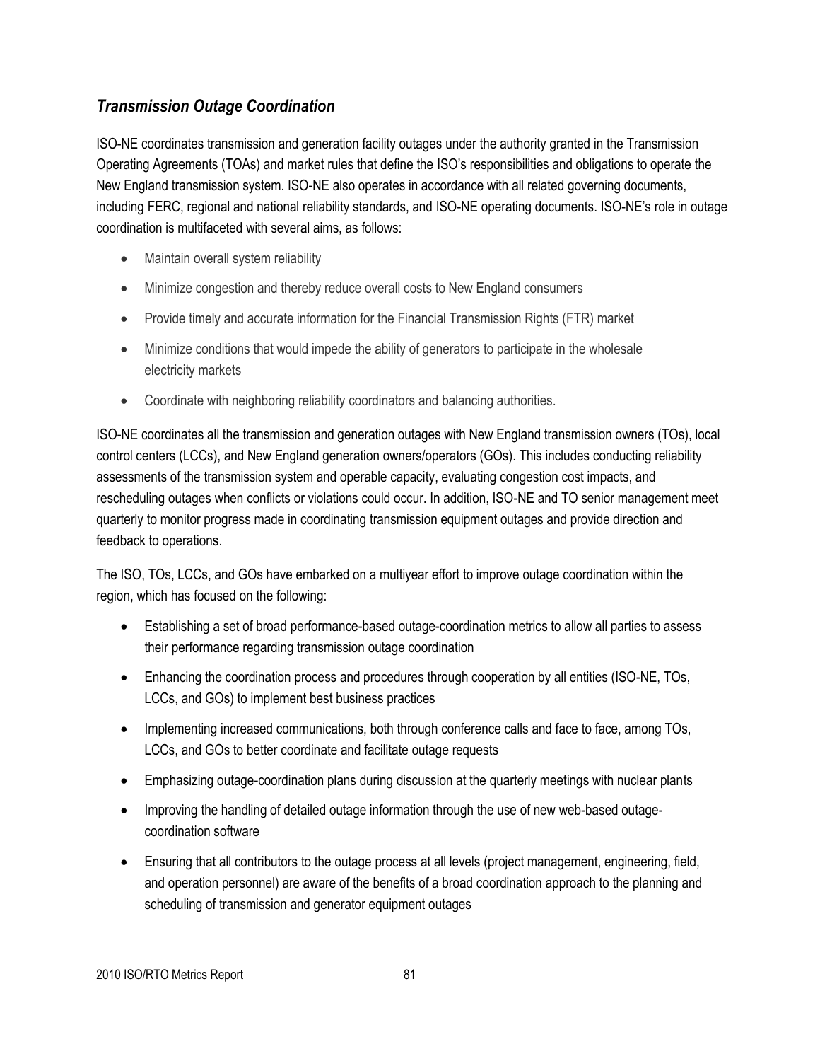### *Transmission Outage Coordination*

ISO-NE coordinates transmission and generation facility outages under the authority granted in the Transmission Operating Agreements (TOAs) and market rules that define the ISO's responsibilities and obligations to operate the New England transmission system. ISO-NE also operates in accordance with all related governing documents, including FERC, regional and national reliability standards, and ISO-NE operating documents. ISO-NE's role in outage coordination is multifaceted with several aims, as follows:

- Maintain overall system reliability
- Minimize congestion and thereby reduce overall costs to New England consumers
- Provide timely and accurate information for the Financial Transmission Rights (FTR) market
- Minimize conditions that would impede the ability of generators to participate in the wholesale electricity markets
- Coordinate with neighboring reliability coordinators and balancing authorities.

ISO-NE coordinates all the transmission and generation outages with New England transmission owners (TOs), local control centers (LCCs), and New England generation owners/operators (GOs). This includes conducting reliability assessments of the transmission system and operable capacity, evaluating congestion cost impacts, and rescheduling outages when conflicts or violations could occur. In addition, ISO-NE and TO senior management meet quarterly to monitor progress made in coordinating transmission equipment outages and provide direction and feedback to operations.

The ISO, TOs, LCCs, and GOs have embarked on a multiyear effort to improve outage coordination within the region, which has focused on the following:

- Establishing a set of broad performance-based outage-coordination metrics to allow all parties to assess their performance regarding transmission outage coordination
- Enhancing the coordination process and procedures through cooperation by all entities (ISO-NE, TOs, LCCs, and GOs) to implement best business practices
- Implementing increased communications, both through conference calls and face to face, among TOs, LCCs, and GOs to better coordinate and facilitate outage requests
- Emphasizing outage-coordination plans during discussion at the quarterly meetings with nuclear plants
- Improving the handling of detailed outage information through the use of new web-based outage-coordination software
- Ensuring that all contributors to the outage process at all levels (project management, engineering, field, and operation personnel) are aware of the benefits of a broad coordination approach to the planning and scheduling of transmission and generator equipment outages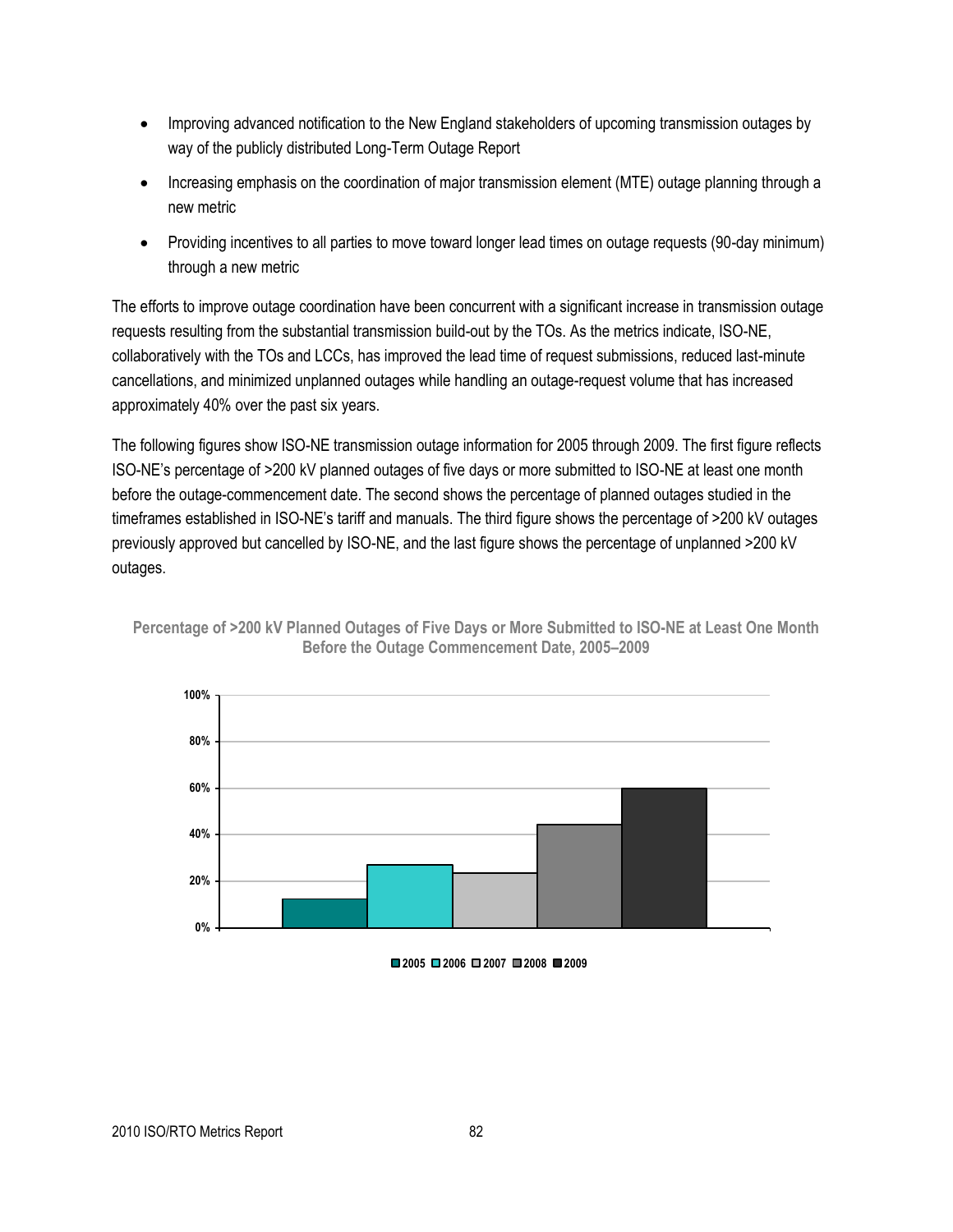- Improving advanced notification to the New England stakeholders of upcoming transmission outages by way of the publicly distributed Long-Term Outage Report
- Increasing emphasis on the coordination of major transmission element (MTE) outage planning through a new metric
- Providing incentives to all parties to move toward longer lead times on outage requests (90-day minimum) through a new metric

The efforts to improve outage coordination have been concurrent with a significant increase in transmission outage requests resulting from the substantial transmission build-out by the TOs. As the metrics indicate, ISO-NE, collaboratively with the TOs and LCCs, has improved the lead time of request submissions, reduced last-minute cancellations, and minimized unplanned outages while handling an outage-request volume that has increased approximately 40% over the past six years.

The following figures show ISO-NE transmission outage information for 2005 through 2009. The first figure reflects ISO-NE's percentage of >200 kV planned outages of five days or more submitted to ISO-NE at least one month before the outage-commencement date. The second shows the percentage of planned outages studied in the timeframes established in ISO-NE's tariff and manuals. The third figure shows the percentage of >200 kV outages previously approved but cancelled by ISO-NE, and the last figure shows the percentage of unplanned >200 kV outages.

**Percentage of >200 kV Planned Outages of Five Days or More Submitted to ISO-NE at Least One Month Before the Outage Commencement Date, 2005–2009**

100%
80%
60%
40%
20%
0%

2005 2006 2007 2008 2009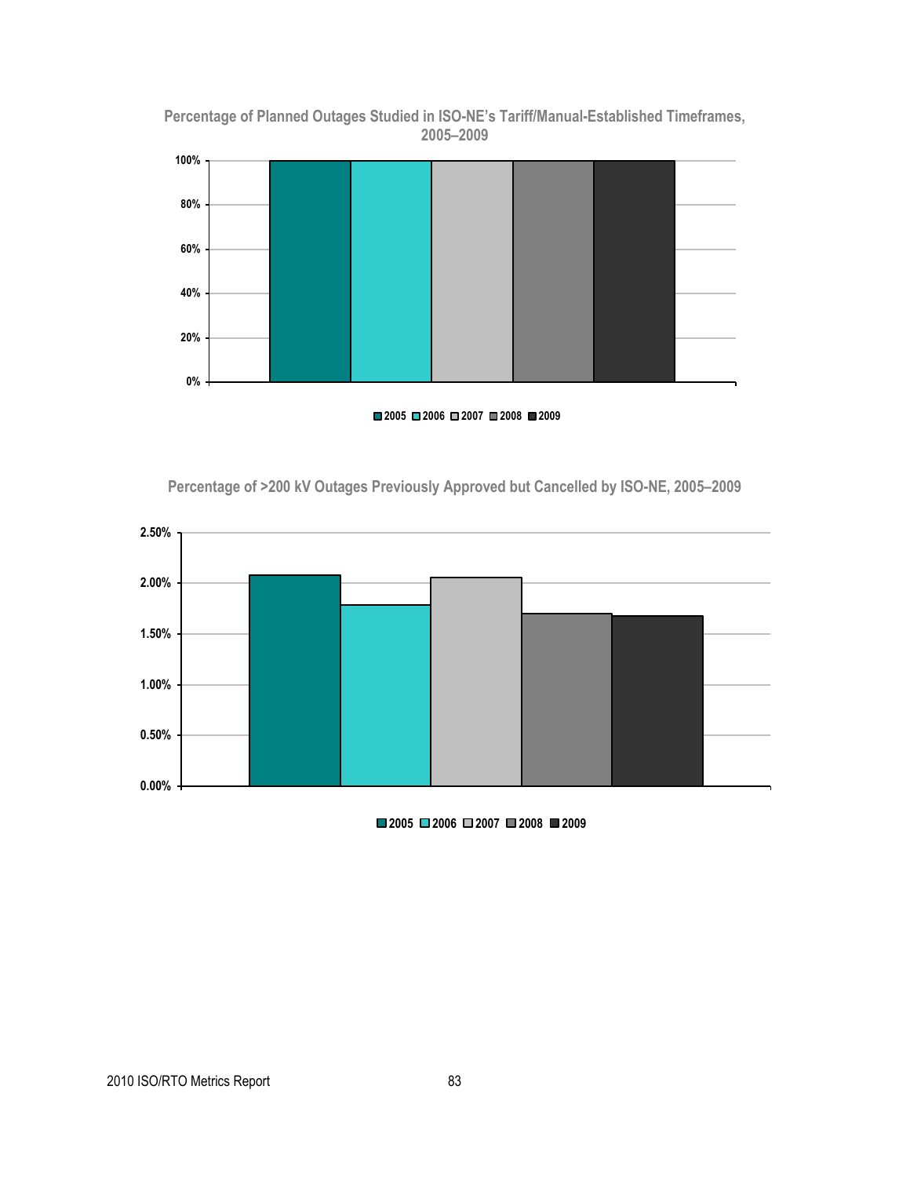**Percentage of Planned Outages Studied in ISO-NE's Tariff/Manual-Established Timeframes, 2005–2009**

100%
80%
60%
40%
20%
0%

2005 2006 2007 2008 2009

**Percentage of >200 kV Outages Previously Approved but Cancelled by ISO-NE, 2005–2009**

2.50%
2.00%
1.50%
1.00%
0.50%
0.00%

2005 2006 2007 2008 2009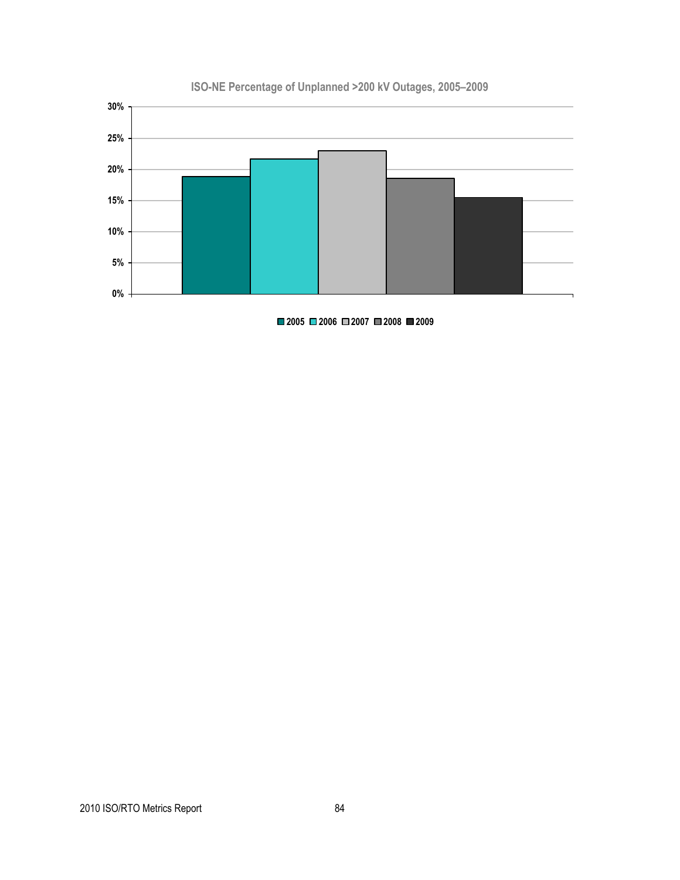**ISO-NE Percentage of Unplanned >200 kV Outages, 2005–2009**

| Year | Percentage |
| --- | --- |
| 2005 | ~19% |
| 2006 | ~22% |
| 2007 | ~23% |
| 2008 | ~19% |
| 2009 | ~16% |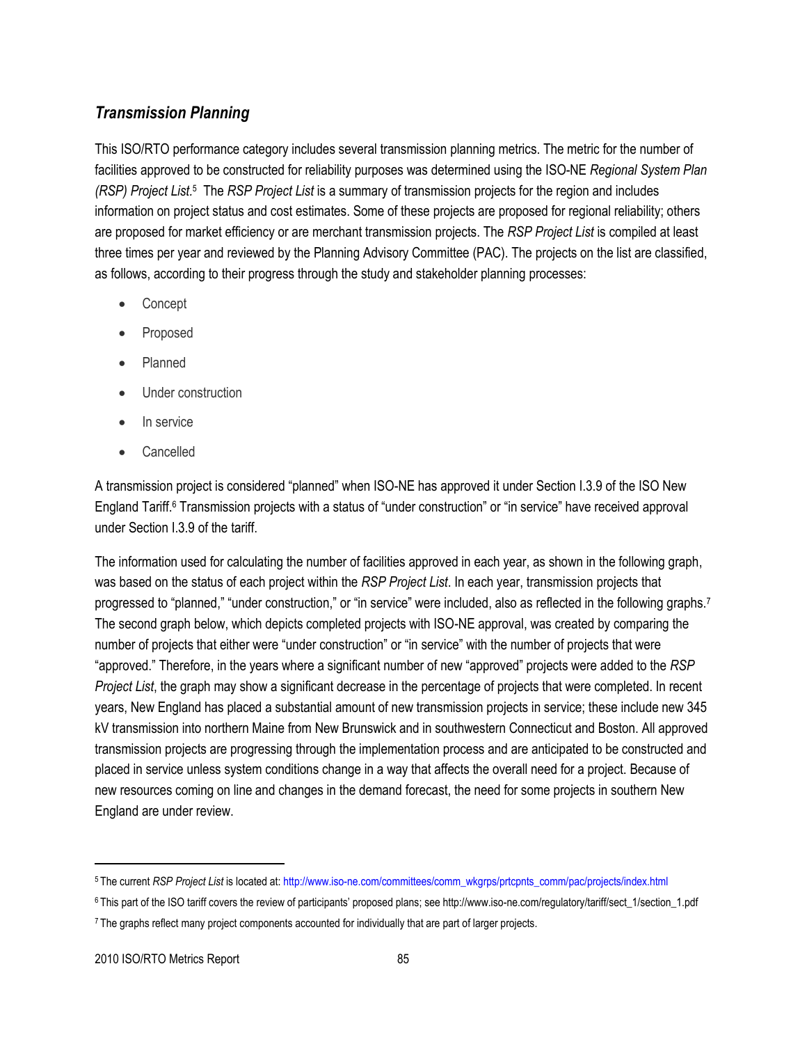### *Transmission Planning*

This ISO/RTO performance category includes several transmission planning metrics. The metric for the number of facilities approved to be constructed for reliability purposes was determined using the ISO-NE *Regional System Plan (RSP) Project List*.[5] The *RSP Project List* is a summary of transmission projects for the region and includes information on project status and cost estimates. Some of these projects are proposed for regional reliability; others are proposed for market efficiency or are merchant transmission projects. The *RSP Project List* is compiled at least three times per year and reviewed by the Planning Advisory Committee (PAC). The projects on the list are classified, as follows, according to their progress through the study and stakeholder planning processes:

- Concept
- Proposed
- Planned
- Under construction
- In service
- Cancelled

A transmission project is considered "planned" when ISO-NE has approved it under Section I.3.9 of the ISO New England Tariff.[6] Transmission projects with a status of "under construction" or "in service" have received approval under Section I.3.9 of the tariff.

The information used for calculating the number of facilities approved in each year, as shown in the following graph, was based on the status of each project within the *RSP Project List*. In each year, transmission projects that progressed to "planned," "under construction," or "in service" were included, also as reflected in the following graphs.[7] The second graph below, which depicts completed projects with ISO-NE approval, was created by comparing the number of projects that either were "under construction" or "in service" with the number of projects that were "approved." Therefore, in the years where a significant number of new "approved" projects were added to the *RSP Project List*, the graph may show a significant decrease in the percentage of projects that were completed. In recent years, New England has placed a substantial amount of new transmission projects in service; these include new 345 kV transmission into northern Maine from New Brunswick and in southwestern Connecticut and Boston. All approved transmission projects are progressing through the implementation process and are anticipated to be constructed and placed in service unless system conditions change in a way that affects the overall need for a project. Because of new resources coming on line and changes in the demand forecast, the need for some projects in southern New England are under review.

---

[5] The current *RSP Project List* is located at: http://www.iso-ne.com/committees/comm_wkgrps/prtcpnts_comm/pac/projects/index.html

[6] This part of the ISO tariff covers the review of participants' proposed plans; see http://www.iso-ne.com/regulatory/tariff/sect_1/section_1.pdf

[7] The graphs reflect many project components accounted for individually that are part of larger projects.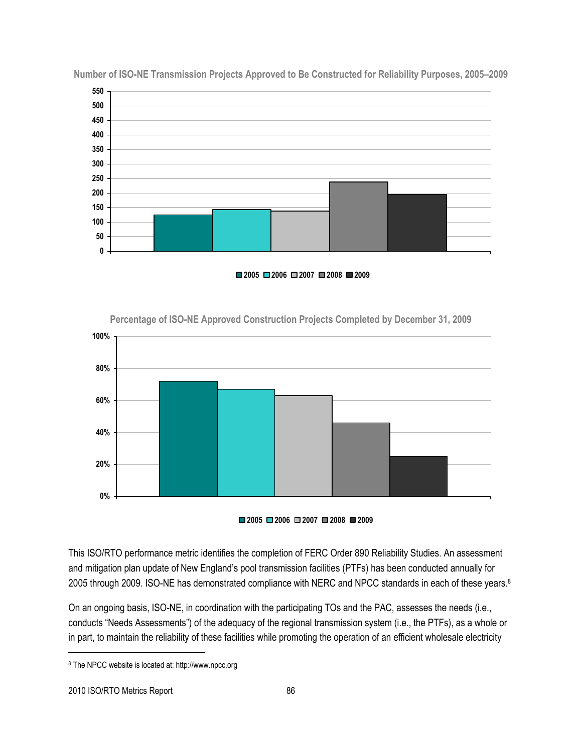**Number of ISO-NE Transmission Projects Approved to Be Constructed for Reliability Purposes, 2005–2009**

**Percentage of ISO-NE Approved Construction Projects Completed by December 31, 2009**

This ISO/RTO performance metric identifies the completion of FERC Order 890 Reliability Studies. An assessment and mitigation plan update of New England's pool transmission facilities (PTFs) has been conducted annually for 2005 through 2009. ISO-NE has demonstrated compliance with NERC and NPCC standards in each of these years.[8]

On an ongoing basis, ISO-NE, in coordination with the participating TOs and the PAC, assesses the needs (i.e., conducts "Needs Assessments") of the adequacy of the regional transmission system (i.e., the PTFs), as a whole or in part, to maintain the reliability of these facilities while promoting the operation of an efficient wholesale electricity

[8] The NPCC website is located at: http://www.npcc.org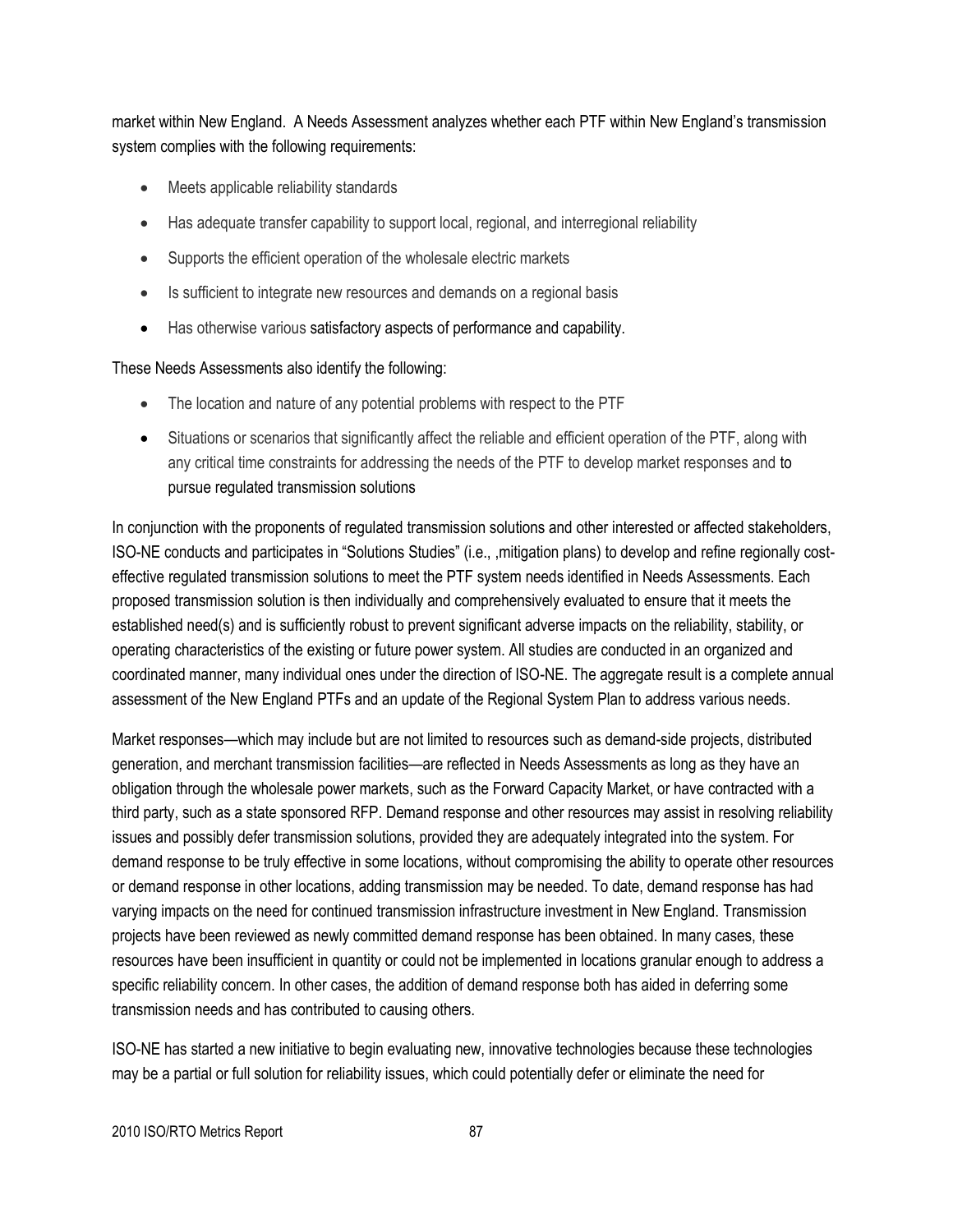market within New England. A Needs Assessment analyzes whether each PTF within New England's transmission system complies with the following requirements:

- Meets applicable reliability standards
- Has adequate transfer capability to support local, regional, and interregional reliability
- Supports the efficient operation of the wholesale electric markets
- Is sufficient to integrate new resources and demands on a regional basis
- Has otherwise various satisfactory aspects of performance and capability.

These Needs Assessments also identify the following:

- The location and nature of any potential problems with respect to the PTF
- Situations or scenarios that significantly affect the reliable and efficient operation of the PTF, along with any critical time constraints for addressing the needs of the PTF to develop market responses and to pursue regulated transmission solutions

In conjunction with the proponents of regulated transmission solutions and other interested or affected stakeholders, ISO-NE conducts and participates in "Solutions Studies" (i.e., ,mitigation plans) to develop and refine regionally cost-effective regulated transmission solutions to meet the PTF system needs identified in Needs Assessments. Each proposed transmission solution is then individually and comprehensively evaluated to ensure that it meets the established need(s) and is sufficiently robust to prevent significant adverse impacts on the reliability, stability, or operating characteristics of the existing or future power system. All studies are conducted in an organized and coordinated manner, many individual ones under the direction of ISO-NE. The aggregate result is a complete annual assessment of the New England PTFs and an update of the Regional System Plan to address various needs.

Market responses—which may include but are not limited to resources such as demand-side projects, distributed generation, and merchant transmission facilities—are reflected in Needs Assessments as long as they have an obligation through the wholesale power markets, such as the Forward Capacity Market, or have contracted with a third party, such as a state sponsored RFP. Demand response and other resources may assist in resolving reliability issues and possibly defer transmission solutions, provided they are adequately integrated into the system. For demand response to be truly effective in some locations, without compromising the ability to operate other resources or demand response in other locations, adding transmission may be needed. To date, demand response has had varying impacts on the need for continued transmission infrastructure investment in New England. Transmission projects have been reviewed as newly committed demand response has been obtained. In many cases, these resources have been insufficient in quantity or could not be implemented in locations granular enough to address a specific reliability concern. In other cases, the addition of demand response both has aided in deferring some transmission needs and has contributed to causing others.

ISO-NE has started a new initiative to begin evaluating new, innovative technologies because these technologies may be a partial or full solution for reliability issues, which could potentially defer or eliminate the need for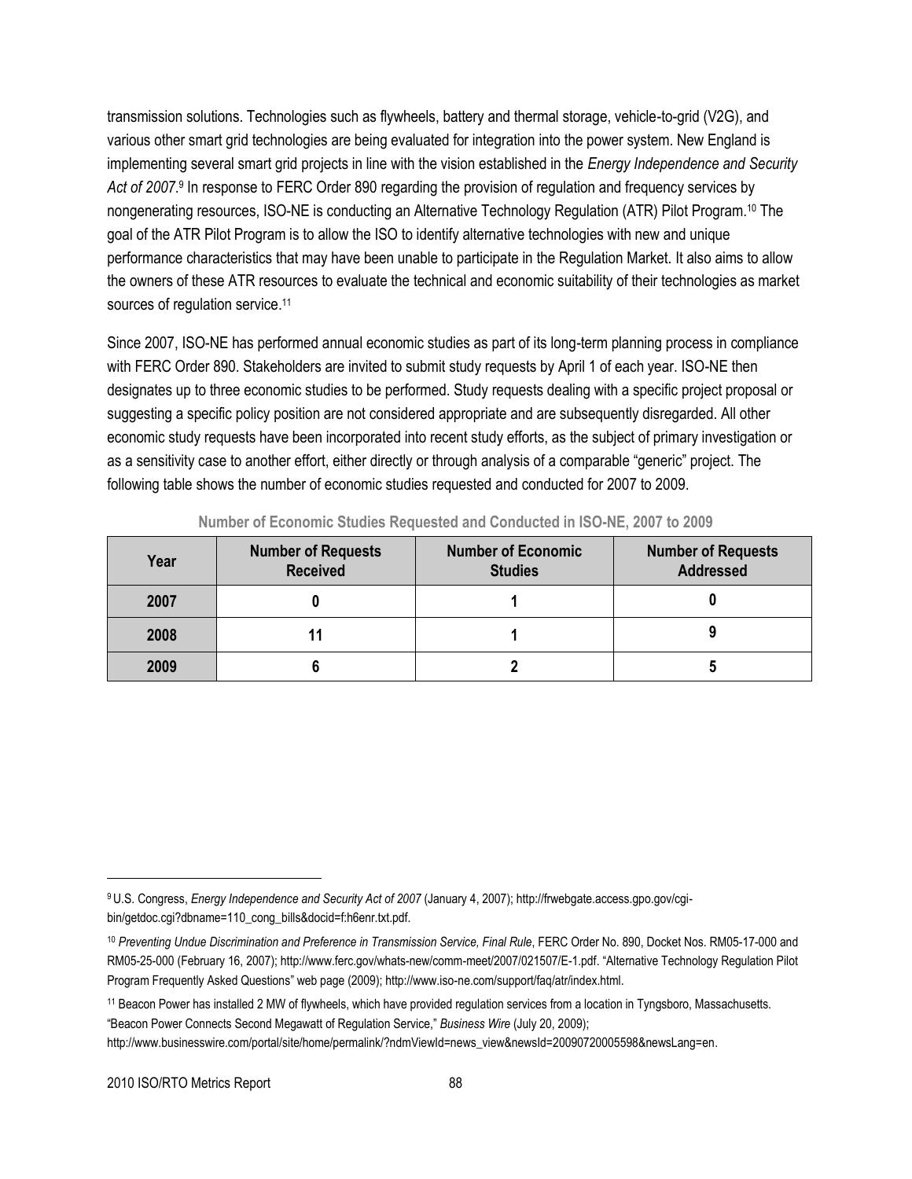transmission solutions. Technologies such as flywheels, battery and thermal storage, vehicle-to-grid (V2G), and various other smart grid technologies are being evaluated for integration into the power system. New England is implementing several smart grid projects in line with the vision established in the *Energy Independence and Security Act of 2007*.[9] In response to FERC Order 890 regarding the provision of regulation and frequency services by nongenerating resources, ISO-NE is conducting an Alternative Technology Regulation (ATR) Pilot Program.[10] The goal of the ATR Pilot Program is to allow the ISO to identify alternative technologies with new and unique performance characteristics that may have been unable to participate in the Regulation Market. It also aims to allow the owners of these ATR resources to evaluate the technical and economic suitability of their technologies as market sources of regulation service.[11]

Since 2007, ISO-NE has performed annual economic studies as part of its long-term planning process in compliance with FERC Order 890. Stakeholders are invited to submit study requests by April 1 of each year. ISO-NE then designates up to three economic studies to be performed. Study requests dealing with a specific project proposal or suggesting a specific policy position are not considered appropriate and are subsequently disregarded. All other economic study requests have been incorporated into recent study efforts, as the subject of primary investigation or as a sensitivity case to another effort, either directly or through analysis of a comparable "generic" project. The following table shows the number of economic studies requested and conducted for 2007 to 2009.

**Number of Economic Studies Requested and Conducted in ISO-NE, 2007 to 2009**

| Year | Number of Requests Received | Number of Economic Studies | Number of Requests Addressed |
|---|---|---|---|
| 2007 | 0 | 1 | 0 |
| 2008 | 11 | 1 | 9 |
| 2009 | 6 | 2 | 5 |

[9] U.S. Congress, *Energy Independence and Security Act of 2007* (January 4, 2007); http://frwebgate.access.gpo.gov/cgi-bin/getdoc.cgi?dbname=110_cong_bills&docid=f:h6enr.txt.pdf.

[10] *Preventing Undue Discrimination and Preference in Transmission Service, Final Rule*, FERC Order No. 890, Docket Nos. RM05-17-000 and RM05-25-000 (February 16, 2007); http://www.ferc.gov/whats-new/comm-meet/2007/021507/E-1.pdf. "Alternative Technology Regulation Pilot Program Frequently Asked Questions" web page (2009); http://www.iso-ne.com/support/faq/atr/index.html.

[11] Beacon Power has installed 2 MW of flywheels, which have provided regulation services from a location in Tyngsboro, Massachusetts. "Beacon Power Connects Second Megawatt of Regulation Service," *Business Wire* (July 20, 2009); http://www.businesswire.com/portal/site/home/permalink/?ndmViewId=news_view&newsId=20090720005598&newsLang=en.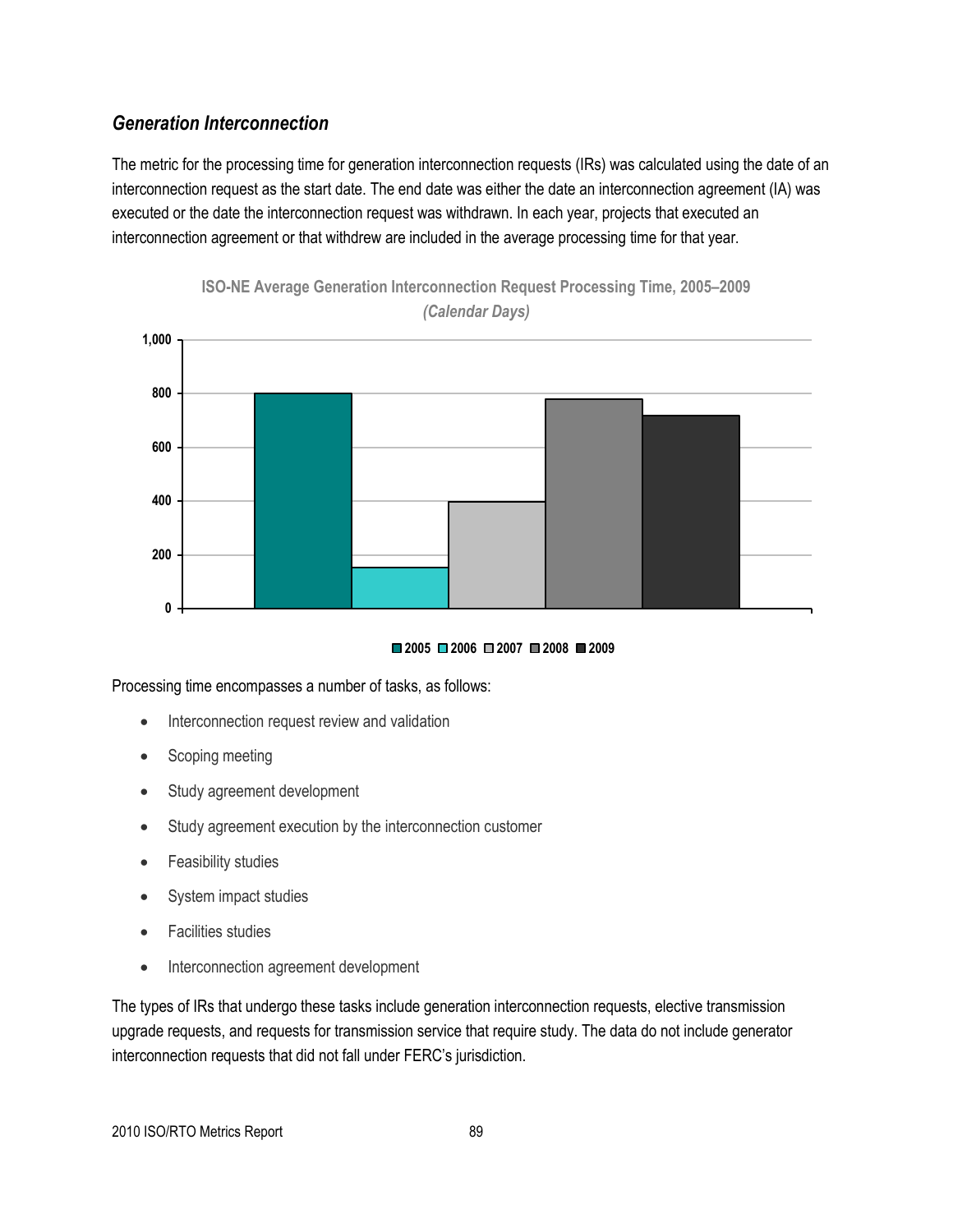### *Generation Interconnection*

The metric for the processing time for generation interconnection requests (IRs) was calculated using the date of an interconnection request as the start date. The end date was either the date an interconnection agreement (IA) was executed or the date the interconnection request was withdrawn. In each year, projects that executed an interconnection agreement or that withdrew are included in the average processing time for that year.

**ISO-NE Average Generation Interconnection Request Processing Time, 2005–2009**
***(Calendar Days)***

Processing time encompasses a number of tasks, as follows:

- Interconnection request review and validation
- Scoping meeting
- Study agreement development
- Study agreement execution by the interconnection customer
- Feasibility studies
- System impact studies
- Facilities studies
- Interconnection agreement development

The types of IRs that undergo these tasks include generation interconnection requests, elective transmission upgrade requests, and requests for transmission service that require study. The data do not include generator interconnection requests that did not fall under FERC's jurisdiction.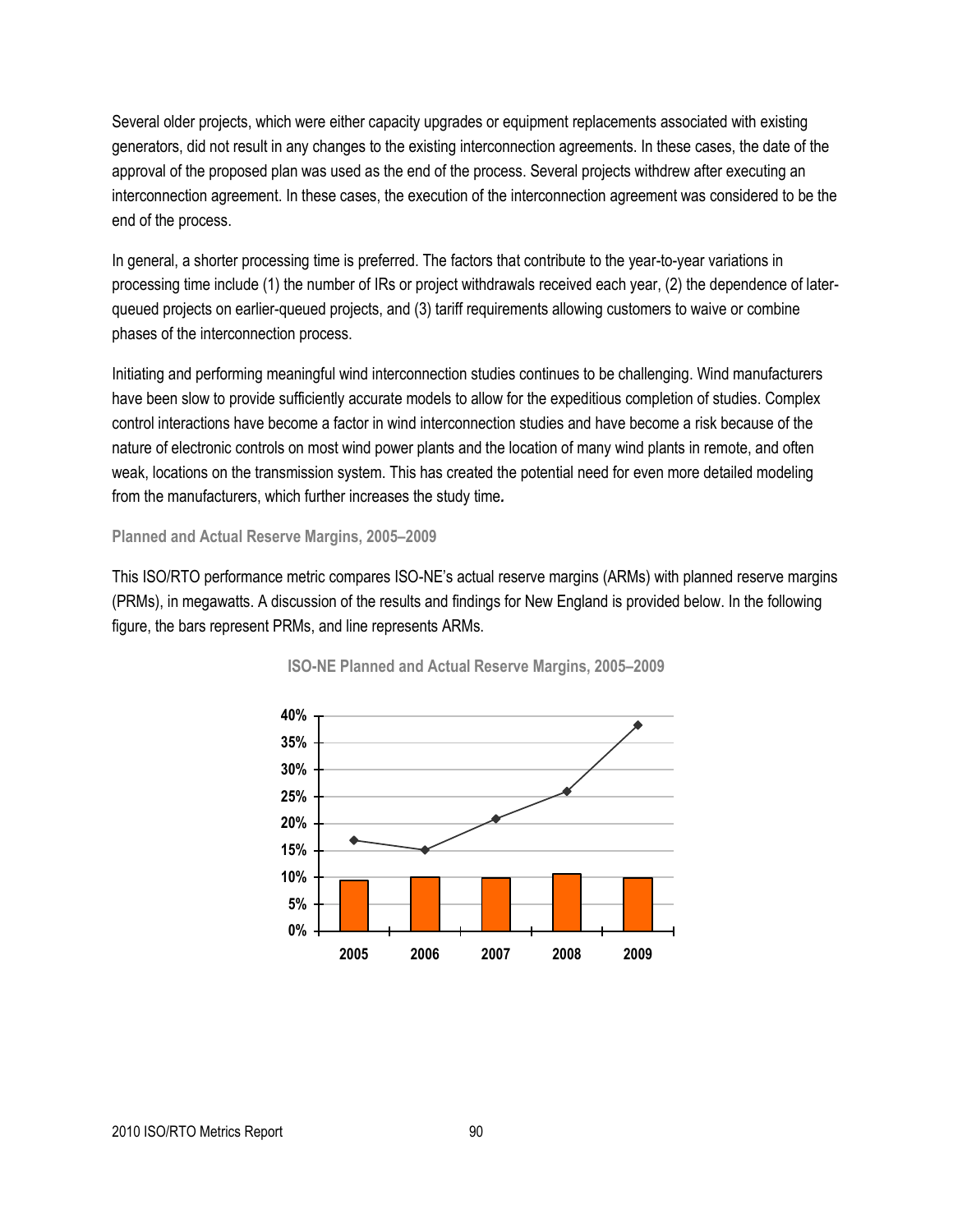Several older projects, which were either capacity upgrades or equipment replacements associated with existing generators, did not result in any changes to the existing interconnection agreements. In these cases, the date of the approval of the proposed plan was used as the end of the process. Several projects withdrew after executing an interconnection agreement. In these cases, the execution of the interconnection agreement was considered to be the end of the process.

In general, a shorter processing time is preferred. The factors that contribute to the year-to-year variations in processing time include (1) the number of IRs or project withdrawals received each year, (2) the dependence of later-queued projects on earlier-queued projects, and (3) tariff requirements allowing customers to waive or combine phases of the interconnection process.

Initiating and performing meaningful wind interconnection studies continues to be challenging. Wind manufacturers have been slow to provide sufficiently accurate models to allow for the expeditious completion of studies. Complex control interactions have become a factor in wind interconnection studies and have become a risk because of the nature of electronic controls on most wind power plants and the location of many wind plants in remote, and often weak, locations on the transmission system. This has created the potential need for even more detailed modeling from the manufacturers, which further increases the study time.

#### Planned and Actual Reserve Margins, 2005–2009

This ISO/RTO performance metric compares ISO-NE's actual reserve margins (ARMs) with planned reserve margins (PRMs), in megawatts. A discussion of the results and findings for New England is provided below. In the following figure, the bars represent PRMs, and line represents ARMs.

**ISO-NE Planned and Actual Reserve Margins, 2005–2009**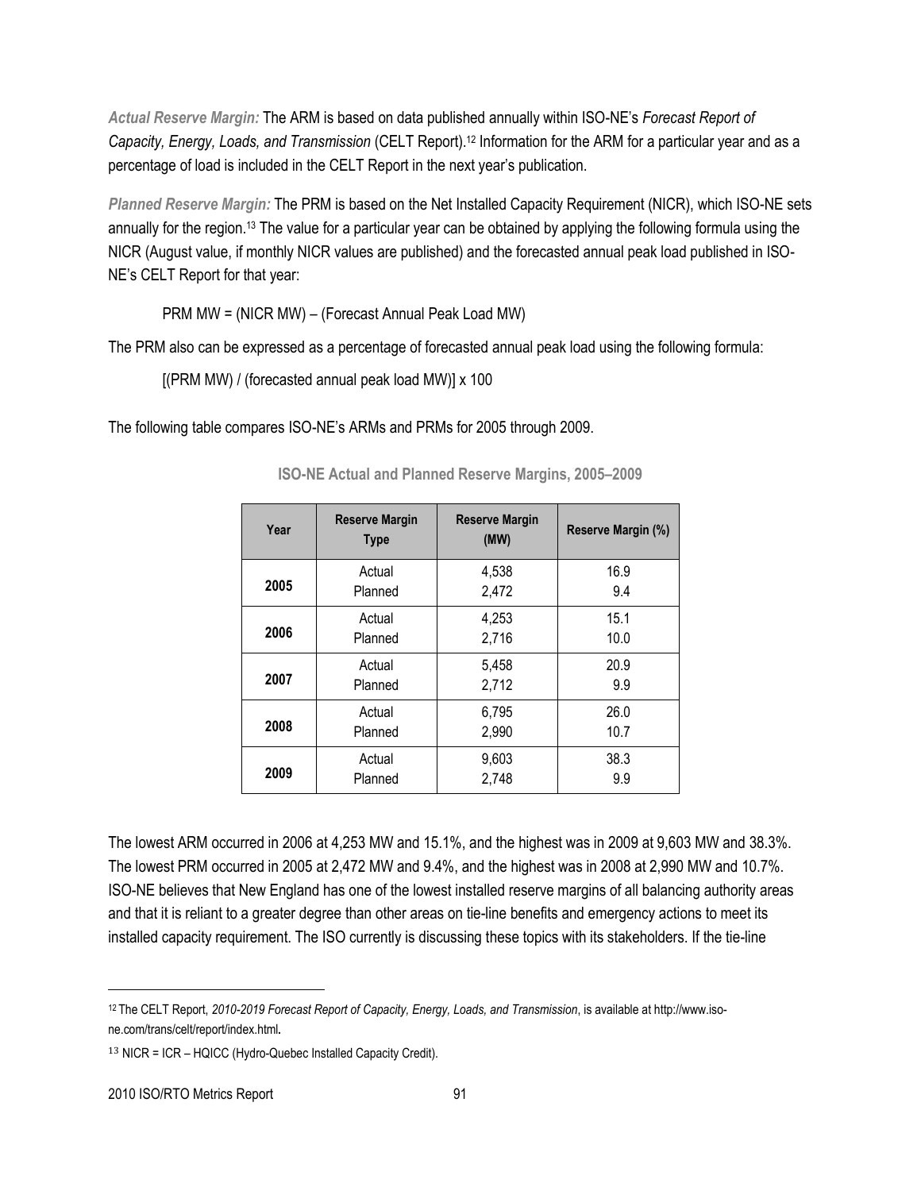***Actual Reserve Margin:*** The ARM is based on data published annually within ISO-NE's *Forecast Report of Capacity, Energy, Loads, and Transmission* (CELT Report).[12] Information for the ARM for a particular year and as a percentage of load is included in the CELT Report in the next year's publication.

***Planned Reserve Margin:*** The PRM is based on the Net Installed Capacity Requirement (NICR), which ISO-NE sets annually for the region.[13] The value for a particular year can be obtained by applying the following formula using the NICR (August value, if monthly NICR values are published) and the forecasted annual peak load published in ISO-NE's CELT Report for that year:

PRM MW = (NICR MW) – (Forecast Annual Peak Load MW)

The PRM also can be expressed as a percentage of forecasted annual peak load using the following formula:

[(PRM MW) / (forecasted annual peak load MW)] x 100

The following table compares ISO-NE's ARMs and PRMs for 2005 through 2009.

**ISO-NE Actual and Planned Reserve Margins, 2005–2009**

| Year | Reserve Margin Type | Reserve Margin (MW) | Reserve Margin (%) |
|---|---|---|---|
| **2005** | Actual | 4,538 | 16.9 |
| | Planned | 2,472 | 9.4 |
| **2006** | Actual | 4,253 | 15.1 |
| | Planned | 2,716 | 10.0 |
| **2007** | Actual | 5,458 | 20.9 |
| | Planned | 2,712 | 9.9 |
| **2008** | Actual | 6,795 | 26.0 |
| | Planned | 2,990 | 10.7 |
| **2009** | Actual | 9,603 | 38.3 |
| | Planned | 2,748 | 9.9 |

The lowest ARM occurred in 2006 at 4,253 MW and 15.1%, and the highest was in 2009 at 9,603 MW and 38.3%. The lowest PRM occurred in 2005 at 2,472 MW and 9.4%, and the highest was in 2008 at 2,990 MW and 10.7%. ISO-NE believes that New England has one of the lowest installed reserve margins of all balancing authority areas and that it is reliant to a greater degree than other areas on tie-line benefits and emergency actions to meet its installed capacity requirement. The ISO currently is discussing these topics with its stakeholders. If the tie-line

---

[12] The CELT Report, *2010-2019 Forecast Report of Capacity, Energy, Loads, and Transmission*, is available at http://www.iso-ne.com/trans/celt/report/index.html.

[13] NICR = ICR – HQICC (Hydro-Quebec Installed Capacity Credit).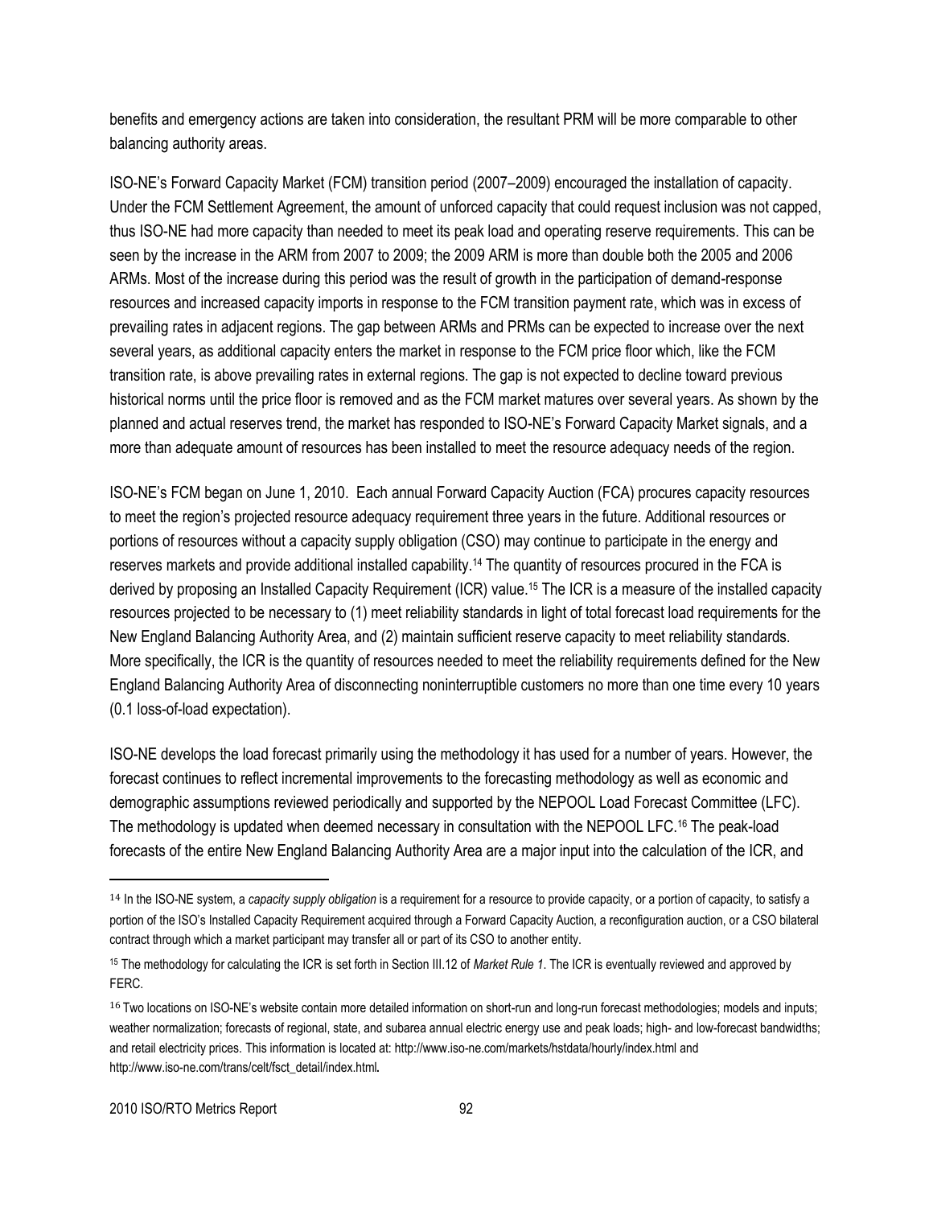benefits and emergency actions are taken into consideration, the resultant PRM will be more comparable to other balancing authority areas.

ISO-NE's Forward Capacity Market (FCM) transition period (2007–2009) encouraged the installation of capacity. Under the FCM Settlement Agreement, the amount of unforced capacity that could request inclusion was not capped, thus ISO-NE had more capacity than needed to meet its peak load and operating reserve requirements. This can be seen by the increase in the ARM from 2007 to 2009; the 2009 ARM is more than double both the 2005 and 2006 ARMs. Most of the increase during this period was the result of growth in the participation of demand-response resources and increased capacity imports in response to the FCM transition payment rate, which was in excess of prevailing rates in adjacent regions. The gap between ARMs and PRMs can be expected to increase over the next several years, as additional capacity enters the market in response to the FCM price floor which, like the FCM transition rate, is above prevailing rates in external regions. The gap is not expected to decline toward previous historical norms until the price floor is removed and as the FCM market matures over several years. As shown by the planned and actual reserves trend, the market has responded to ISO-NE's Forward Capacity Market signals, and a more than adequate amount of resources has been installed to meet the resource adequacy needs of the region.

ISO-NE's FCM began on June 1, 2010. Each annual Forward Capacity Auction (FCA) procures capacity resources to meet the region's projected resource adequacy requirement three years in the future. Additional resources or portions of resources without a capacity supply obligation (CSO) may continue to participate in the energy and reserves markets and provide additional installed capability.[14] The quantity of resources procured in the FCA is derived by proposing an Installed Capacity Requirement (ICR) value.[15] The ICR is a measure of the installed capacity resources projected to be necessary to (1) meet reliability standards in light of total forecast load requirements for the New England Balancing Authority Area, and (2) maintain sufficient reserve capacity to meet reliability standards. More specifically, the ICR is the quantity of resources needed to meet the reliability requirements defined for the New England Balancing Authority Area of disconnecting noninterruptible customers no more than one time every 10 years (0.1 loss-of-load expectation).

ISO-NE develops the load forecast primarily using the methodology it has used for a number of years. However, the forecast continues to reflect incremental improvements to the forecasting methodology as well as economic and demographic assumptions reviewed periodically and supported by the NEPOOL Load Forecast Committee (LFC). The methodology is updated when deemed necessary in consultation with the NEPOOL LFC.[16] The peak-load forecasts of the entire New England Balancing Authority Area are a major input into the calculation of the ICR, and

---

[14] In the ISO-NE system, a *capacity supply obligation* is a requirement for a resource to provide capacity, or a portion of capacity, to satisfy a portion of the ISO's Installed Capacity Requirement acquired through a Forward Capacity Auction, a reconfiguration auction, or a CSO bilateral contract through which a market participant may transfer all or part of its CSO to another entity.

[15] The methodology for calculating the ICR is set forth in Section III.12 of *Market Rule 1*. The ICR is eventually reviewed and approved by FERC.

[16] Two locations on ISO-NE's website contain more detailed information on short-run and long-run forecast methodologies; models and inputs; weather normalization; forecasts of regional, state, and subarea annual electric energy use and peak loads; high- and low-forecast bandwidths; and retail electricity prices. This information is located at: http://www.iso-ne.com/markets/hstdata/hourly/index.html and http://www.iso-ne.com/trans/celt/fsct_detail/index.html**.**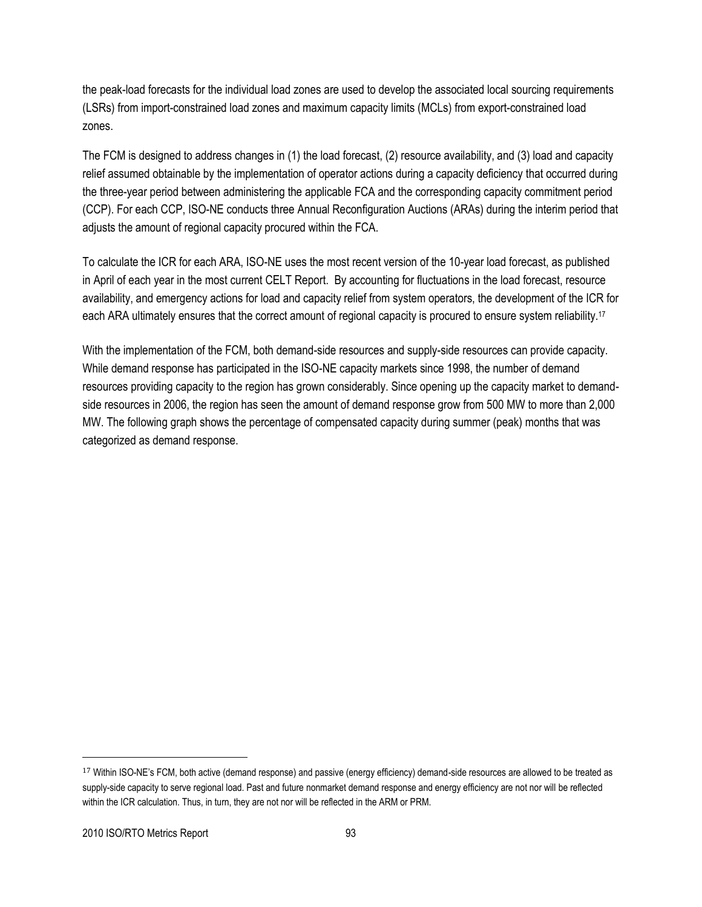the peak-load forecasts for the individual load zones are used to develop the associated local sourcing requirements (LSRs) from import-constrained load zones and maximum capacity limits (MCLs) from export-constrained load zones.

The FCM is designed to address changes in (1) the load forecast, (2) resource availability, and (3) load and capacity relief assumed obtainable by the implementation of operator actions during a capacity deficiency that occurred during the three-year period between administering the applicable FCA and the corresponding capacity commitment period (CCP). For each CCP, ISO-NE conducts three Annual Reconfiguration Auctions (ARAs) during the interim period that adjusts the amount of regional capacity procured within the FCA.

To calculate the ICR for each ARA, ISO-NE uses the most recent version of the 10-year load forecast, as published in April of each year in the most current CELT Report. By accounting for fluctuations in the load forecast, resource availability, and emergency actions for load and capacity relief from system operators, the development of the ICR for each ARA ultimately ensures that the correct amount of regional capacity is procured to ensure system reliability.[17]

With the implementation of the FCM, both demand-side resources and supply-side resources can provide capacity. While demand response has participated in the ISO-NE capacity markets since 1998, the number of demand resources providing capacity to the region has grown considerably. Since opening up the capacity market to demand-side resources in 2006, the region has seen the amount of demand response grow from 500 MW to more than 2,000 MW. The following graph shows the percentage of compensated capacity during summer (peak) months that was categorized as demand response.

---

[17] Within ISO-NE's FCM, both active (demand response) and passive (energy efficiency) demand-side resources are allowed to be treated as supply-side capacity to serve regional load. Past and future nonmarket demand response and energy efficiency are not nor will be reflected within the ICR calculation. Thus, in turn, they are not nor will be reflected in the ARM or PRM.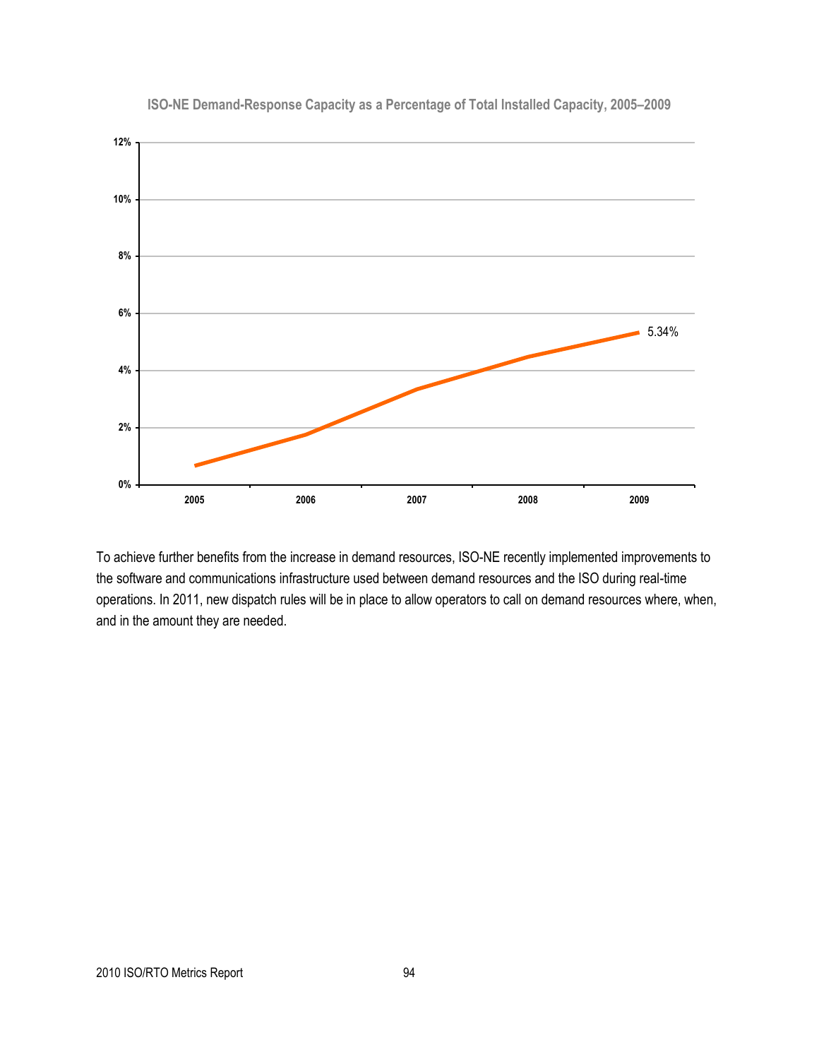**ISO-NE Demand-Response Capacity as a Percentage of Total Installed Capacity, 2005–2009**

To achieve further benefits from the increase in demand resources, ISO-NE recently implemented improvements to the software and communications infrastructure used between demand resources and the ISO during real-time operations. In 2011, new dispatch rules will be in place to allow operators to call on demand resources where, when, and in the amount they are needed.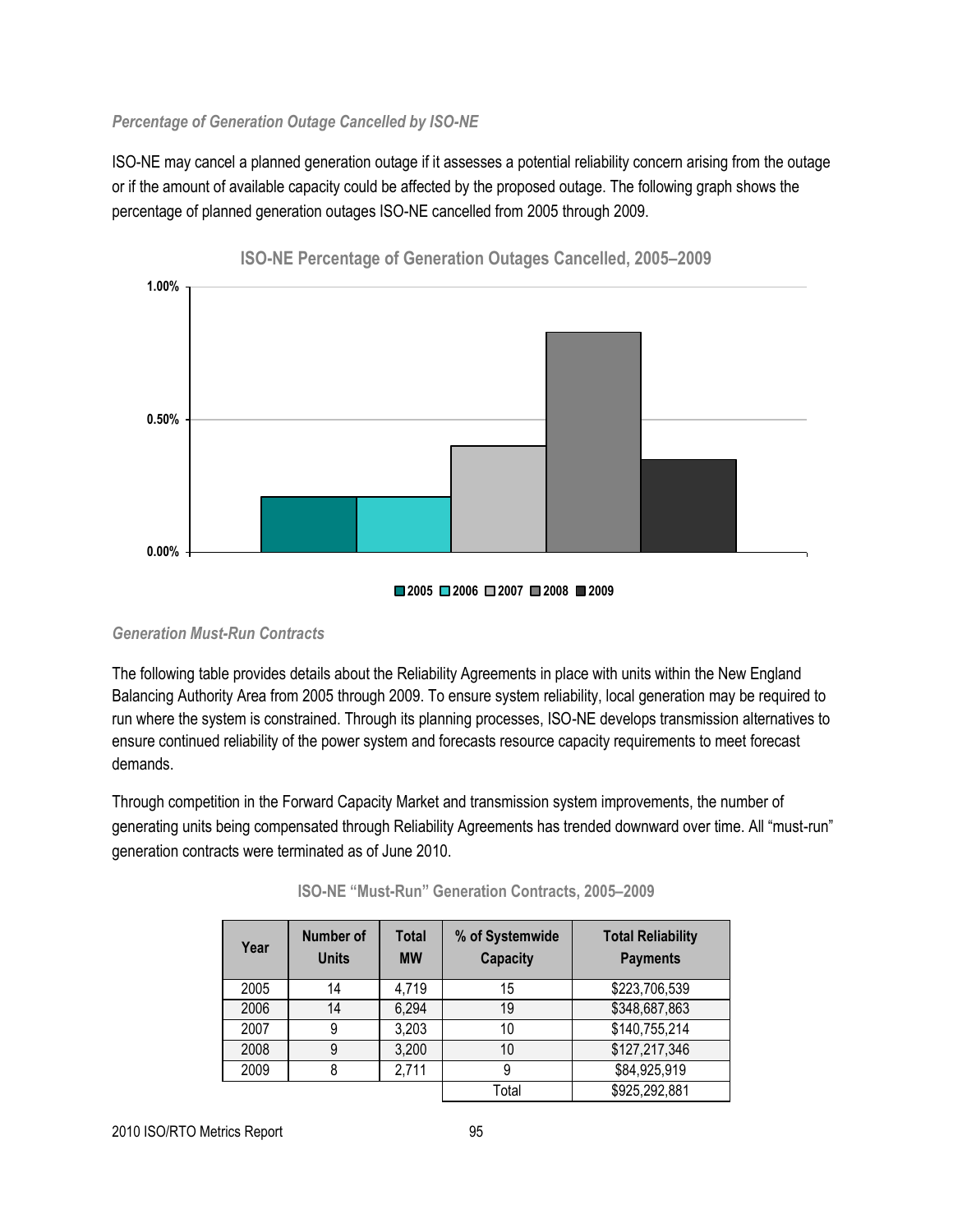### *Percentage of Generation Outage Cancelled by ISO-NE*

ISO-NE may cancel a planned generation outage if it assesses a potential reliability concern arising from the outage or if the amount of available capacity could be affected by the proposed outage. The following graph shows the percentage of planned generation outages ISO-NE cancelled from 2005 through 2009.

**ISO-NE Percentage of Generation Outages Cancelled, 2005–2009**

### *Generation Must-Run Contracts*

The following table provides details about the Reliability Agreements in place with units within the New England Balancing Authority Area from 2005 through 2009. To ensure system reliability, local generation may be required to run where the system is constrained. Through its planning processes, ISO-NE develops transmission alternatives to ensure continued reliability of the power system and forecasts resource capacity requirements to meet forecast demands.

Through competition in the Forward Capacity Market and transmission system improvements, the number of generating units being compensated through Reliability Agreements has trended downward over time. All "must-run" generation contracts were terminated as of June 2010.

**ISO-NE "Must-Run" Generation Contracts, 2005–2009**

| Year | Number of Units | Total MW | % of Systemwide Capacity | Total Reliability Payments |
|---|---|---|---|---|
| 2005 | 14 | 4,719 | 15 | $223,706,539 |
| 2006 | 14 | 6,294 | 19 | $348,687,863 |
| 2007 | 9 | 3,203 | 10 | $140,755,214 |
| 2008 | 9 | 3,200 | 10 | $127,217,346 |
| 2009 | 8 | 2,711 | 9 | $84,925,919 |
| | | | Total | $925,292,881 |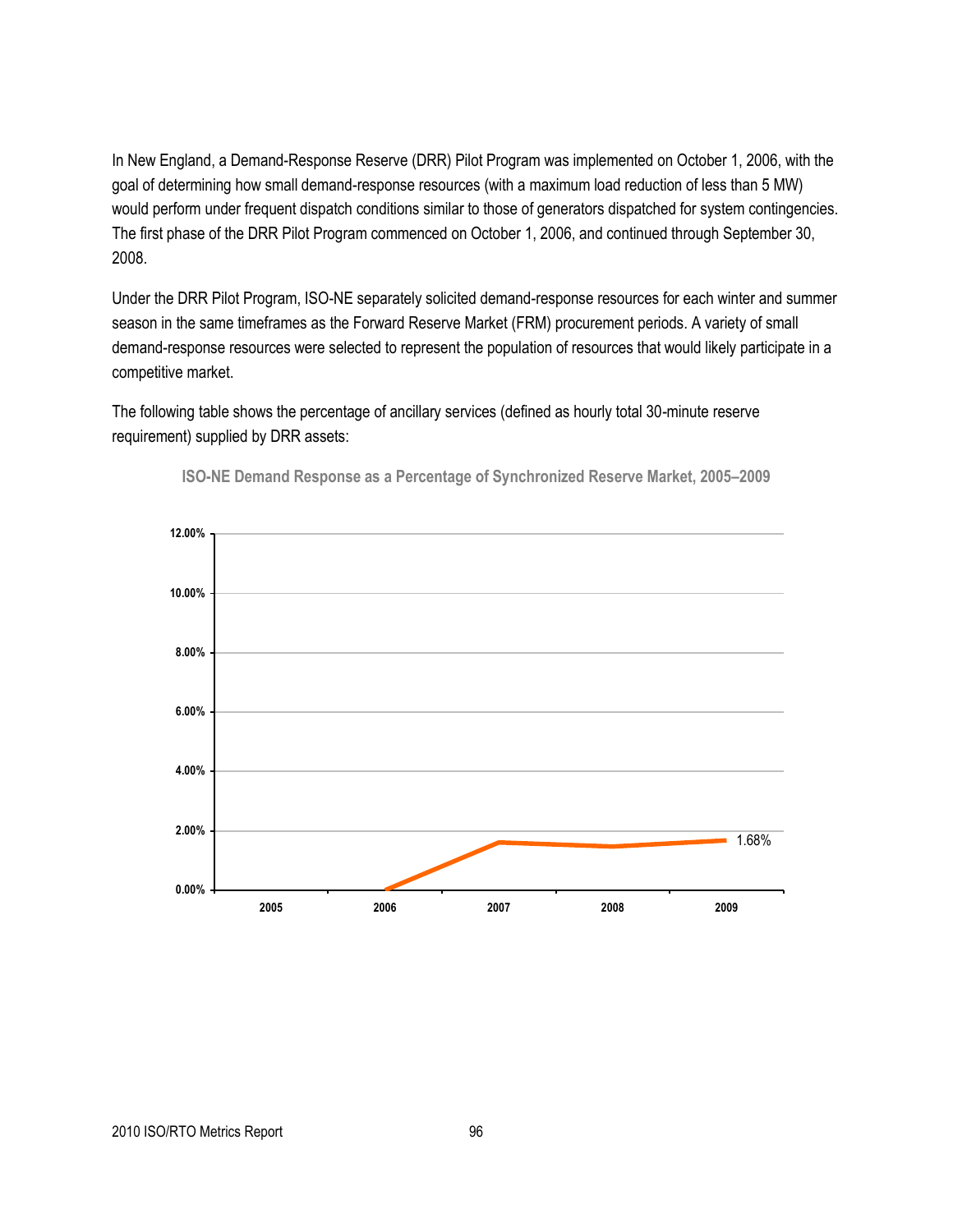In New England, a Demand-Response Reserve (DRR) Pilot Program was implemented on October 1, 2006, with the goal of determining how small demand-response resources (with a maximum load reduction of less than 5 MW) would perform under frequent dispatch conditions similar to those of generators dispatched for system contingencies. The first phase of the DRR Pilot Program commenced on October 1, 2006, and continued through September 30, 2008.

Under the DRR Pilot Program, ISO-NE separately solicited demand-response resources for each winter and summer season in the same timeframes as the Forward Reserve Market (FRM) procurement periods. A variety of small demand-response resources were selected to represent the population of resources that would likely participate in a competitive market.

The following table shows the percentage of ancillary services (defined as hourly total 30-minute reserve requirement) supplied by DRR assets:

**ISO-NE Demand Response as a Percentage of Synchronized Reserve Market, 2005–2009**

12.00%
10.00%
8.00%
6.00%
4.00%
2.00%
0.00%

2005 2006 2007 2008 2009

1.68%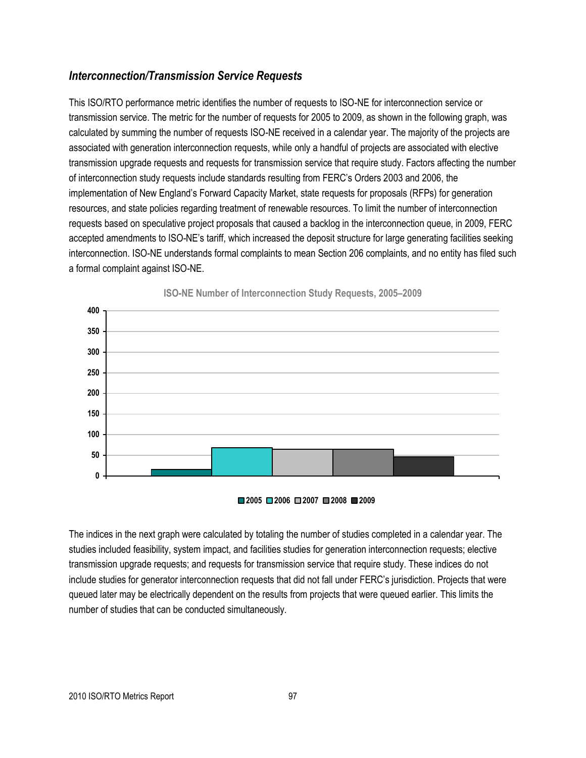### *Interconnection/Transmission Service Requests*

This ISO/RTO performance metric identifies the number of requests to ISO-NE for interconnection service or transmission service. The metric for the number of requests for 2005 to 2009, as shown in the following graph, was calculated by summing the number of requests ISO-NE received in a calendar year. The majority of the projects are associated with generation interconnection requests, while only a handful of projects are associated with elective transmission upgrade requests and requests for transmission service that require study. Factors affecting the number of interconnection study requests include standards resulting from FERC's Orders 2003 and 2006, the implementation of New England's Forward Capacity Market, state requests for proposals (RFPs) for generation resources, and state policies regarding treatment of renewable resources. To limit the number of interconnection requests based on speculative project proposals that caused a backlog in the interconnection queue, in 2009, FERC accepted amendments to ISO-NE's tariff, which increased the deposit structure for large generating facilities seeking interconnection. ISO-NE understands formal complaints to mean Section 206 complaints, and no entity has filed such a formal complaint against ISO-NE.

**ISO-NE Number of Interconnection Study Requests, 2005–2009**

The indices in the next graph were calculated by totaling the number of studies completed in a calendar year. The studies included feasibility, system impact, and facilities studies for generation interconnection requests; elective transmission upgrade requests; and requests for transmission service that require study. These indices do not include studies for generator interconnection requests that did not fall under FERC's jurisdiction. Projects that were queued later may be electrically dependent on the results from projects that were queued earlier. This limits the number of studies that can be conducted simultaneously.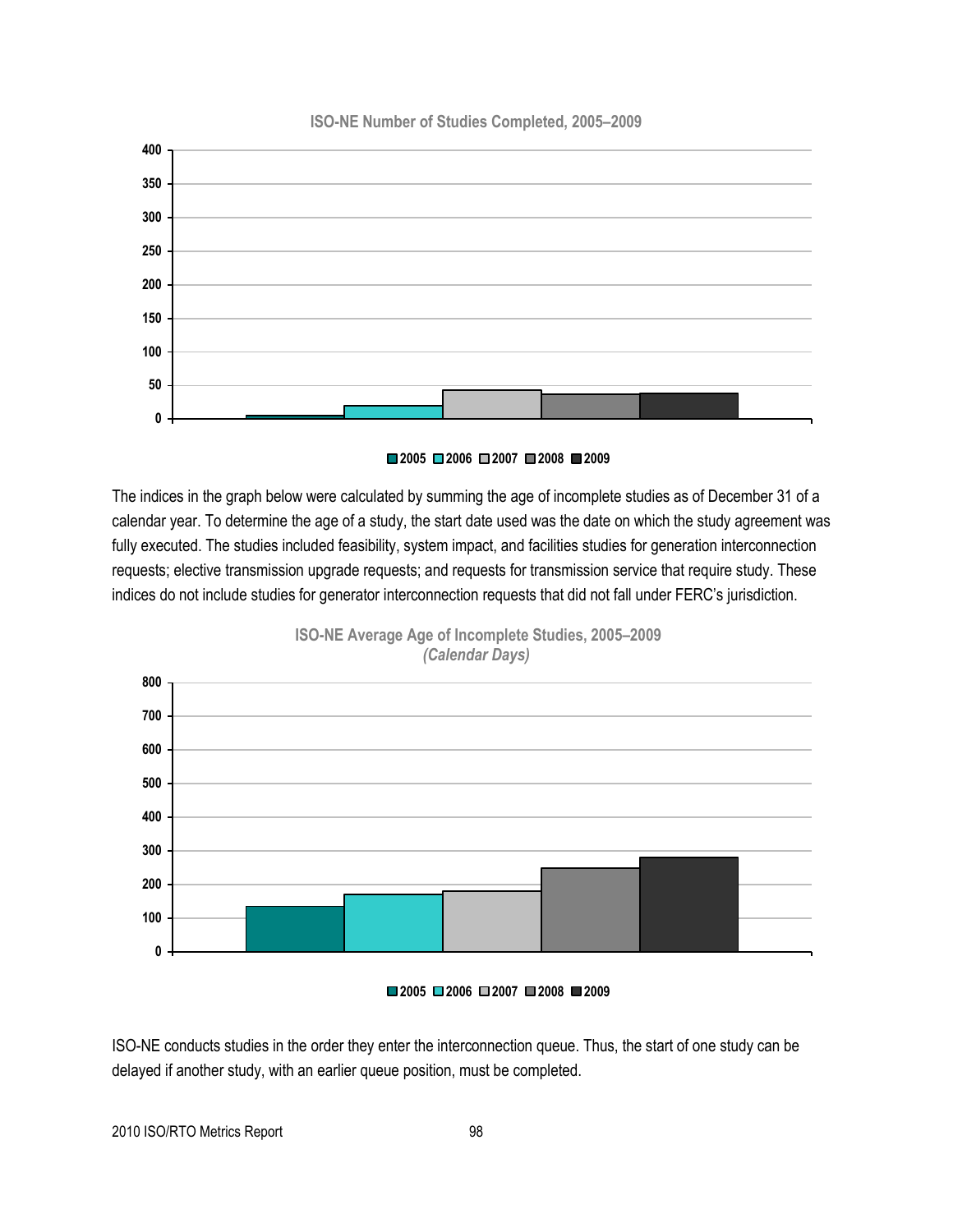**ISO-NE Number of Studies Completed, 2005–2009**

The indices in the graph below were calculated by summing the age of incomplete studies as of December 31 of a calendar year. To determine the age of a study, the start date used was the date on which the study agreement was fully executed. The studies included feasibility, system impact, and facilities studies for generation interconnection requests; elective transmission upgrade requests; and requests for transmission service that require study. These indices do not include studies for generator interconnection requests that did not fall under FERC's jurisdiction.

**ISO-NE Average Age of Incomplete Studies, 2005–2009**
*(Calendar Days)*

ISO-NE conducts studies in the order they enter the interconnection queue. Thus, the start of one study can be delayed if another study, with an earlier queue position, must be completed.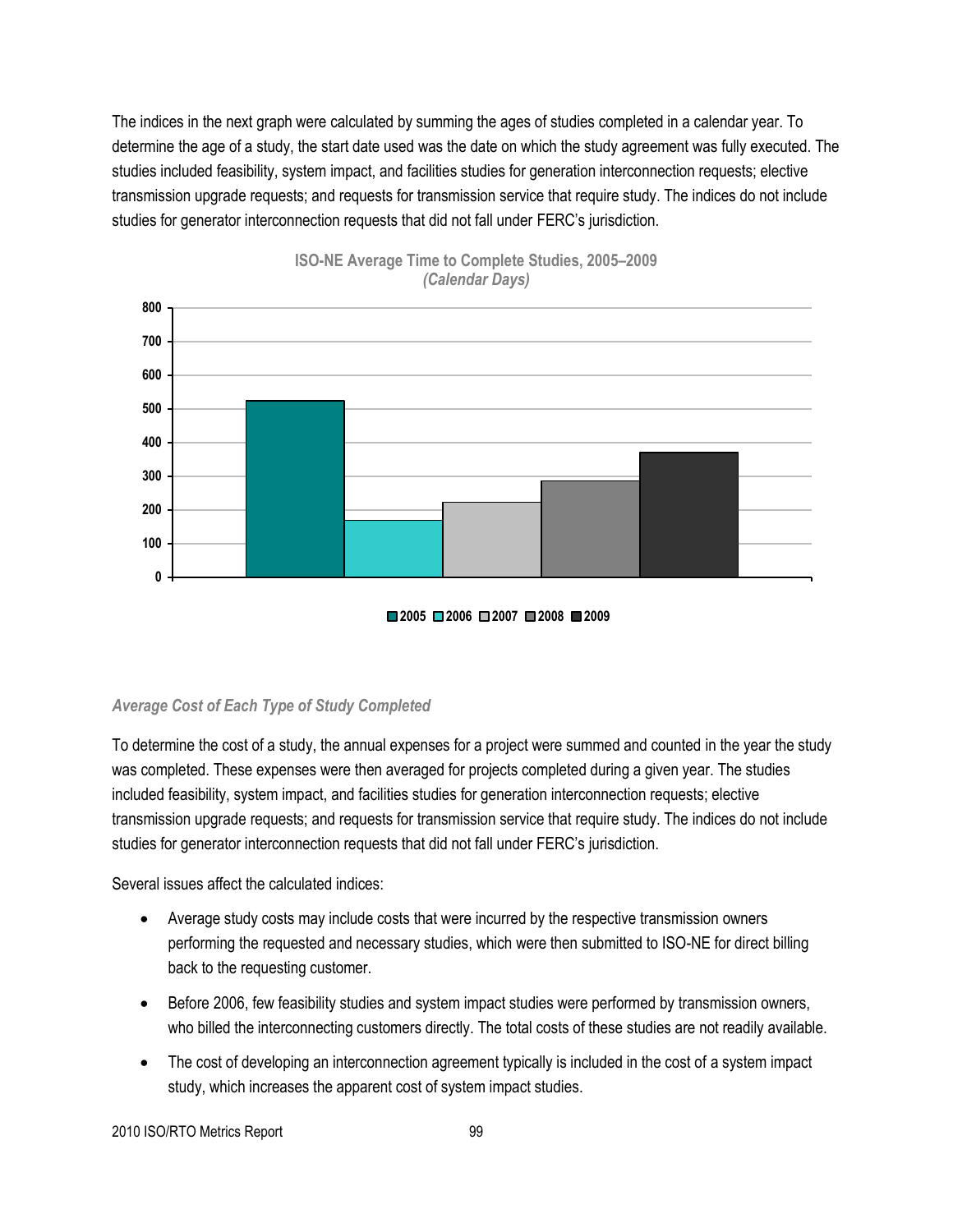The indices in the next graph were calculated by summing the ages of studies completed in a calendar year. To determine the age of a study, the start date used was the date on which the study agreement was fully executed. The studies included feasibility, system impact, and facilities studies for generation interconnection requests; elective transmission upgrade requests; and requests for transmission service that require study. The indices do not include studies for generator interconnection requests that did not fall under FERC's jurisdiction.

**ISO-NE Average Time to Complete Studies, 2005–2009**
***(Calendar Days)***

### *Average Cost of Each Type of Study Completed*

To determine the cost of a study, the annual expenses for a project were summed and counted in the year the study was completed. These expenses were then averaged for projects completed during a given year. The studies included feasibility, system impact, and facilities studies for generation interconnection requests; elective transmission upgrade requests; and requests for transmission service that require study. The indices do not include studies for generator interconnection requests that did not fall under FERC's jurisdiction.

Several issues affect the calculated indices:

- Average study costs may include costs that were incurred by the respective transmission owners performing the requested and necessary studies, which were then submitted to ISO-NE for direct billing back to the requesting customer.
- Before 2006, few feasibility studies and system impact studies were performed by transmission owners, who billed the interconnecting customers directly. The total costs of these studies are not readily available.
- The cost of developing an interconnection agreement typically is included in the cost of a system impact study, which increases the apparent cost of system impact studies.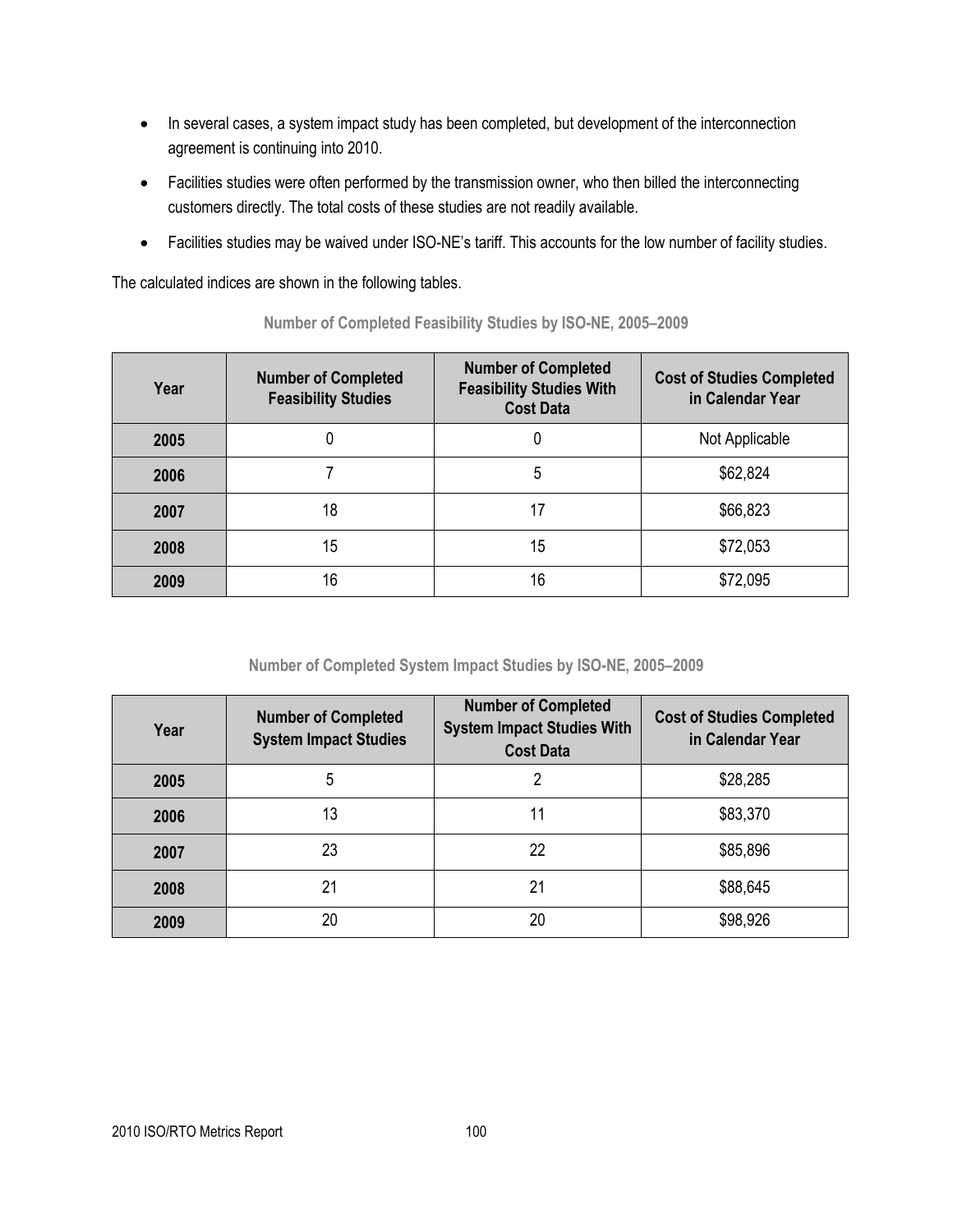- In several cases, a system impact study has been completed, but development of the interconnection agreement is continuing into 2010.
- Facilities studies were often performed by the transmission owner, who then billed the interconnecting customers directly. The total costs of these studies are not readily available.
- Facilities studies may be waived under ISO-NE's tariff. This accounts for the low number of facility studies.

The calculated indices are shown in the following tables.

**Number of Completed Feasibility Studies by ISO-NE, 2005–2009**

| Year | Number of Completed Feasibility Studies | Number of Completed Feasibility Studies With Cost Data | Cost of Studies Completed in Calendar Year |
|---|---|---|---|
| **2005** | 0 | 0 | Not Applicable |
| **2006** | 7 | 5 | $62,824 |
| **2007** | 18 | 17 | $66,823 |
| **2008** | 15 | 15 | $72,053 |
| **2009** | 16 | 16 | $72,095 |

**Number of Completed System Impact Studies by ISO-NE, 2005–2009**

| Year | Number of Completed System Impact Studies | Number of Completed System Impact Studies With Cost Data | Cost of Studies Completed in Calendar Year |
|---|---|---|---|
| **2005** | 5 | 2 | $28,285 |
| **2006** | 13 | 11 | $83,370 |
| **2007** | 23 | 22 | $85,896 |
| **2008** | 21 | 21 | $88,645 |
| **2009** | 20 | 20 | $98,926 |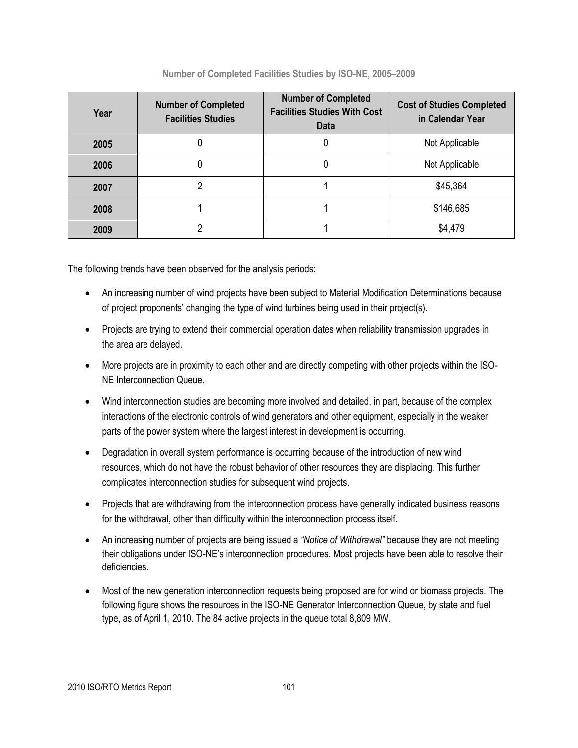**Number of Completed Facilities Studies by ISO-NE, 2005–2009**

| Year | Number of Completed Facilities Studies | Number of Completed Facilities Studies With Cost Data | Cost of Studies Completed in Calendar Year |
|---|---|---|---|
| **2005** | 0 | 0 | Not Applicable |
| **2006** | 0 | 0 | Not Applicable |
| **2007** | 2 | 1 | $45,364 |
| **2008** | 1 | 1 | $146,685 |
| **2009** | 2 | 1 | $4,479 |

The following trends have been observed for the analysis periods:

- An increasing number of wind projects have been subject to Material Modification Determinations because of project proponents' changing the type of wind turbines being used in their project(s).
- Projects are trying to extend their commercial operation dates when reliability transmission upgrades in the area are delayed.
- More projects are in proximity to each other and are directly competing with other projects within the ISO-NE Interconnection Queue.
- Wind interconnection studies are becoming more involved and detailed, in part, because of the complex interactions of the electronic controls of wind generators and other equipment, especially in the weaker parts of the power system where the largest interest in development is occurring.
- Degradation in overall system performance is occurring because of the introduction of new wind resources, which do not have the robust behavior of other resources they are displacing. This further complicates interconnection studies for subsequent wind projects.
- Projects that are withdrawing from the interconnection process have generally indicated business reasons for the withdrawal, other than difficulty within the interconnection process itself.
- An increasing number of projects are being issued a *"Notice of Withdrawal"* because they are not meeting their obligations under ISO-NE's interconnection procedures. Most projects have been able to resolve their deficiencies.
- Most of the new generation interconnection requests being proposed are for wind or biomass projects. The following figure shows the resources in the ISO-NE Generator Interconnection Queue, by state and fuel type, as of April 1, 2010. The 84 active projects in the queue total 8,809 MW.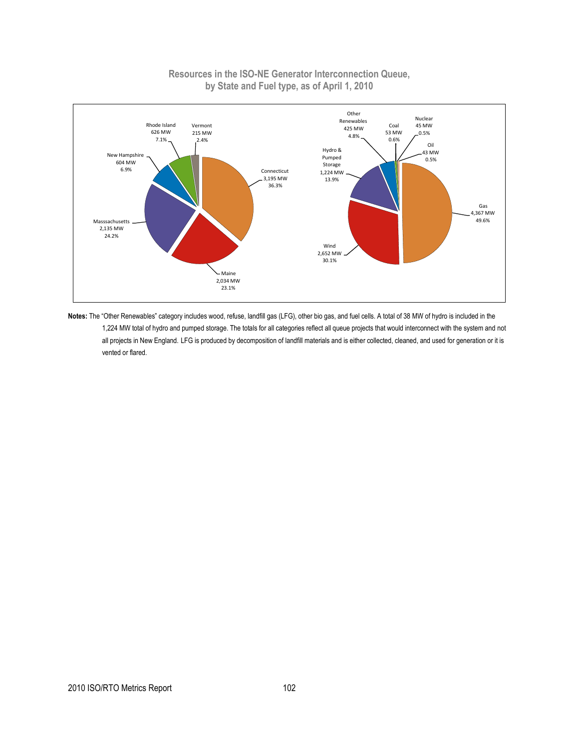**Resources in the ISO-NE Generator Interconnection Queue, by State and Fuel type, as of April 1, 2010**

| State | MW | % |
|---|---|---|
| Connecticut | 3,195 MW | 36.3% |
| Maine | 2,034 MW | 23.1% |
| Masssachusetts | 2,135 MW | 24.2% |
| New Hampshire | 604 MW | 6.9% |
| Rhode Island | 626 MW | 7.1% |
| Vermont | 215 MW | 2.4% |

| Fuel Type | MW | % |
|---|---|---|
| Gas | 4,367 MW | 49.6% |
| Wind | 2,652 MW | 30.1% |
| Hydro & Pumped Storage | 1,224 MW | 13.9% |
| Other Renewables | 425 MW | 4.8% |
| Coal | 53 MW | 0.6% |
| Nuclear | 45 MW | 0.5% |
| Oil | 43 MW | 0.5% |

**Notes:** The "Other Renewables" category includes wood, refuse, landfill gas (LFG), other bio gas, and fuel cells. A total of 38 MW of hydro is included in the 1,224 MW total of hydro and pumped storage. The totals for all categories reflect all queue projects that would interconnect with the system and not all projects in New England. LFG is produced by decomposition of landfill materials and is either collected, cleaned, and used for generation or it is vented or flared.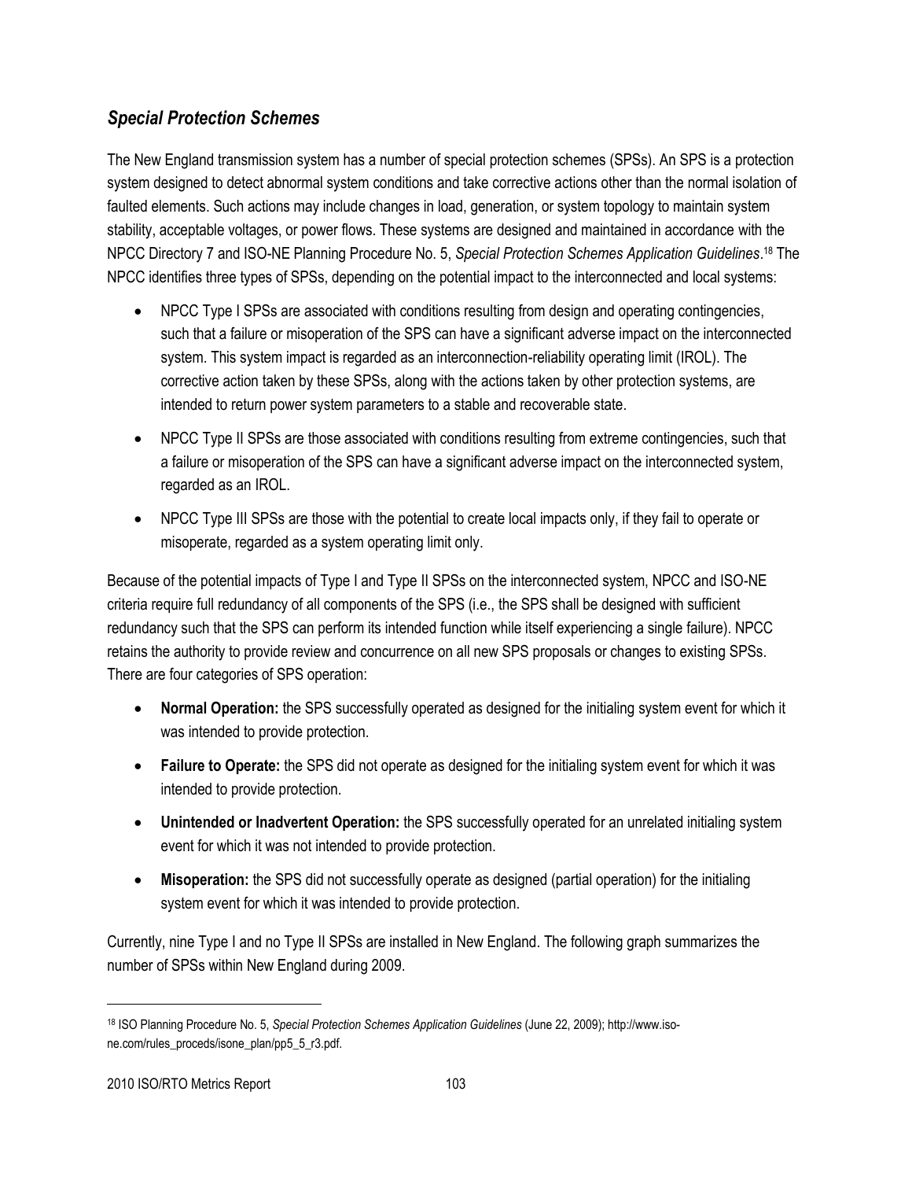### *Special Protection Schemes*

The New England transmission system has a number of special protection schemes (SPSs). An SPS is a protection system designed to detect abnormal system conditions and take corrective actions other than the normal isolation of faulted elements. Such actions may include changes in load, generation, or system topology to maintain system stability, acceptable voltages, or power flows. These systems are designed and maintained in accordance with the NPCC Directory 7 and ISO-NE Planning Procedure No. 5, *Special Protection Schemes Application Guidelines*.[18] The NPCC identifies three types of SPSs, depending on the potential impact to the interconnected and local systems:

- NPCC Type I SPSs are associated with conditions resulting from design and operating contingencies, such that a failure or misoperation of the SPS can have a significant adverse impact on the interconnected system. This system impact is regarded as an interconnection-reliability operating limit (IROL). The corrective action taken by these SPSs, along with the actions taken by other protection systems, are intended to return power system parameters to a stable and recoverable state.
- NPCC Type II SPSs are those associated with conditions resulting from extreme contingencies, such that a failure or misoperation of the SPS can have a significant adverse impact on the interconnected system, regarded as an IROL.
- NPCC Type III SPSs are those with the potential to create local impacts only, if they fail to operate or misoperate, regarded as a system operating limit only.

Because of the potential impacts of Type I and Type II SPSs on the interconnected system, NPCC and ISO-NE criteria require full redundancy of all components of the SPS (i.e., the SPS shall be designed with sufficient redundancy such that the SPS can perform its intended function while itself experiencing a single failure). NPCC retains the authority to provide review and concurrence on all new SPS proposals or changes to existing SPSs. There are four categories of SPS operation:

- **Normal Operation:** the SPS successfully operated as designed for the initialing system event for which it was intended to provide protection.
- **Failure to Operate:** the SPS did not operate as designed for the initialing system event for which it was intended to provide protection.
- **Unintended or Inadvertent Operation:** the SPS successfully operated for an unrelated initialing system event for which it was not intended to provide protection.
- **Misoperation:** the SPS did not successfully operate as designed (partial operation) for the initialing system event for which it was intended to provide protection.

Currently, nine Type I and no Type II SPSs are installed in New England. The following graph summarizes the number of SPSs within New England during 2009.

---

[18] ISO Planning Procedure No. 5, *Special Protection Schemes Application Guidelines* (June 22, 2009); http://www.iso-ne.com/rules_proceds/isone_plan/pp5_5_r3.pdf.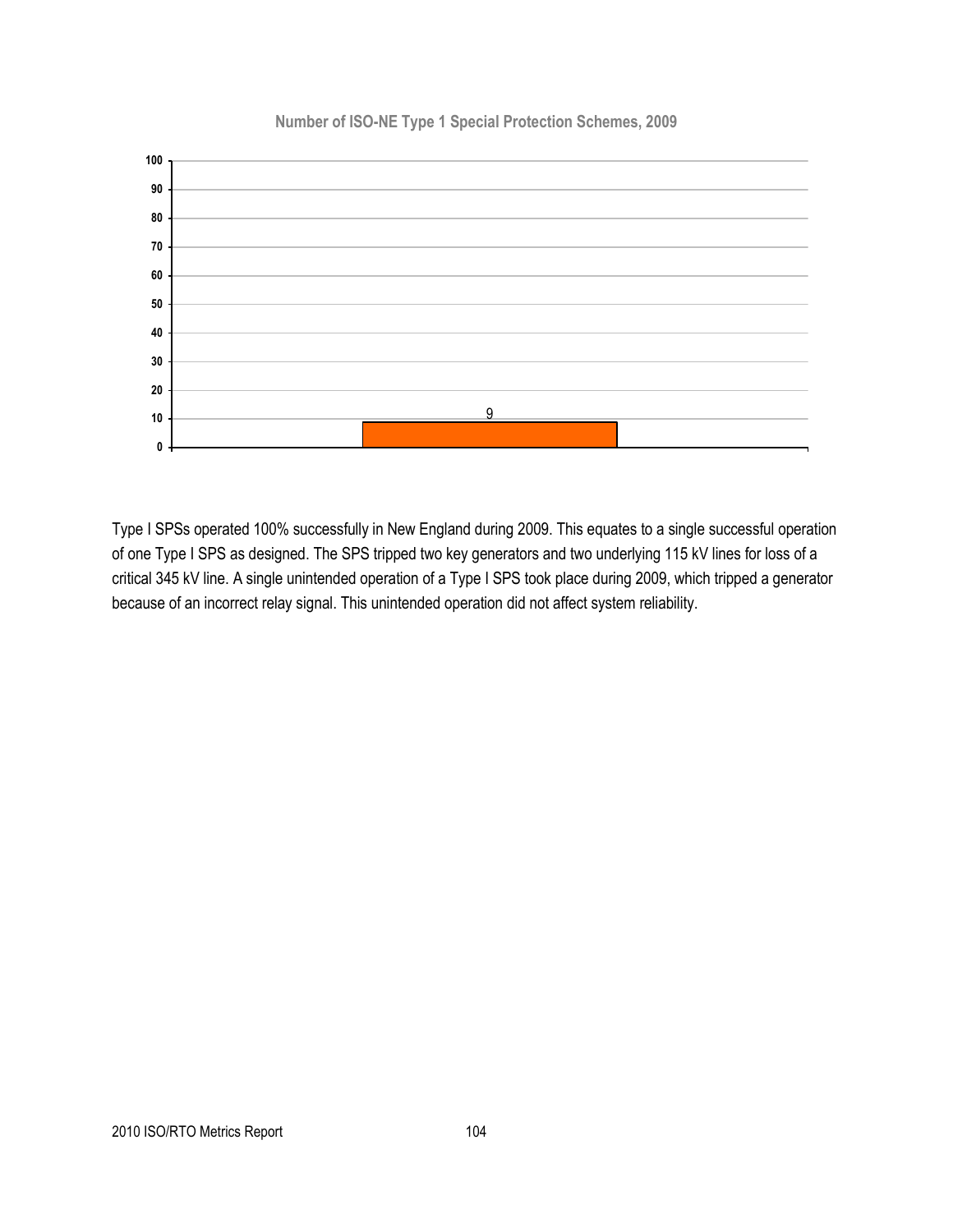**Number of ISO-NE Type 1 Special Protection Schemes, 2009**

| | Number |
|---|---|
| 2009 | 9 |

Type I SPSs operated 100% successfully in New England during 2009. This equates to a single successful operation of one Type I SPS as designed. The SPS tripped two key generators and two underlying 115 kV lines for loss of a critical 345 kV line. A single unintended operation of a Type I SPS took place during 2009, which tripped a generator because of an incorrect relay signal. This unintended operation did not affect system reliability.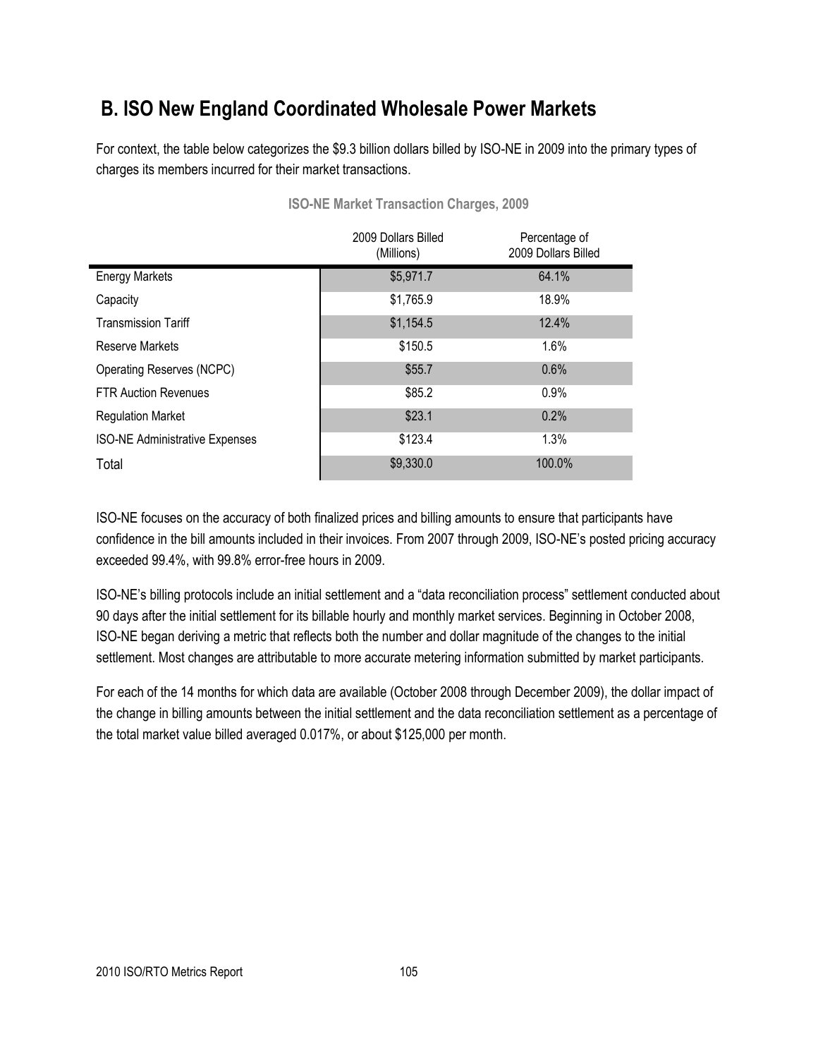## B. ISO New England Coordinated Wholesale Power Markets

For context, the table below categorizes the $9.3 billion dollars billed by ISO-NE in 2009 into the primary types of charges its members incurred for their market transactions.

**ISO-NE Market Transaction Charges, 2009**

| | 2009 Dollars Billed (Millions) | Percentage of 2009 Dollars Billed |
|---|---|---|
| Energy Markets | $5,971.7 | 64.1% |
| Capacity | $1,765.9 | 18.9% |
| Transmission Tariff | $1,154.5 | 12.4% |
| Reserve Markets | $150.5 | 1.6% |
| Operating Reserves (NCPC) | $55.7 | 0.6% |
| FTR Auction Revenues | $85.2 | 0.9% |
| Regulation Market | $23.1 | 0.2% |
| ISO-NE Administrative Expenses | $123.4 | 1.3% |
| Total | $9,330.0 | 100.0% |

ISO-NE focuses on the accuracy of both finalized prices and billing amounts to ensure that participants have confidence in the bill amounts included in their invoices. From 2007 through 2009, ISO-NE's posted pricing accuracy exceeded 99.4%, with 99.8% error-free hours in 2009.

ISO-NE's billing protocols include an initial settlement and a "data reconciliation process" settlement conducted about 90 days after the initial settlement for its billable hourly and monthly market services. Beginning in October 2008, ISO-NE began deriving a metric that reflects both the number and dollar magnitude of the changes to the initial settlement. Most changes are attributable to more accurate metering information submitted by market participants.

For each of the 14 months for which data are available (October 2008 through December 2009), the dollar impact of the change in billing amounts between the initial settlement and the data reconciliation settlement as a percentage of the total market value billed averaged 0.017%, or about $125,000 per month.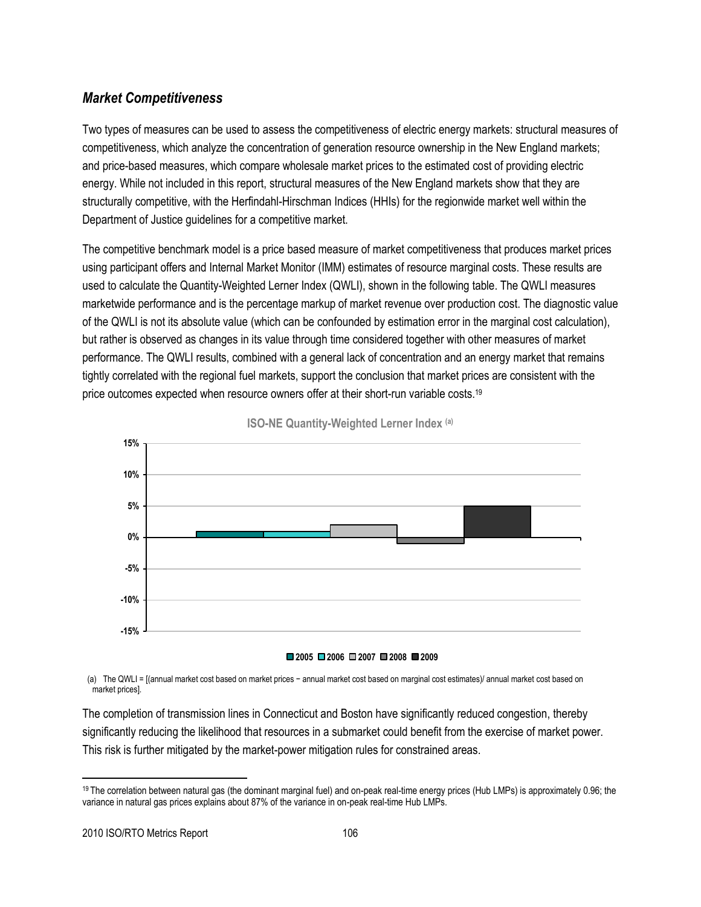### *Market Competitiveness*

Two types of measures can be used to assess the competitiveness of electric energy markets: structural measures of competitiveness, which analyze the concentration of generation resource ownership in the New England markets; and price-based measures, which compare wholesale market prices to the estimated cost of providing electric energy. While not included in this report, structural measures of the New England markets show that they are structurally competitive, with the Herfindahl-Hirschman Indices (HHIs) for the regionwide market well within the Department of Justice guidelines for a competitive market.

The competitive benchmark model is a price based measure of market competitiveness that produces market prices using participant offers and Internal Market Monitor (IMM) estimates of resource marginal costs. These results are used to calculate the Quantity-Weighted Lerner Index (QWLI), shown in the following table. The QWLI measures marketwide performance and is the percentage markup of market revenue over production cost. The diagnostic value of the QWLI is not its absolute value (which can be confounded by estimation error in the marginal cost calculation), but rather is observed as changes in its value through time considered together with other measures of market performance. The QWLI results, combined with a general lack of concentration and an energy market that remains tightly correlated with the regional fuel markets, support the conclusion that market prices are consistent with the price outcomes expected when resource owners offer at their short-run variable costs.[19]

**ISO-NE Quantity-Weighted Lerner Index** [(a)]

(a) The QWLI = [(annual market cost based on market prices − annual market cost based on marginal cost estimates)/ annual market cost based on market prices].

The completion of transmission lines in Connecticut and Boston have significantly reduced congestion, thereby significantly reducing the likelihood that resources in a submarket could benefit from the exercise of market power. This risk is further mitigated by the market-power mitigation rules for constrained areas.

[19] The correlation between natural gas (the dominant marginal fuel) and on-peak real-time energy prices (Hub LMPs) is approximately 0.96; the variance in natural gas prices explains about 87% of the variance in on-peak real-time Hub LMPs.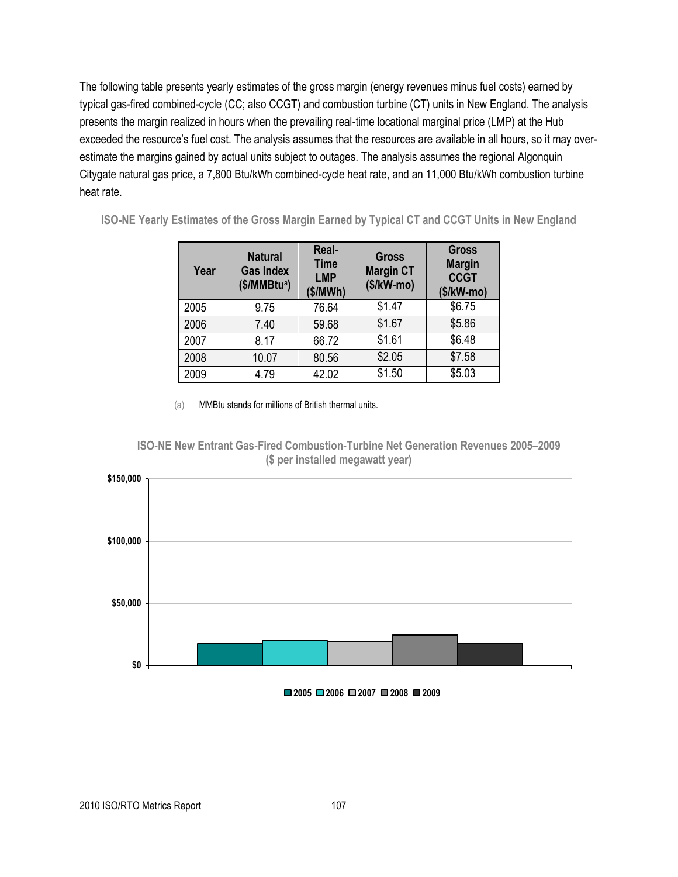The following table presents yearly estimates of the gross margin (energy revenues minus fuel costs) earned by typical gas-fired combined-cycle (CC; also CCGT) and combustion turbine (CT) units in New England. The analysis presents the margin realized in hours when the prevailing real-time locational marginal price (LMP) at the Hub exceeded the resource's fuel cost. The analysis assumes that the resources are available in all hours, so it may over-estimate the margins gained by actual units subject to outages. The analysis assumes the regional Algonquin Citygate natural gas price, a 7,800 Btu/kWh combined-cycle heat rate, and an 11,000 Btu/kWh combustion turbine heat rate.

**ISO-NE Yearly Estimates of the Gross Margin Earned by Typical CT and CCGT Units in New England**

| Year | Natural Gas Index ($/MMBtu[a]) | Real-Time LMP ($/MWh) | Gross Margin CT ($/kW-mo) | Gross Margin CCGT ($/kW-mo) |
|---|---|---|---|---|
| 2005 | 9.75 | 76.64 | $1.47 | $6.75 |
| 2006 | 7.40 | 59.68 | $1.67 | $5.86 |
| 2007 | 8.17 | 66.72 | $1.61 | $6.48 |
| 2008 | 10.07 | 80.56 | $2.05 | $7.58 |
| 2009 | 4.79 | 42.02 | $1.50 | $5.03 |

(a) MMBtu stands for millions of British thermal units.

**ISO-NE New Entrant Gas-Fired Combustion-Turbine Net Generation Revenues 2005–2009 ($ per installed megawatt year)**

$150,000
$100,000
$50,000
$0

2005 2006 2007 2008 2009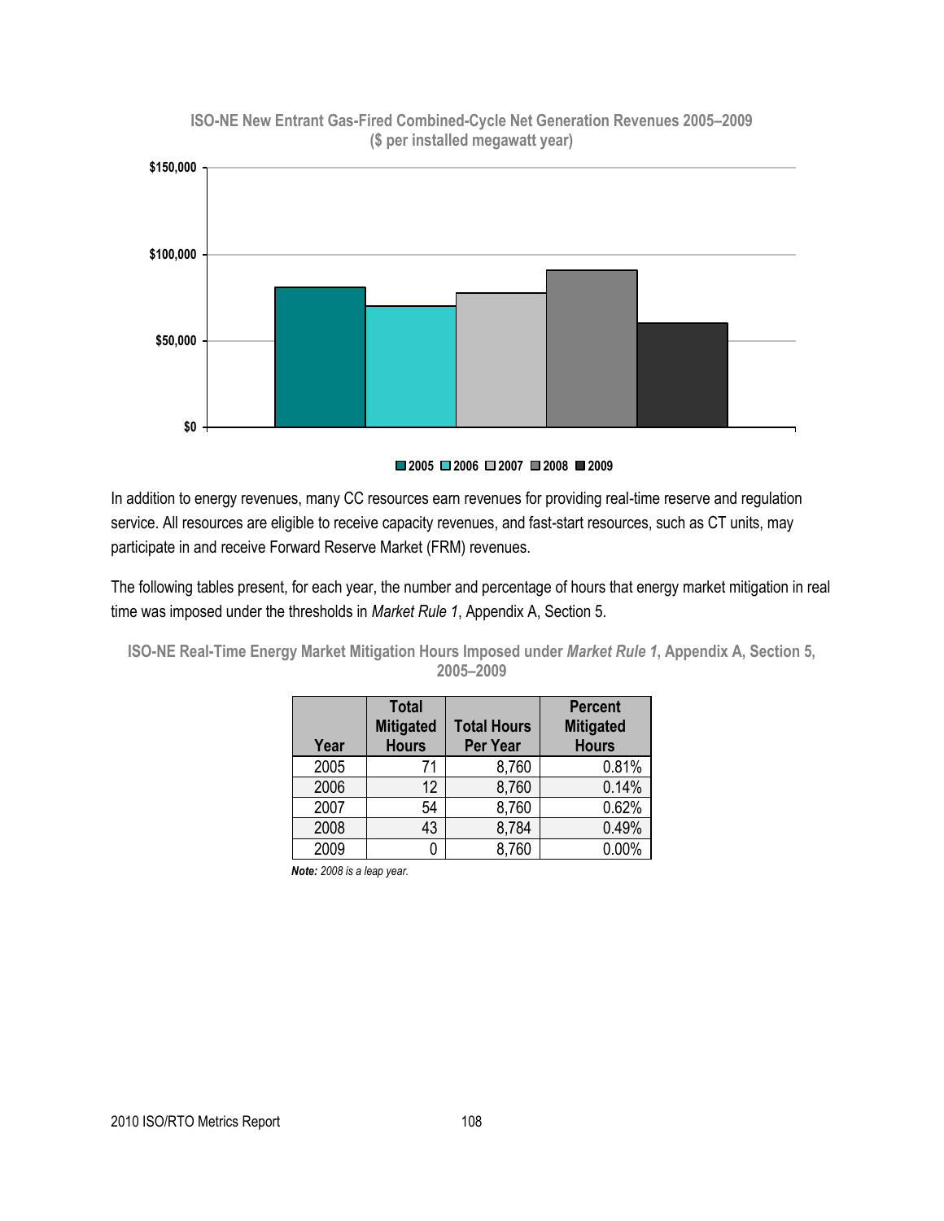**ISO-NE New Entrant Gas-Fired Combined-Cycle Net Generation Revenues 2005–2009 ($ per installed megawatt year)**

In addition to energy revenues, many CC resources earn revenues for providing real-time reserve and regulation service. All resources are eligible to receive capacity revenues, and fast-start resources, such as CT units, may participate in and receive Forward Reserve Market (FRM) revenues.

The following tables present, for each year, the number and percentage of hours that energy market mitigation in real time was imposed under the thresholds in *Market Rule 1*, Appendix A, Section 5.

**ISO-NE Real-Time Energy Market Mitigation Hours Imposed under *Market Rule 1*, Appendix A, Section 5, 2005–2009**

| Year | Total Mitigated Hours | Total Hours Per Year | Percent Mitigated Hours |
|---|---|---|---|
| 2005 | 71 | 8,760 | 0.81% |
| 2006 | 12 | 8,760 | 0.14% |
| 2007 | 54 | 8,760 | 0.62% |
| 2008 | 43 | 8,784 | 0.49% |
| 2009 | 0 | 8,760 | 0.00% |

***Note:*** *2008 is a leap year.*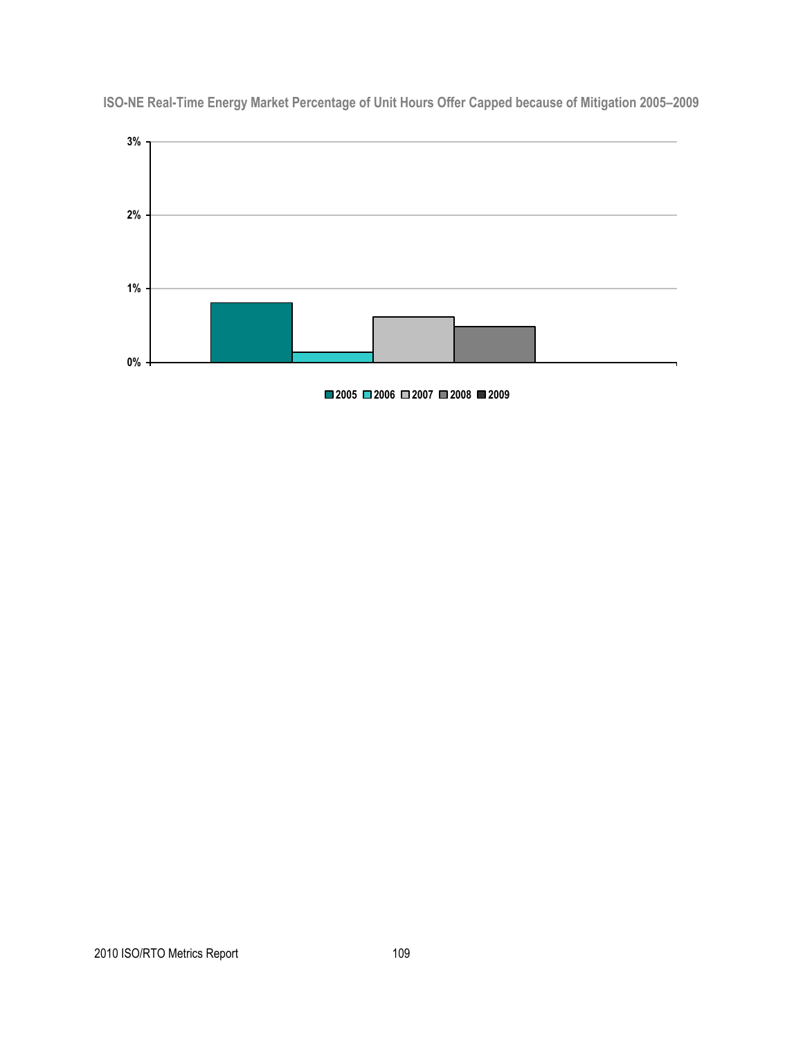**ISO-NE Real-Time Energy Market Percentage of Unit Hours Offer Capped because of Mitigation 2005–2009**

3%

2%

1%

0%

2005 2006 2007 2008 2009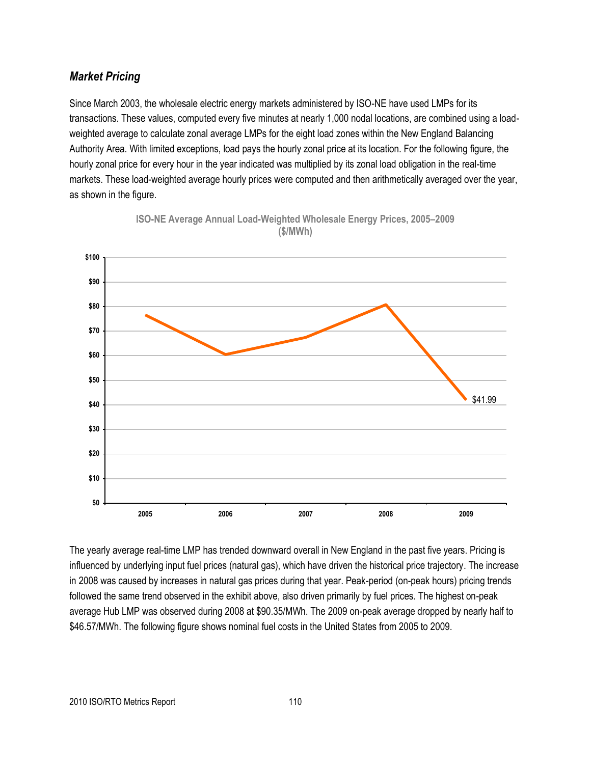### *Market Pricing*

Since March 2003, the wholesale electric energy markets administered by ISO-NE have used LMPs for its transactions. These values, computed every five minutes at nearly 1,000 nodal locations, are combined using a load-weighted average to calculate zonal average LMPs for the eight load zones within the New England Balancing Authority Area. With limited exceptions, load pays the hourly zonal price at its location. For the following figure, the hourly zonal price for every hour in the year indicated was multiplied by its zonal load obligation in the real-time markets. These load-weighted average hourly prices were computed and then arithmetically averaged over the year, as shown in the figure.

**ISO-NE Average Annual Load-Weighted Wholesale Energy Prices, 2005–2009 ($/MWh)**

The yearly average real-time LMP has trended downward overall in New England in the past five years. Pricing is influenced by underlying input fuel prices (natural gas), which have driven the historical price trajectory. The increase in 2008 was caused by increases in natural gas prices during that year. Peak-period (on-peak hours) pricing trends followed the same trend observed in the exhibit above, also driven primarily by fuel prices. The highest on-peak average Hub LMP was observed during 2008 at $90.35/MWh. The 2009 on-peak average dropped by nearly half to $46.57/MWh. The following figure shows nominal fuel costs in the United States from 2005 to 2009.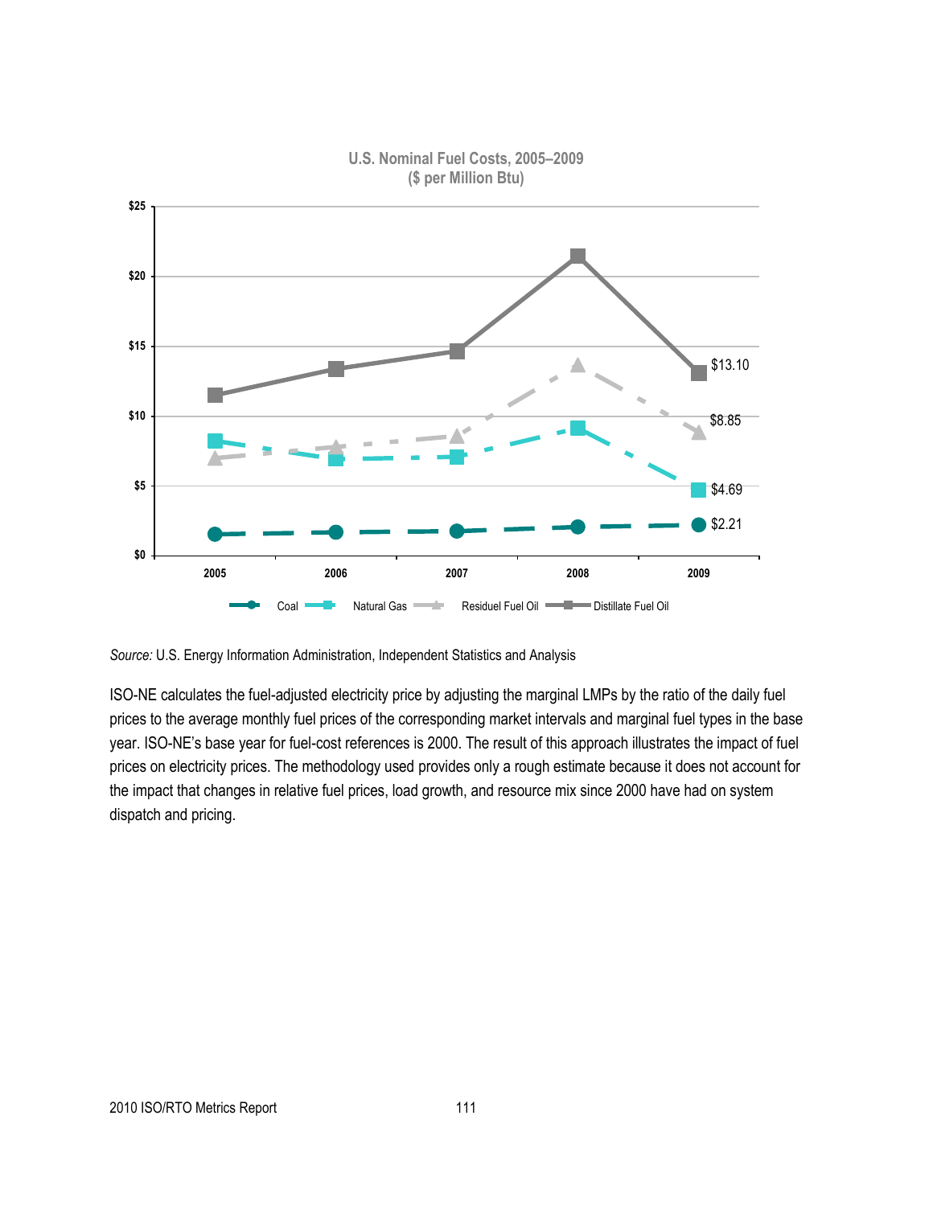**U.S. Nominal Fuel Costs, 2005–2009**
**($ per Million Btu)**

*Source:* U.S. Energy Information Administration, Independent Statistics and Analysis

ISO-NE calculates the fuel-adjusted electricity price by adjusting the marginal LMPs by the ratio of the daily fuel prices to the average monthly fuel prices of the corresponding market intervals and marginal fuel types in the base year. ISO-NE's base year for fuel-cost references is 2000. The result of this approach illustrates the impact of fuel prices on electricity prices. The methodology used provides only a rough estimate because it does not account for the impact that changes in relative fuel prices, load growth, and resource mix since 2000 have had on system dispatch and pricing.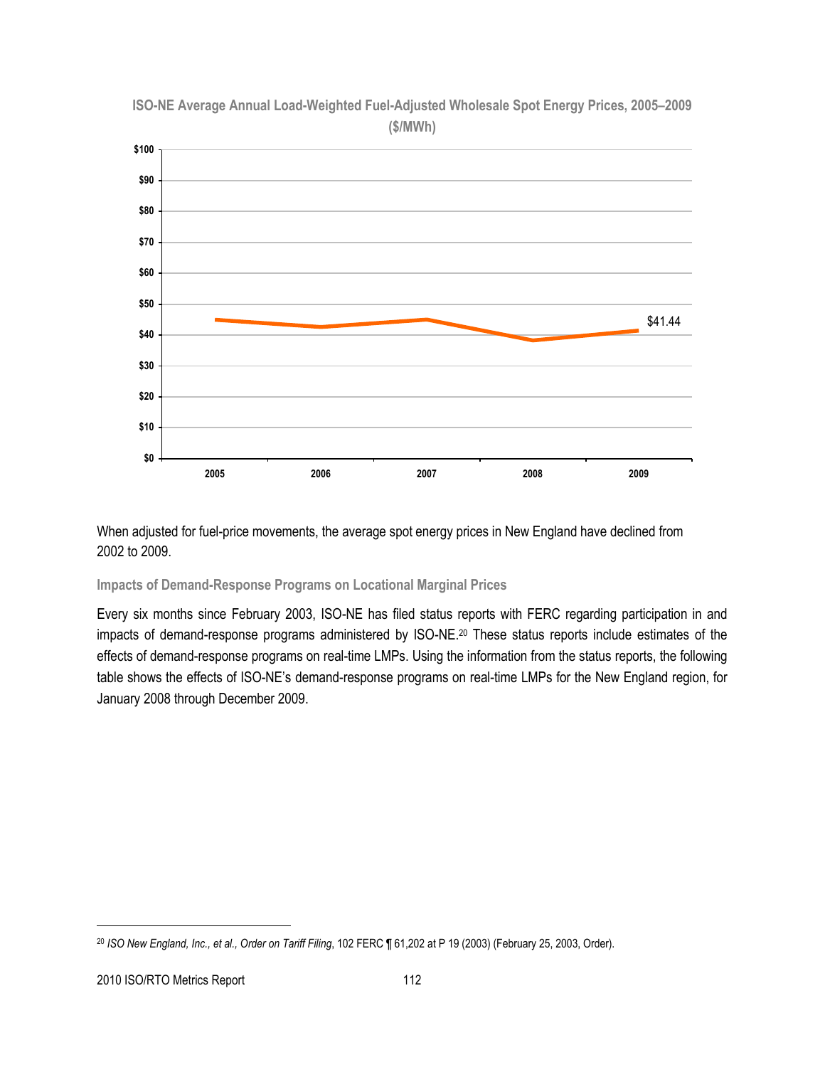**ISO-NE Average Annual Load-Weighted Fuel-Adjusted Wholesale Spot Energy Prices, 2005–2009 ($/MWh)**

When adjusted for fuel-price movements, the average spot energy prices in New England have declined from 2002 to 2009.

### Impacts of Demand-Response Programs on Locational Marginal Prices

Every six months since February 2003, ISO-NE has filed status reports with FERC regarding participation in and impacts of demand-response programs administered by ISO-NE.[20] These status reports include estimates of the effects of demand-response programs on real-time LMPs. Using the information from the status reports, the following table shows the effects of ISO-NE's demand-response programs on real-time LMPs for the New England region, for January 2008 through December 2009.

[20] *ISO New England, Inc., et al., Order on Tariff Filing*, 102 FERC ¶ 61,202 at P 19 (2003) (February 25, 2003, Order).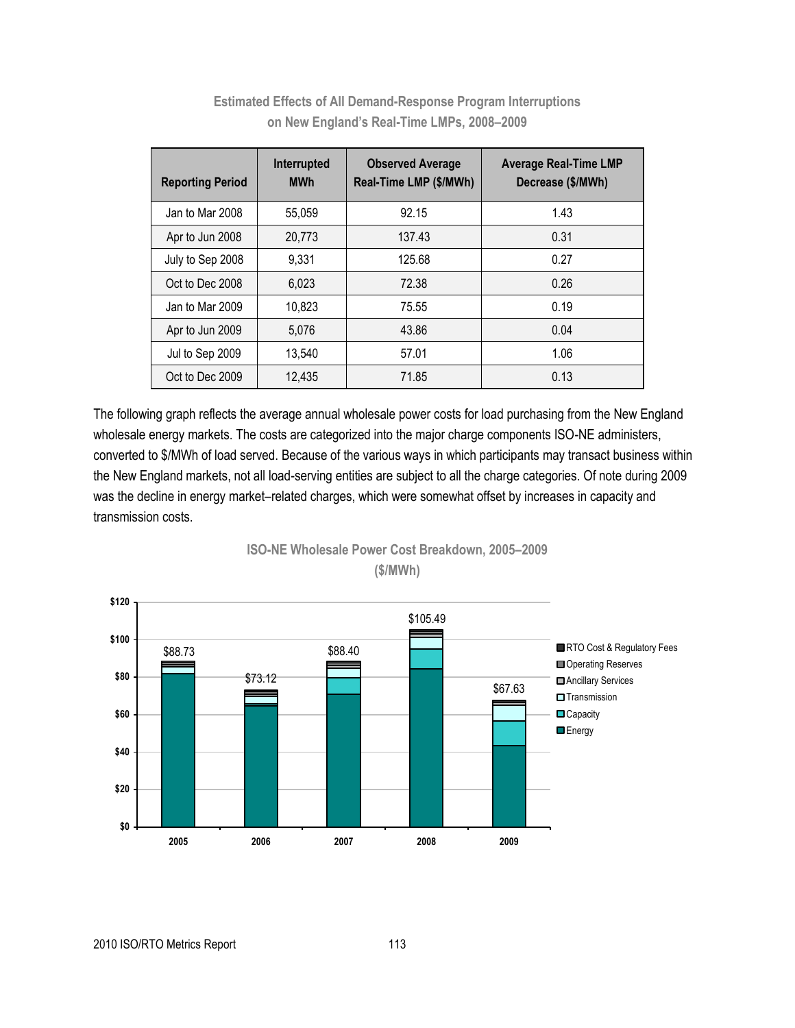**Estimated Effects of All Demand-Response Program Interruptions on New England's Real-Time LMPs, 2008–2009**

| Reporting Period | Interrupted MWh | Observed Average Real-Time LMP ($/MWh) | Average Real-Time LMP Decrease ($/MWh) |
|---|---|---|---|
| Jan to Mar 2008 | 55,059 | 92.15 | 1.43 |
| Apr to Jun 2008 | 20,773 | 137.43 | 0.31 |
| July to Sep 2008 | 9,331 | 125.68 | 0.27 |
| Oct to Dec 2008 | 6,023 | 72.38 | 0.26 |
| Jan to Mar 2009 | 10,823 | 75.55 | 0.19 |
| Apr to Jun 2009 | 5,076 | 43.86 | 0.04 |
| Jul to Sep 2009 | 13,540 | 57.01 | 1.06 |
| Oct to Dec 2009 | 12,435 | 71.85 | 0.13 |

The following graph reflects the average annual wholesale power costs for load purchasing from the New England wholesale energy markets. The costs are categorized into the major charge components ISO-NE administers, converted to $/MWh of load served. Because of the various ways in which participants may transact business within the New England markets, not all load-serving entities are subject to all the charge categories. Of note during 2009 was the decline in energy market–related charges, which were somewhat offset by increases in capacity and transmission costs.

**ISO-NE Wholesale Power Cost Breakdown, 2005–2009 ($/MWh)**

| Year | Total ($/MWh) |
|---|---|
| 2005 | $88.73 |
| 2006 | $73.12 |
| 2007 | $88.40 |
| 2008 | $105.49 |
| 2009 | $67.63 |

Legend: RTO Cost & Regulatory Fees; Operating Reserves; Ancillary Services; Transmission; Capacity; Energy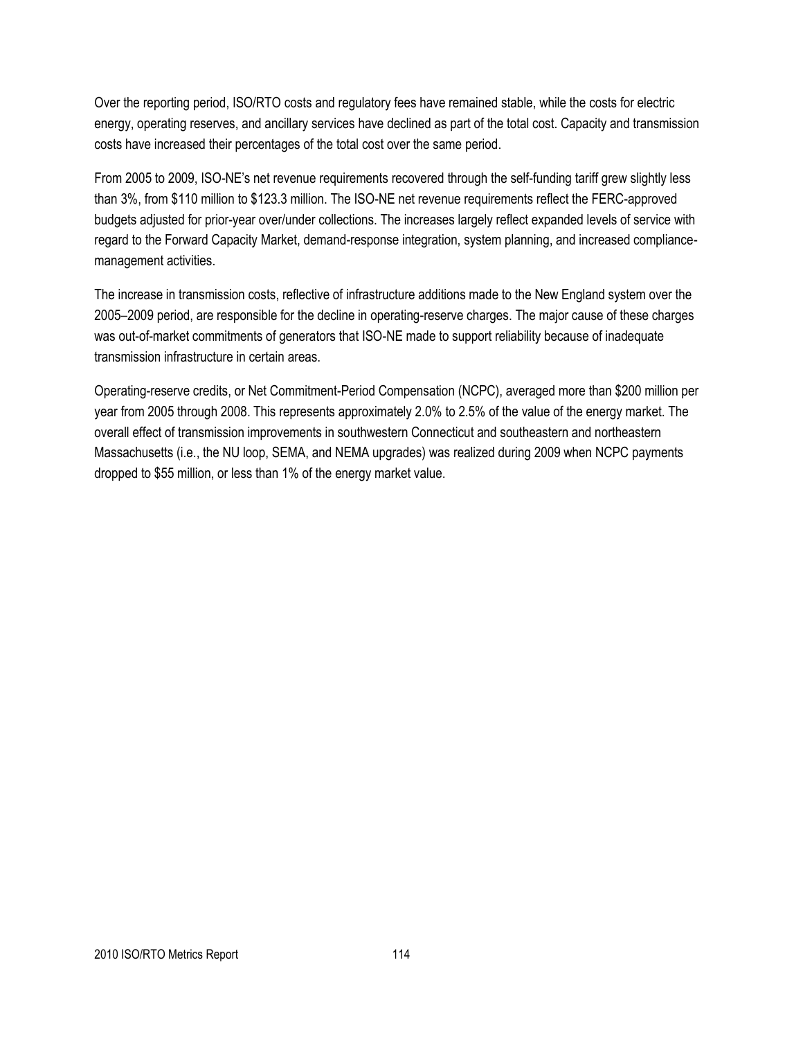Over the reporting period, ISO/RTO costs and regulatory fees have remained stable, while the costs for electric energy, operating reserves, and ancillary services have declined as part of the total cost. Capacity and transmission costs have increased their percentages of the total cost over the same period.

From 2005 to 2009, ISO-NE's net revenue requirements recovered through the self-funding tariff grew slightly less than 3%, from $110 million to $123.3 million. The ISO-NE net revenue requirements reflect the FERC-approved budgets adjusted for prior-year over/under collections. The increases largely reflect expanded levels of service with regard to the Forward Capacity Market, demand-response integration, system planning, and increased compliance-management activities.

The increase in transmission costs, reflective of infrastructure additions made to the New England system over the 2005–2009 period, are responsible for the decline in operating-reserve charges. The major cause of these charges was out-of-market commitments of generators that ISO-NE made to support reliability because of inadequate transmission infrastructure in certain areas.

Operating-reserve credits, or Net Commitment-Period Compensation (NCPC), averaged more than $200 million per year from 2005 through 2008. This represents approximately 2.0% to 2.5% of the value of the energy market. The overall effect of transmission improvements in southwestern Connecticut and southeastern and northeastern Massachusetts (i.e., the NU loop, SEMA, and NEMA upgrades) was realized during 2009 when NCPC payments dropped to $55 million, or less than 1% of the energy market value.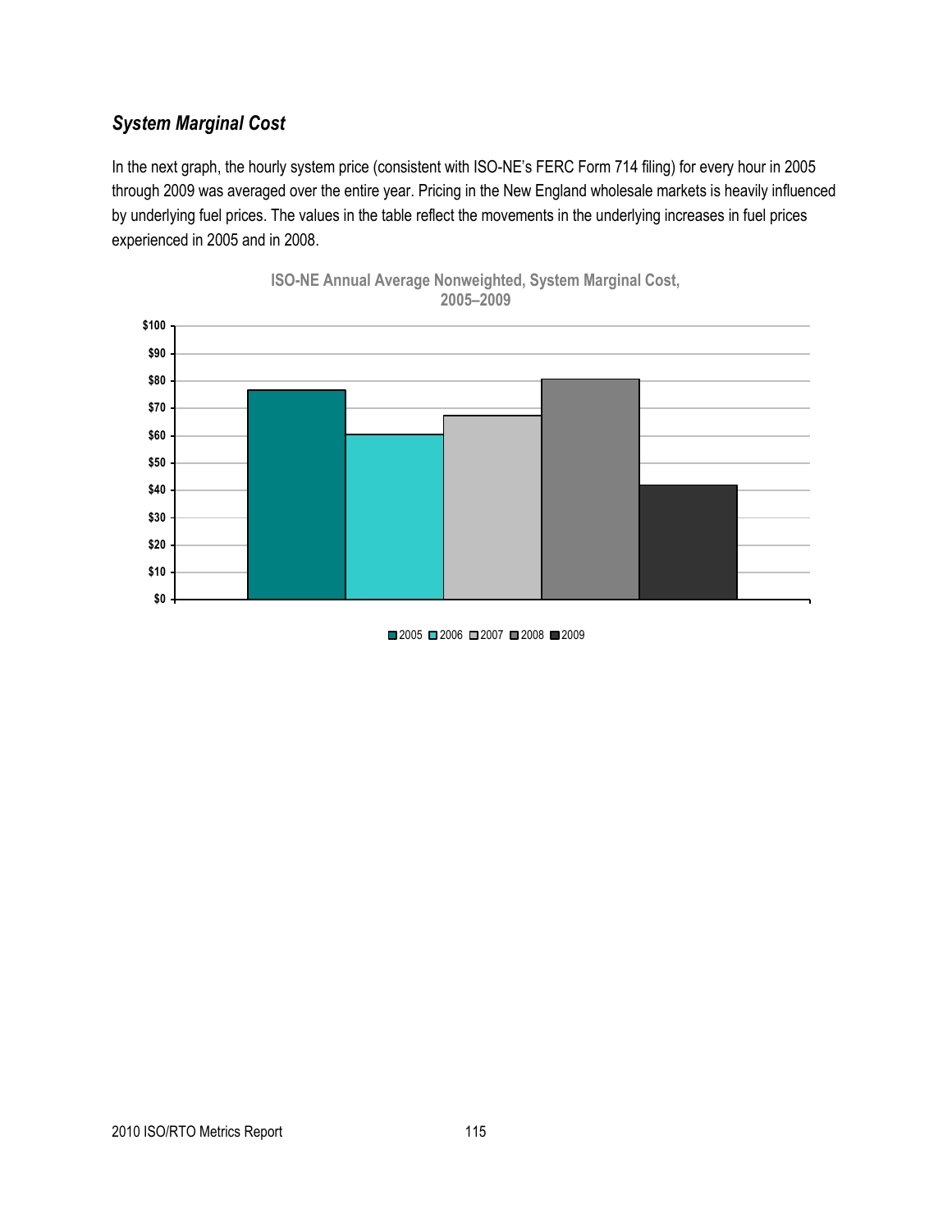### *System Marginal Cost*

In the next graph, the hourly system price (consistent with ISO-NE's FERC Form 714 filing) for every hour in 2005 through 2009 was averaged over the entire year. Pricing in the New England wholesale markets is heavily influenced by underlying fuel prices. The values in the table reflect the movements in the underlying increases in fuel prices experienced in 2005 and in 2008.

**ISO-NE Annual Average Nonweighted, System Marginal Cost, 2005–2009**

| Year | System Marginal Cost (approx.) |
|---|---|
| 2005 | \$77 |
| 2006 | \$60 |
| 2007 | \$67 |
| 2008 | \$81 |
| 2009 | \$42 |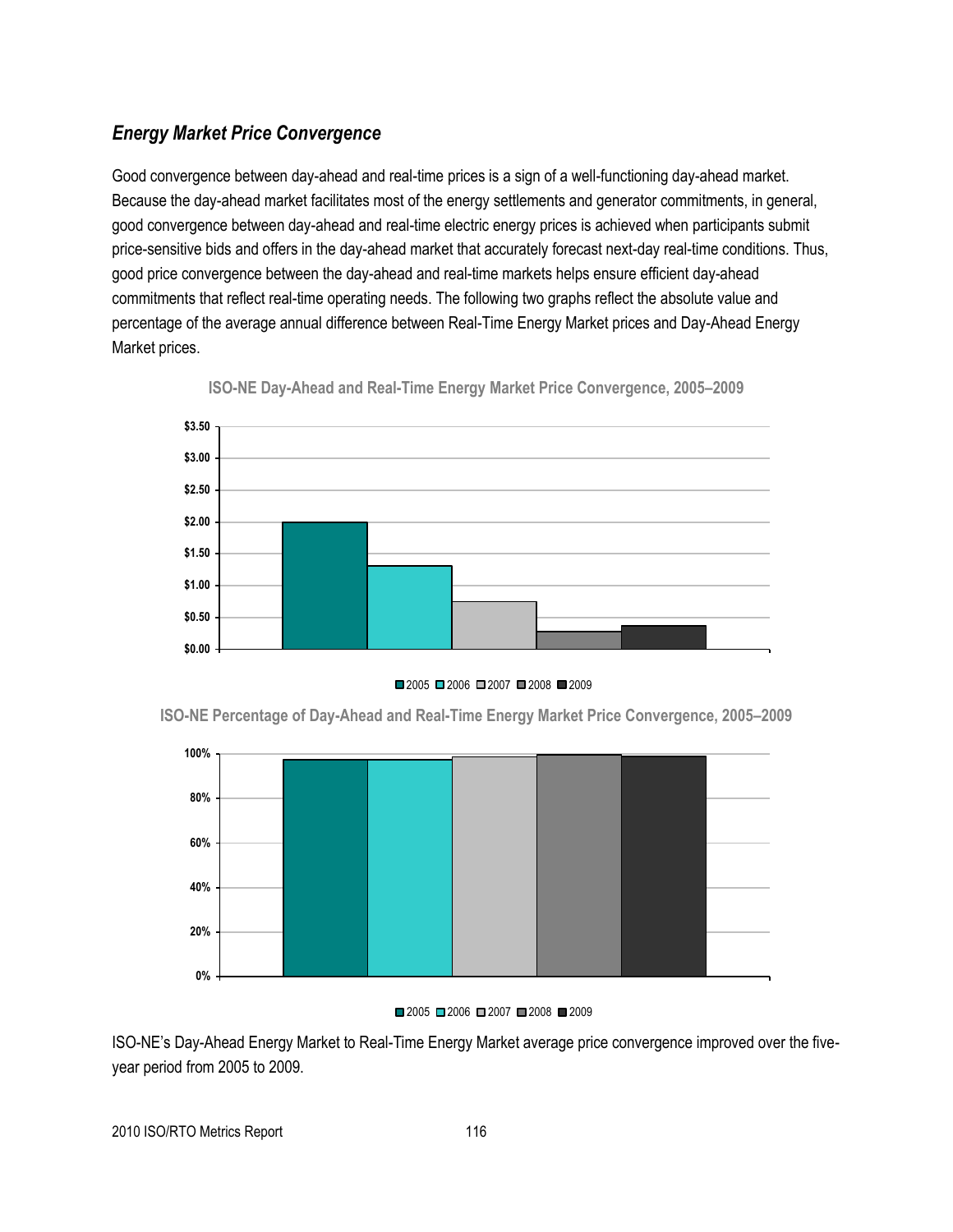### *Energy Market Price Convergence*

Good convergence between day-ahead and real-time prices is a sign of a well-functioning day-ahead market. Because the day-ahead market facilitates most of the energy settlements and generator commitments, in general, good convergence between day-ahead and real-time electric energy prices is achieved when participants submit price-sensitive bids and offers in the day-ahead market that accurately forecast next-day real-time conditions. Thus, good price convergence between the day-ahead and real-time markets helps ensure efficient day-ahead commitments that reflect real-time operating needs. The following two graphs reflect the absolute value and percentage of the average annual difference between Real-Time Energy Market prices and Day-Ahead Energy Market prices.

**ISO-NE Day-Ahead and Real-Time Energy Market Price Convergence, 2005–2009**

**ISO-NE Percentage of Day-Ahead and Real-Time Energy Market Price Convergence, 2005–2009**

ISO-NE's Day-Ahead Energy Market to Real-Time Energy Market average price convergence improved over the five-year period from 2005 to 2009.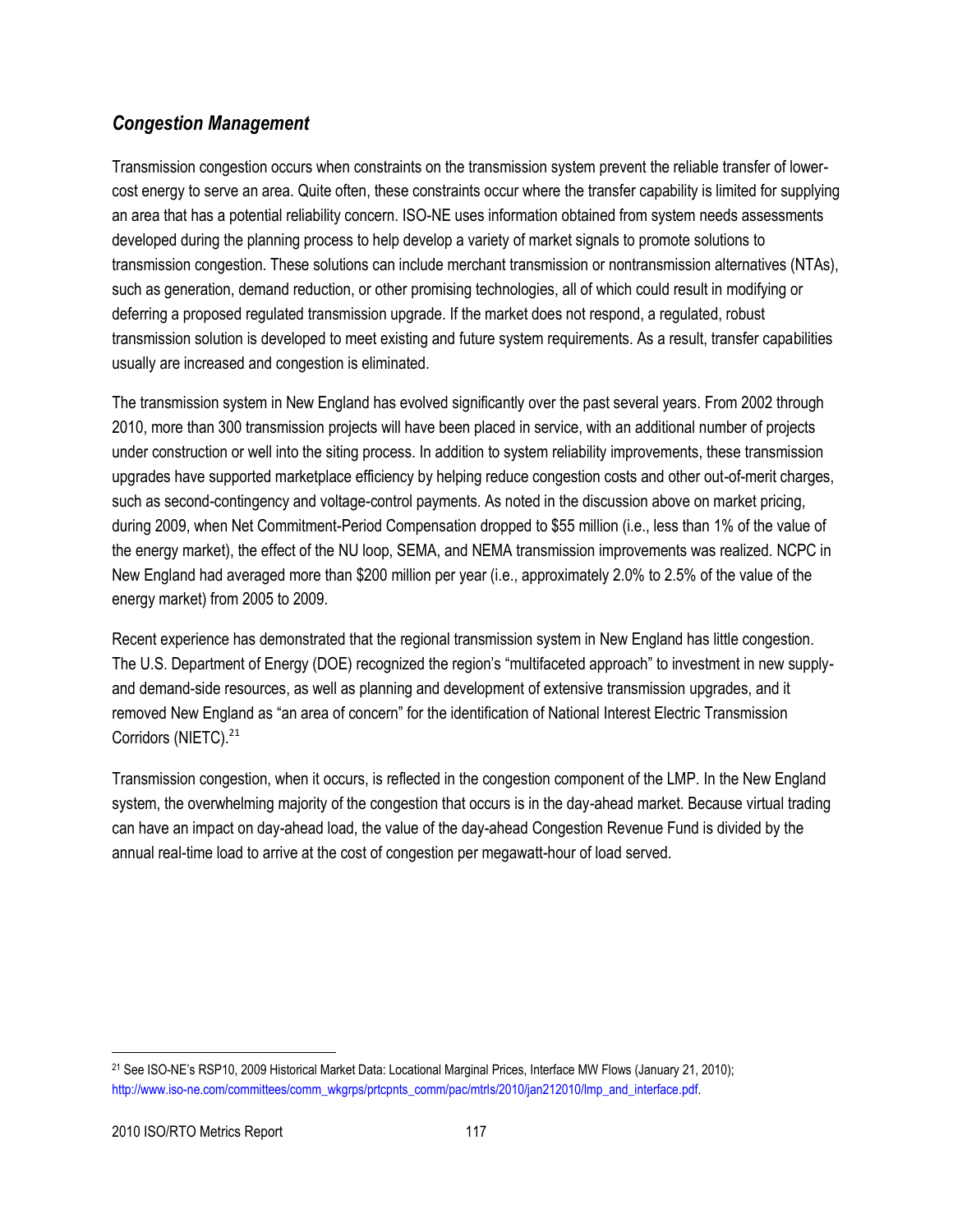### *Congestion Management*

Transmission congestion occurs when constraints on the transmission system prevent the reliable transfer of lower-cost energy to serve an area. Quite often, these constraints occur where the transfer capability is limited for supplying an area that has a potential reliability concern. ISO-NE uses information obtained from system needs assessments developed during the planning process to help develop a variety of market signals to promote solutions to transmission congestion. These solutions can include merchant transmission or nontransmission alternatives (NTAs), such as generation, demand reduction, or other promising technologies, all of which could result in modifying or deferring a proposed regulated transmission upgrade. If the market does not respond, a regulated, robust transmission solution is developed to meet existing and future system requirements. As a result, transfer capabilities usually are increased and congestion is eliminated.

The transmission system in New England has evolved significantly over the past several years. From 2002 through 2010, more than 300 transmission projects will have been placed in service, with an additional number of projects under construction or well into the siting process. In addition to system reliability improvements, these transmission upgrades have supported marketplace efficiency by helping reduce congestion costs and other out-of-merit charges, such as second-contingency and voltage-control payments. As noted in the discussion above on market pricing, during 2009, when Net Commitment-Period Compensation dropped to $55 million (i.e., less than 1% of the value of the energy market), the effect of the NU loop, SEMA, and NEMA transmission improvements was realized. NCPC in New England had averaged more than $200 million per year (i.e., approximately 2.0% to 2.5% of the value of the energy market) from 2005 to 2009.

Recent experience has demonstrated that the regional transmission system in New England has little congestion. The U.S. Department of Energy (DOE) recognized the region's "multifaceted approach" to investment in new supply- and demand-side resources, as well as planning and development of extensive transmission upgrades, and it removed New England as "an area of concern" for the identification of National Interest Electric Transmission Corridors (NIETC).[21]

Transmission congestion, when it occurs, is reflected in the congestion component of the LMP. In the New England system, the overwhelming majority of the congestion that occurs is in the day-ahead market. Because virtual trading can have an impact on day-ahead load, the value of the day-ahead Congestion Revenue Fund is divided by the annual real-time load to arrive at the cost of congestion per megawatt-hour of load served.

---

[21] See ISO-NE's RSP10, 2009 Historical Market Data: Locational Marginal Prices, Interface MW Flows (January 21, 2010); http://www.iso-ne.com/committees/comm_wkgrps/prtcpnts_comm/pac/mtrls/2010/jan212010/lmp_and_interface.pdf.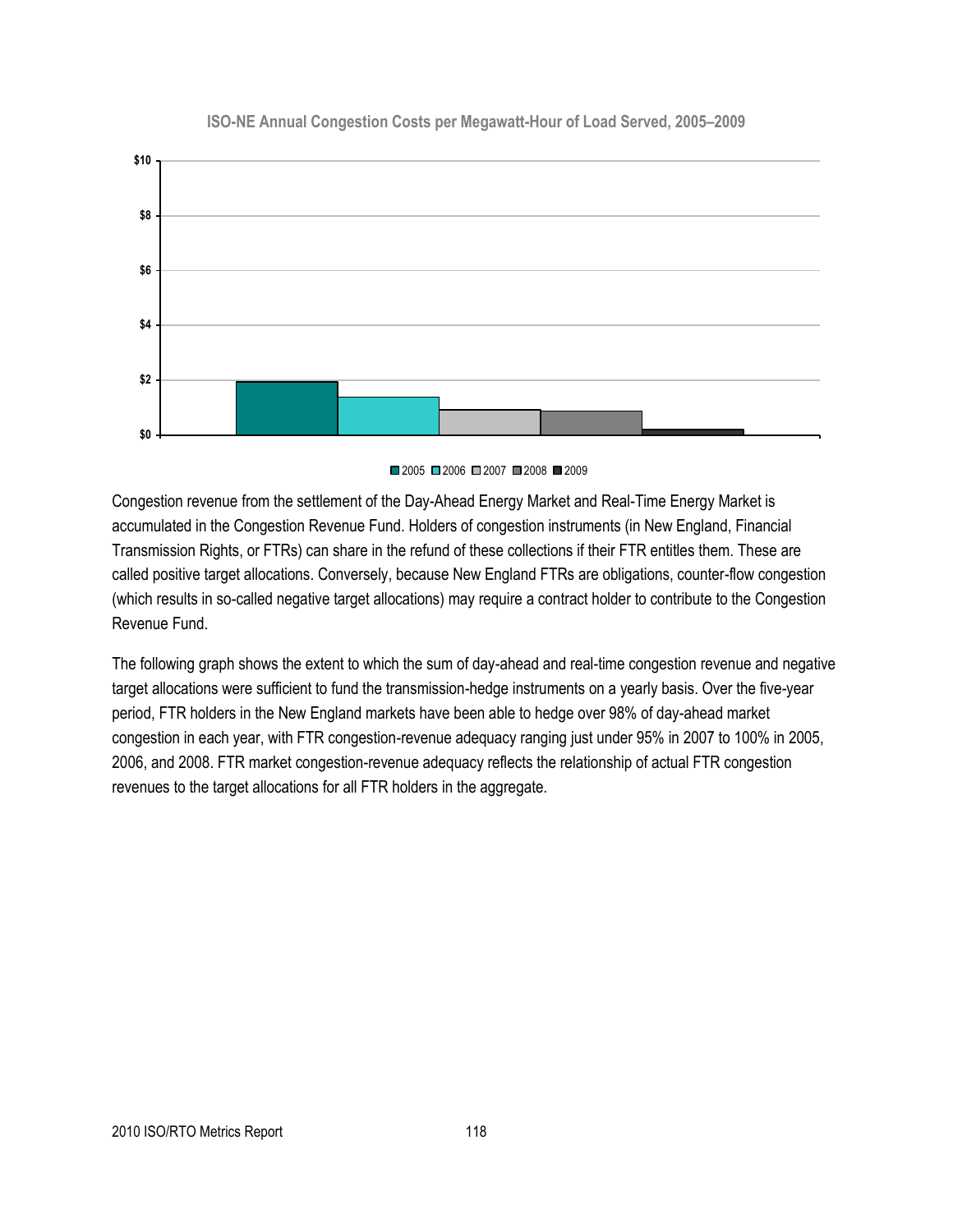**ISO-NE Annual Congestion Costs per Megawatt-Hour of Load Served, 2005–2009**

Congestion revenue from the settlement of the Day-Ahead Energy Market and Real-Time Energy Market is accumulated in the Congestion Revenue Fund. Holders of congestion instruments (in New England, Financial Transmission Rights, or FTRs) can share in the refund of these collections if their FTR entitles them. These are called positive target allocations. Conversely, because New England FTRs are obligations, counter-flow congestion (which results in so-called negative target allocations) may require a contract holder to contribute to the Congestion Revenue Fund.

The following graph shows the extent to which the sum of day-ahead and real-time congestion revenue and negative target allocations were sufficient to fund the transmission-hedge instruments on a yearly basis. Over the five-year period, FTR holders in the New England markets have been able to hedge over 98% of day-ahead market congestion in each year, with FTR congestion-revenue adequacy ranging just under 95% in 2007 to 100% in 2005, 2006, and 2008. FTR market congestion-revenue adequacy reflects the relationship of actual FTR congestion revenues to the target allocations for all FTR holders in the aggregate.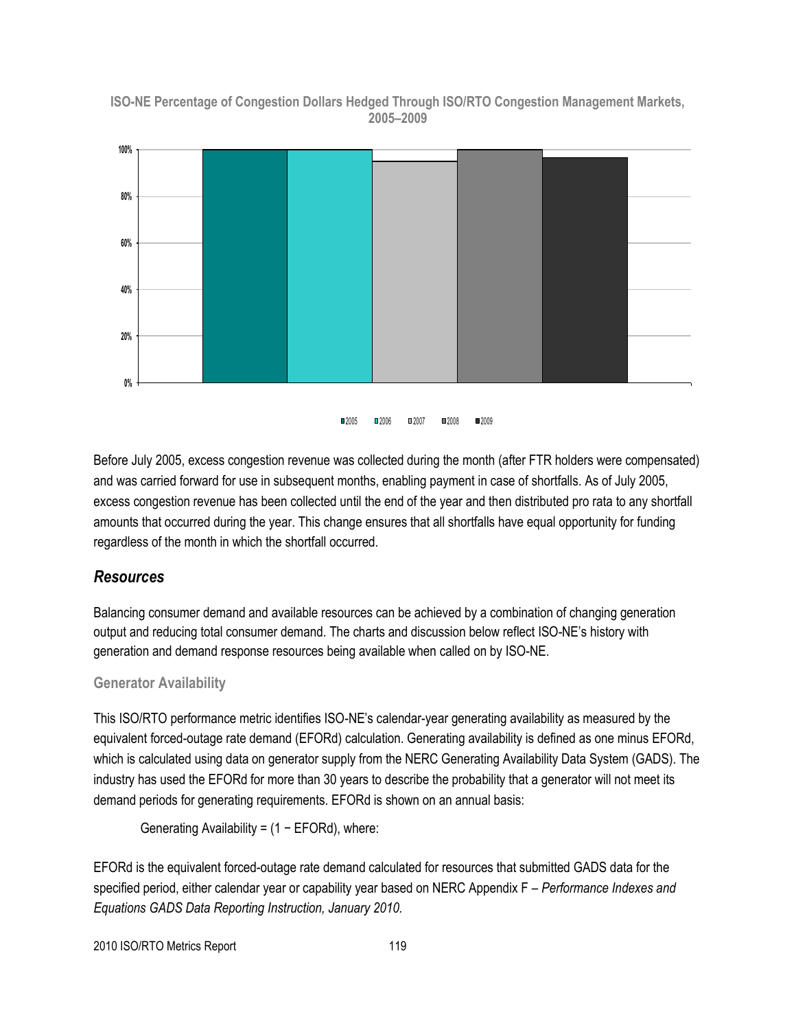**ISO-NE Percentage of Congestion Dollars Hedged Through ISO/RTO Congestion Management Markets, 2005–2009**

Before July 2005, excess congestion revenue was collected during the month (after FTR holders were compensated) and was carried forward for use in subsequent months, enabling payment in case of shortfalls. As of July 2005, excess congestion revenue has been collected until the end of the year and then distributed pro rata to any shortfall amounts that occurred during the year. This change ensures that all shortfalls have equal opportunity for funding regardless of the month in which the shortfall occurred.

## *Resources*

Balancing consumer demand and available resources can be achieved by a combination of changing generation output and reducing total consumer demand. The charts and discussion below reflect ISO-NE's history with generation and demand response resources being available when called on by ISO-NE.

### Generator Availability

This ISO/RTO performance metric identifies ISO-NE's calendar-year generating availability as measured by the equivalent forced-outage rate demand (EFORd) calculation. Generating availability is defined as one minus EFORd, which is calculated using data on generator supply from the NERC Generating Availability Data System (GADS). The industry has used the EFORd for more than 30 years to describe the probability that a generator will not meet its demand periods for generating requirements. EFORd is shown on an annual basis:

Generating Availability = (1 − EFORd), where:

EFORd is the equivalent forced-outage rate demand calculated for resources that submitted GADS data for the specified period, either calendar year or capability year based on NERC Appendix F – *Performance Indexes and Equations GADS Data Reporting Instruction, January 2010.*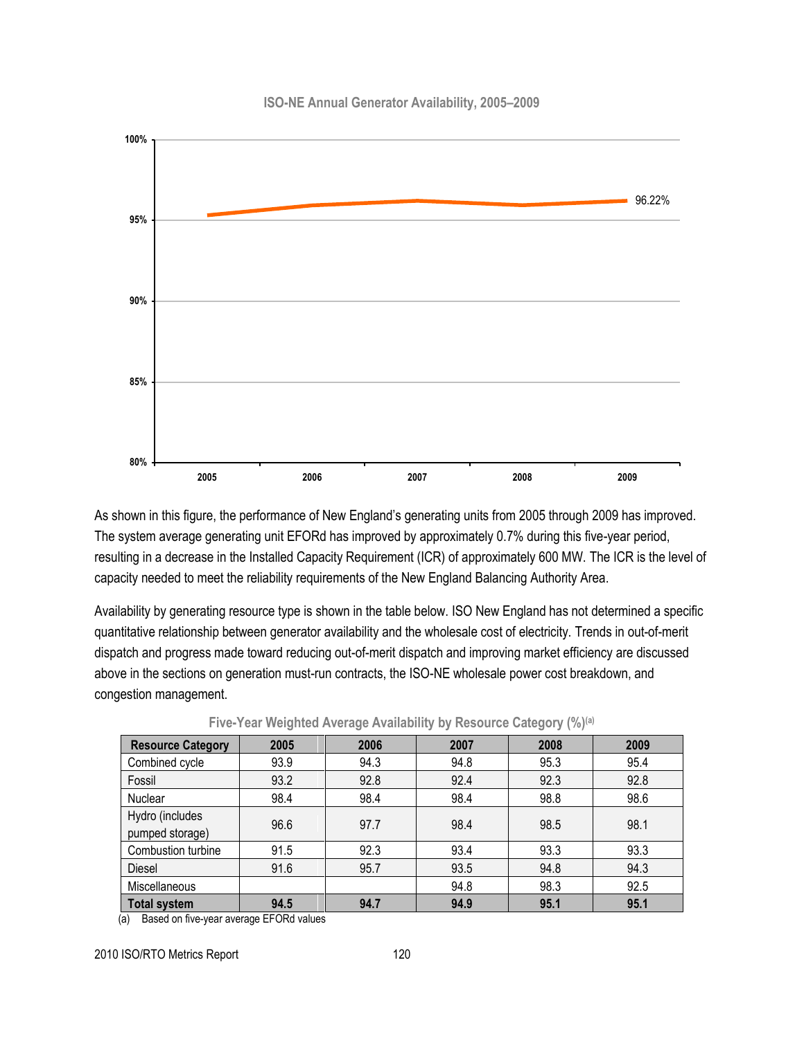**ISO-NE Annual Generator Availability, 2005–2009**

As shown in this figure, the performance of New England's generating units from 2005 through 2009 has improved. The system average generating unit EFORd has improved by approximately 0.7% during this five-year period, resulting in a decrease in the Installed Capacity Requirement (ICR) of approximately 600 MW. The ICR is the level of capacity needed to meet the reliability requirements of the New England Balancing Authority Area.

Availability by generating resource type is shown in the table below. ISO New England has not determined a specific quantitative relationship between generator availability and the wholesale cost of electricity. Trends in out-of-merit dispatch and progress made toward reducing out-of-merit dispatch and improving market efficiency are discussed above in the sections on generation must-run contracts, the ISO-NE wholesale power cost breakdown, and congestion management.

**Five-Year Weighted Average Availability by Resource Category (%)[(a)]**

| Resource Category | 2005 | 2006 | 2007 | 2008 | 2009 |
|---|---|---|---|---|---|
| Combined cycle | 93.9 | 94.3 | 94.8 | 95.3 | 95.4 |
| Fossil | 93.2 | 92.8 | 92.4 | 92.3 | 92.8 |
| Nuclear | 98.4 | 98.4 | 98.4 | 98.8 | 98.6 |
| Hydro (includes pumped storage) | 96.6 | 97.7 | 98.4 | 98.5 | 98.1 |
| Combustion turbine | 91.5 | 92.3 | 93.4 | 93.3 | 93.3 |
| Diesel | 91.6 | 95.7 | 93.5 | 94.8 | 94.3 |
| Miscellaneous | | | 94.8 | 98.3 | 92.5 |
| **Total system** | **94.5** | **94.7** | **94.9** | **95.1** | **95.1** |

(a) Based on five-year average EFORd values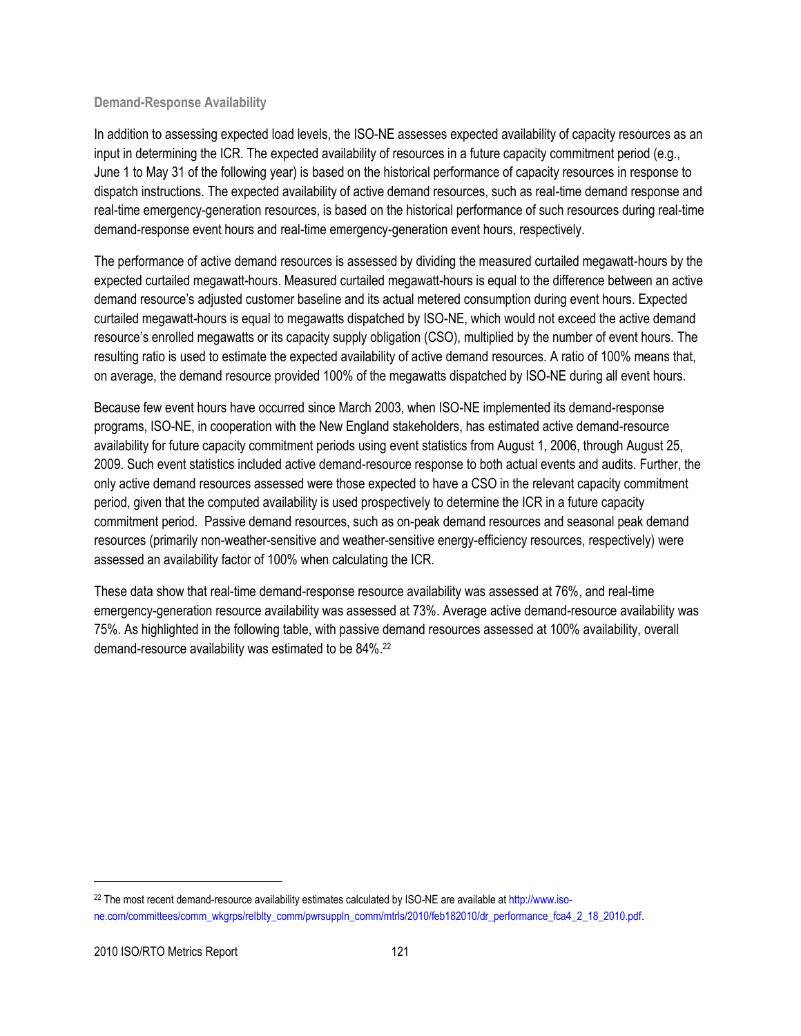### Demand-Response Availability

In addition to assessing expected load levels, the ISO-NE assesses expected availability of capacity resources as an input in determining the ICR. The expected availability of resources in a future capacity commitment period (e.g., June 1 to May 31 of the following year) is based on the historical performance of capacity resources in response to dispatch instructions. The expected availability of active demand resources, such as real-time demand response and real-time emergency-generation resources, is based on the historical performance of such resources during real-time demand-response event hours and real-time emergency-generation event hours, respectively.

The performance of active demand resources is assessed by dividing the measured curtailed megawatt-hours by the expected curtailed megawatt-hours. Measured curtailed megawatt-hours is equal to the difference between an active demand resource's adjusted customer baseline and its actual metered consumption during event hours. Expected curtailed megawatt-hours is equal to megawatts dispatched by ISO-NE, which would not exceed the active demand resource's enrolled megawatts or its capacity supply obligation (CSO), multiplied by the number of event hours. The resulting ratio is used to estimate the expected availability of active demand resources. A ratio of 100% means that, on average, the demand resource provided 100% of the megawatts dispatched by ISO-NE during all event hours.

Because few event hours have occurred since March 2003, when ISO-NE implemented its demand-response programs, ISO-NE, in cooperation with the New England stakeholders, has estimated active demand-resource availability for future capacity commitment periods using event statistics from August 1, 2006, through August 25, 2009. Such event statistics included active demand-resource response to both actual events and audits. Further, the only active demand resources assessed were those expected to have a CSO in the relevant capacity commitment period, given that the computed availability is used prospectively to determine the ICR in a future capacity commitment period. Passive demand resources, such as on-peak demand resources and seasonal peak demand resources (primarily non-weather-sensitive and weather-sensitive energy-efficiency resources, respectively) were assessed an availability factor of 100% when calculating the ICR.

These data show that real-time demand-response resource availability was assessed at 76%, and real-time emergency-generation resource availability was assessed at 73%. Average active demand-resource availability was 75%. As highlighted in the following table, with passive demand resources assessed at 100% availability, overall demand-resource availability was estimated to be 84%.[22]

[22] The most recent demand-resource availability estimates calculated by ISO-NE are available at http://www.iso-ne.com/committees/comm_wkgrps/relblty_comm/pwrsuppln_comm/mtrls/2010/feb182010/dr_performance_fca4_2_18_2010.pdf.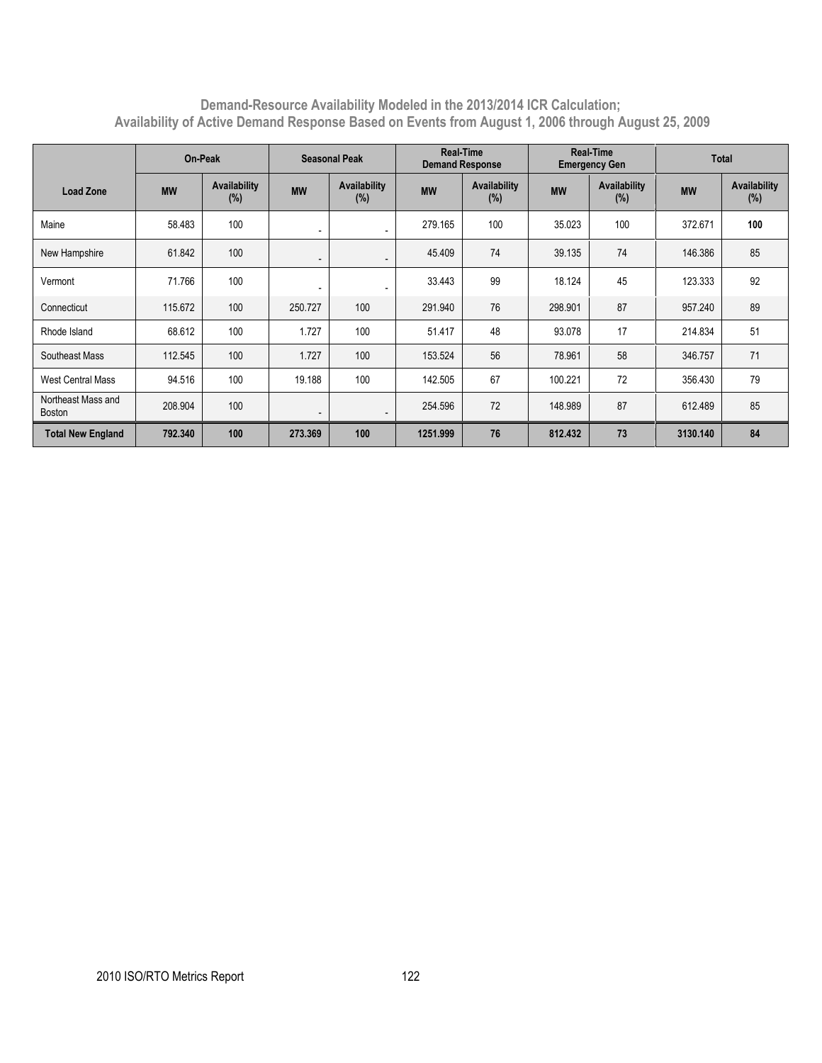**Demand-Resource Availability Modeled in the 2013/2014 ICR Calculation; Availability of Active Demand Response Based on Events from August 1, 2006 through August 25, 2009**

| | On-Peak | | Seasonal Peak | | Real-Time Demand Response | | Real-Time Emergency Gen | | Total | |
|---|---|---|---|---|---|---|---|---|---|---|
| **Load Zone** | **MW** | **Availability (%)** | **MW** | **Availability (%)** | **MW** | **Availability (%)** | **MW** | **Availability (%)** | **MW** | **Availability (%)** |
| Maine | 58.483 | 100 | - | - | 279.165 | 100 | 35.023 | 100 | 372.671 | **100** |
| New Hampshire | 61.842 | 100 | - | - | 45.409 | 74 | 39.135 | 74 | 146.386 | 85 |
| Vermont | 71.766 | 100 | - | - | 33.443 | 99 | 18.124 | 45 | 123.333 | 92 |
| Connecticut | 115.672 | 100 | 250.727 | 100 | 291.940 | 76 | 298.901 | 87 | 957.240 | 89 |
| Rhode Island | 68.612 | 100 | 1.727 | 100 | 51.417 | 48 | 93.078 | 17 | 214.834 | 51 |
| Southeast Mass | 112.545 | 100 | 1.727 | 100 | 153.524 | 56 | 78.961 | 58 | 346.757 | 71 |
| West Central Mass | 94.516 | 100 | 19.188 | 100 | 142.505 | 67 | 100.221 | 72 | 356.430 | 79 |
| Northeast Mass and Boston | 208.904 | 100 | - | - | 254.596 | 72 | 148.989 | 87 | 612.489 | 85 |
| **Total New England** | **792.340** | **100** | **273.369** | **100** | **1251.999** | **76** | **812.432** | **73** | **3130.140** | **84** |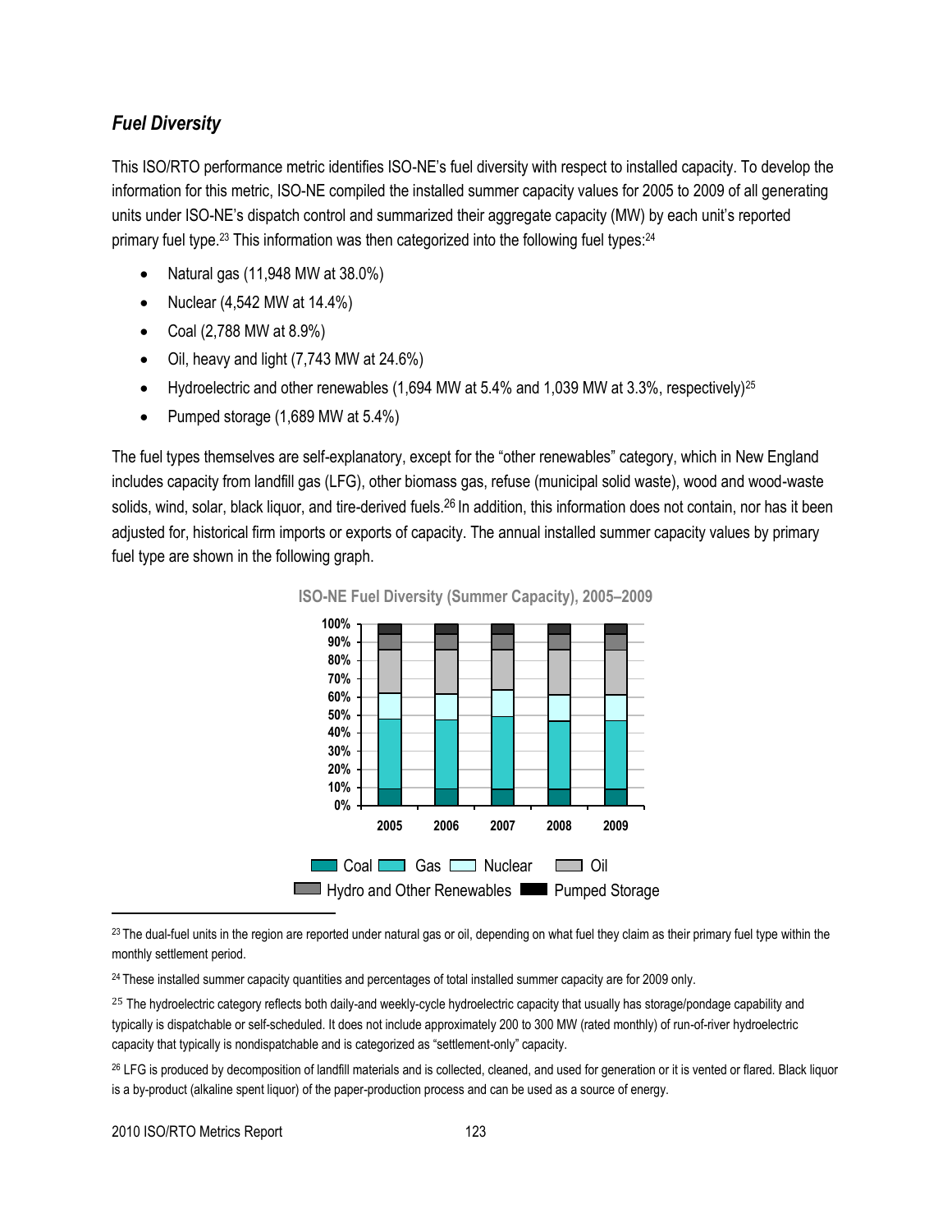### *Fuel Diversity*

This ISO/RTO performance metric identifies ISO-NE's fuel diversity with respect to installed capacity. To develop the information for this metric, ISO-NE compiled the installed summer capacity values for 2005 to 2009 of all generating units under ISO-NE's dispatch control and summarized their aggregate capacity (MW) by each unit's reported primary fuel type.[23] This information was then categorized into the following fuel types:[24]

- Natural gas (11,948 MW at 38.0%)
- Nuclear (4,542 MW at 14.4%)
- Coal (2,788 MW at 8.9%)
- Oil, heavy and light (7,743 MW at 24.6%)
- Hydroelectric and other renewables (1,694 MW at 5.4% and 1,039 MW at 3.3%, respectively)[25]
- Pumped storage (1,689 MW at 5.4%)

The fuel types themselves are self-explanatory, except for the "other renewables" category, which in New England includes capacity from landfill gas (LFG), other biomass gas, refuse (municipal solid waste), wood and wood-waste solids, wind, solar, black liquor, and tire-derived fuels.[26] In addition, this information does not contain, nor has it been adjusted for, historical firm imports or exports of capacity. The annual installed summer capacity values by primary fuel type are shown in the following graph.

**ISO-NE Fuel Diversity (Summer Capacity), 2005–2009**

Coal | Gas | Nuclear | Oil | Hydro and Other Renewables | Pumped Storage

---

[23] The dual-fuel units in the region are reported under natural gas or oil, depending on what fuel they claim as their primary fuel type within the monthly settlement period.

[24] These installed summer capacity quantities and percentages of total installed summer capacity are for 2009 only.

[25] The hydroelectric category reflects both daily-and weekly-cycle hydroelectric capacity that usually has storage/pondage capability and typically is dispatchable or self-scheduled. It does not include approximately 200 to 300 MW (rated monthly) of run-of-river hydroelectric capacity that typically is nondispatchable and is categorized as "settlement-only" capacity.

[26] LFG is produced by decomposition of landfill materials and is collected, cleaned, and used for generation or it is vented or flared. Black liquor is a by-product (alkaline spent liquor) of the paper-production process and can be used as a source of energy.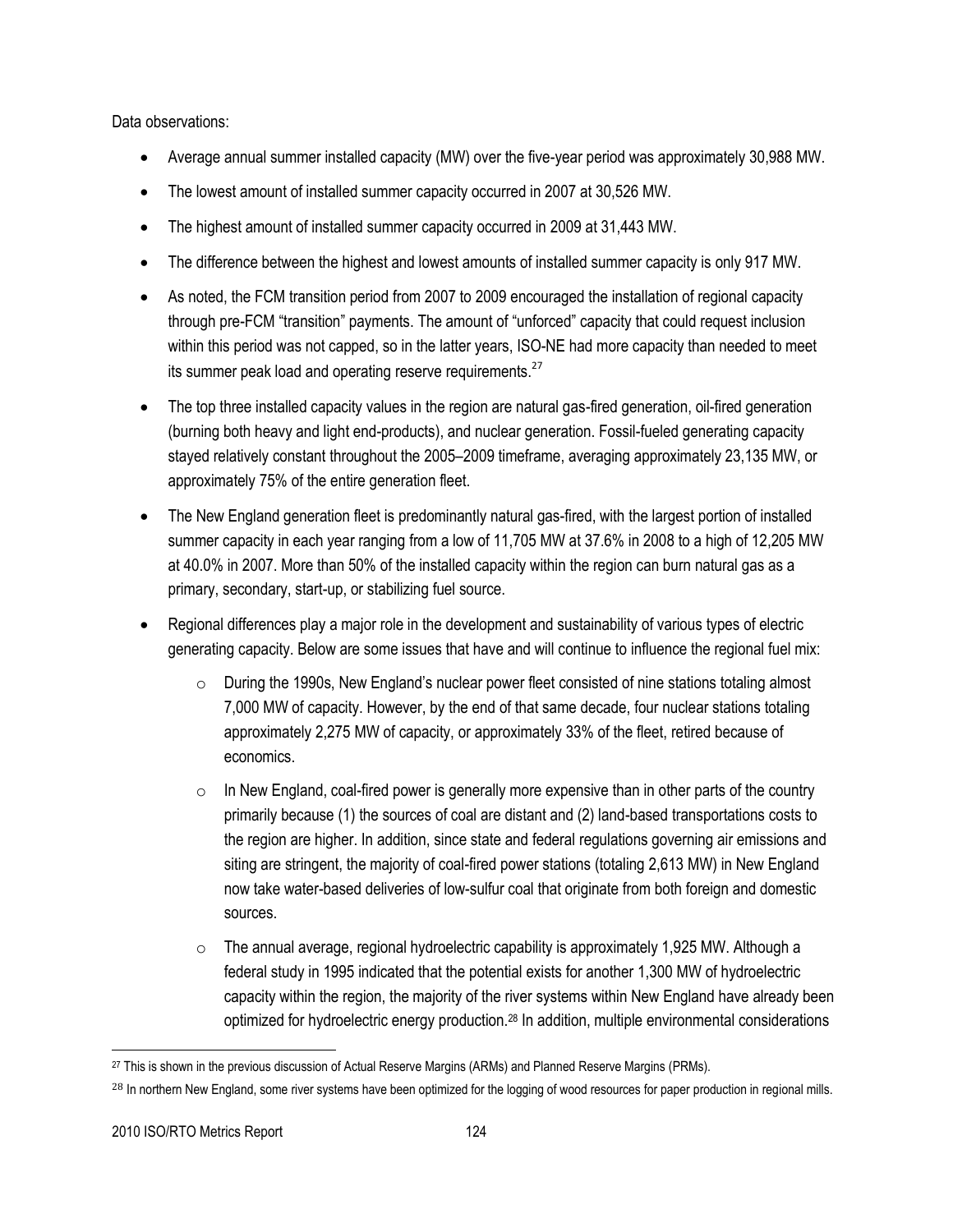Data observations:

- Average annual summer installed capacity (MW) over the five-year period was approximately 30,988 MW.
- The lowest amount of installed summer capacity occurred in 2007 at 30,526 MW.
- The highest amount of installed summer capacity occurred in 2009 at 31,443 MW.
- The difference between the highest and lowest amounts of installed summer capacity is only 917 MW.
- As noted, the FCM transition period from 2007 to 2009 encouraged the installation of regional capacity through pre-FCM "transition" payments. The amount of "unforced" capacity that could request inclusion within this period was not capped, so in the latter years, ISO-NE had more capacity than needed to meet its summer peak load and operating reserve requirements.[27]
- The top three installed capacity values in the region are natural gas-fired generation, oil-fired generation (burning both heavy and light end-products), and nuclear generation. Fossil-fueled generating capacity stayed relatively constant throughout the 2005–2009 timeframe, averaging approximately 23,135 MW, or approximately 75% of the entire generation fleet.
- The New England generation fleet is predominantly natural gas-fired, with the largest portion of installed summer capacity in each year ranging from a low of 11,705 MW at 37.6% in 2008 to a high of 12,205 MW at 40.0% in 2007. More than 50% of the installed capacity within the region can burn natural gas as a primary, secondary, start-up, or stabilizing fuel source.
- Regional differences play a major role in the development and sustainability of various types of electric generating capacity. Below are some issues that have and will continue to influence the regional fuel mix:
    - During the 1990s, New England's nuclear power fleet consisted of nine stations totaling almost 7,000 MW of capacity. However, by the end of that same decade, four nuclear stations totaling approximately 2,275 MW of capacity, or approximately 33% of the fleet, retired because of economics.
    - In New England, coal-fired power is generally more expensive than in other parts of the country primarily because (1) the sources of coal are distant and (2) land-based transportations costs to the region are higher. In addition, since state and federal regulations governing air emissions and siting are stringent, the majority of coal-fired power stations (totaling 2,613 MW) in New England now take water-based deliveries of low-sulfur coal that originate from both foreign and domestic sources.
    - The annual average, regional hydroelectric capability is approximately 1,925 MW. Although a federal study in 1995 indicated that the potential exists for another 1,300 MW of hydroelectric capacity within the region, the majority of the river systems within New England have already been optimized for hydroelectric energy production.[28] In addition, multiple environmental considerations

[27] This is shown in the previous discussion of Actual Reserve Margins (ARMs) and Planned Reserve Margins (PRMs).

[28] In northern New England, some river systems have been optimized for the logging of wood resources for paper production in regional mills.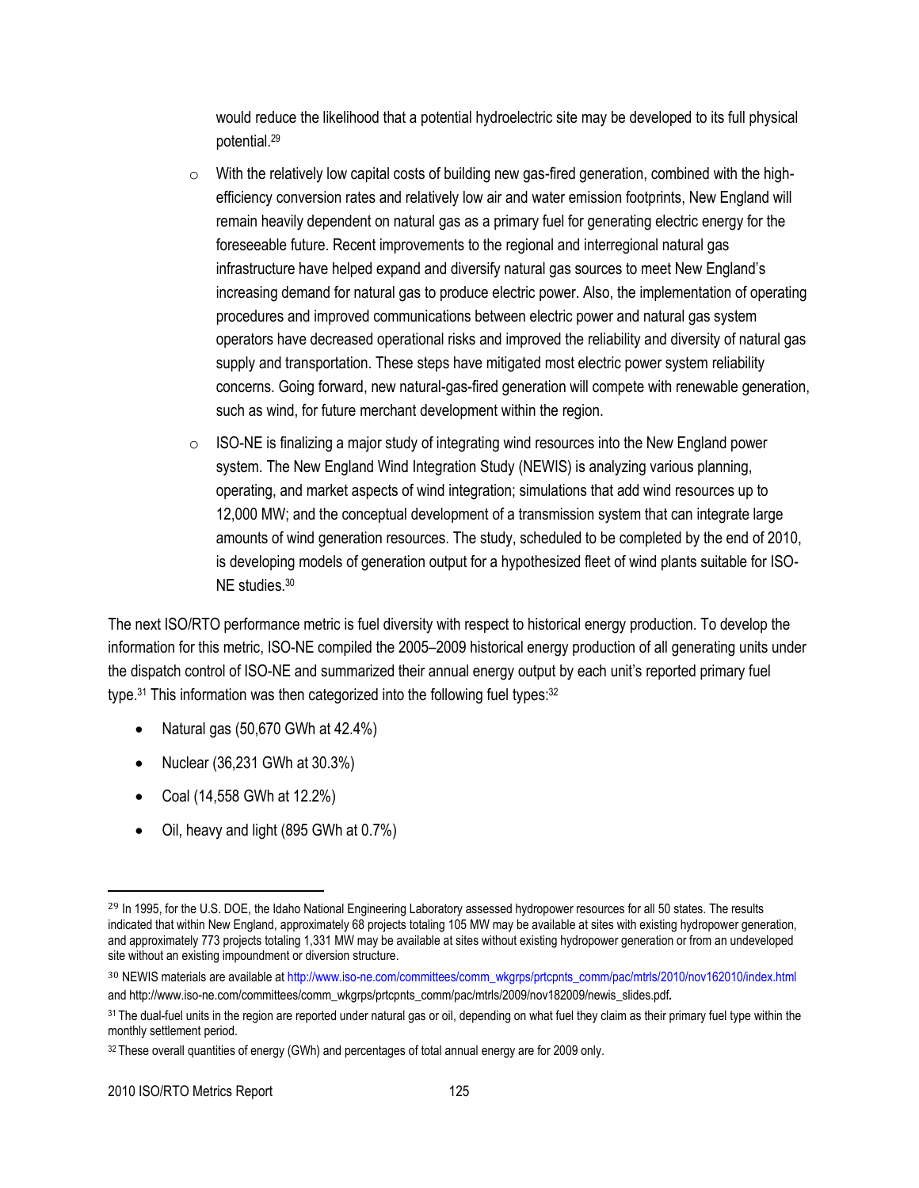would reduce the likelihood that a potential hydroelectric site may be developed to its full physical potential.[29]

- With the relatively low capital costs of building new gas-fired generation, combined with the high-efficiency conversion rates and relatively low air and water emission footprints, New England will remain heavily dependent on natural gas as a primary fuel for generating electric energy for the foreseeable future. Recent improvements to the regional and interregional natural gas infrastructure have helped expand and diversify natural gas sources to meet New England's increasing demand for natural gas to produce electric power. Also, the implementation of operating procedures and improved communications between electric power and natural gas system operators have decreased operational risks and improved the reliability and diversity of natural gas supply and transportation. These steps have mitigated most electric power system reliability concerns. Going forward, new natural-gas-fired generation will compete with renewable generation, such as wind, for future merchant development within the region.
- ISO-NE is finalizing a major study of integrating wind resources into the New England power system. The New England Wind Integration Study (NEWIS) is analyzing various planning, operating, and market aspects of wind integration; simulations that add wind resources up to 12,000 MW; and the conceptual development of a transmission system that can integrate large amounts of wind generation resources. The study, scheduled to be completed by the end of 2010, is developing models of generation output for a hypothesized fleet of wind plants suitable for ISO-NE studies.[30]

The next ISO/RTO performance metric is fuel diversity with respect to historical energy production. To develop the information for this metric, ISO-NE compiled the 2005–2009 historical energy production of all generating units under the dispatch control of ISO-NE and summarized their annual energy output by each unit's reported primary fuel type.[31] This information was then categorized into the following fuel types:[32]

- Natural gas (50,670 GWh at 42.4%)
- Nuclear (36,231 GWh at 30.3%)
- Coal (14,558 GWh at 12.2%)
- Oil, heavy and light (895 GWh at 0.7%)

---

[29] In 1995, for the U.S. DOE, the Idaho National Engineering Laboratory assessed hydropower resources for all 50 states. The results indicated that within New England, approximately 68 projects totaling 105 MW may be available at sites with existing hydropower generation, and approximately 773 projects totaling 1,331 MW may be available at sites without existing hydropower generation or from an undeveloped site without an existing impoundment or diversion structure.

[30] NEWIS materials are available at http://www.iso-ne.com/committees/comm_wkgrps/prtcpnts_comm/pac/mtrls/2010/nov162010/index.html and http://www.iso-ne.com/committees/comm_wkgrps/prtcpnts_comm/pac/mtrls/2009/nov182009/newis_slides.pdf.

[31] The dual-fuel units in the region are reported under natural gas or oil, depending on what fuel they claim as their primary fuel type within the monthly settlement period.

[32] These overall quantities of energy (GWh) and percentages of total annual energy are for 2009 only.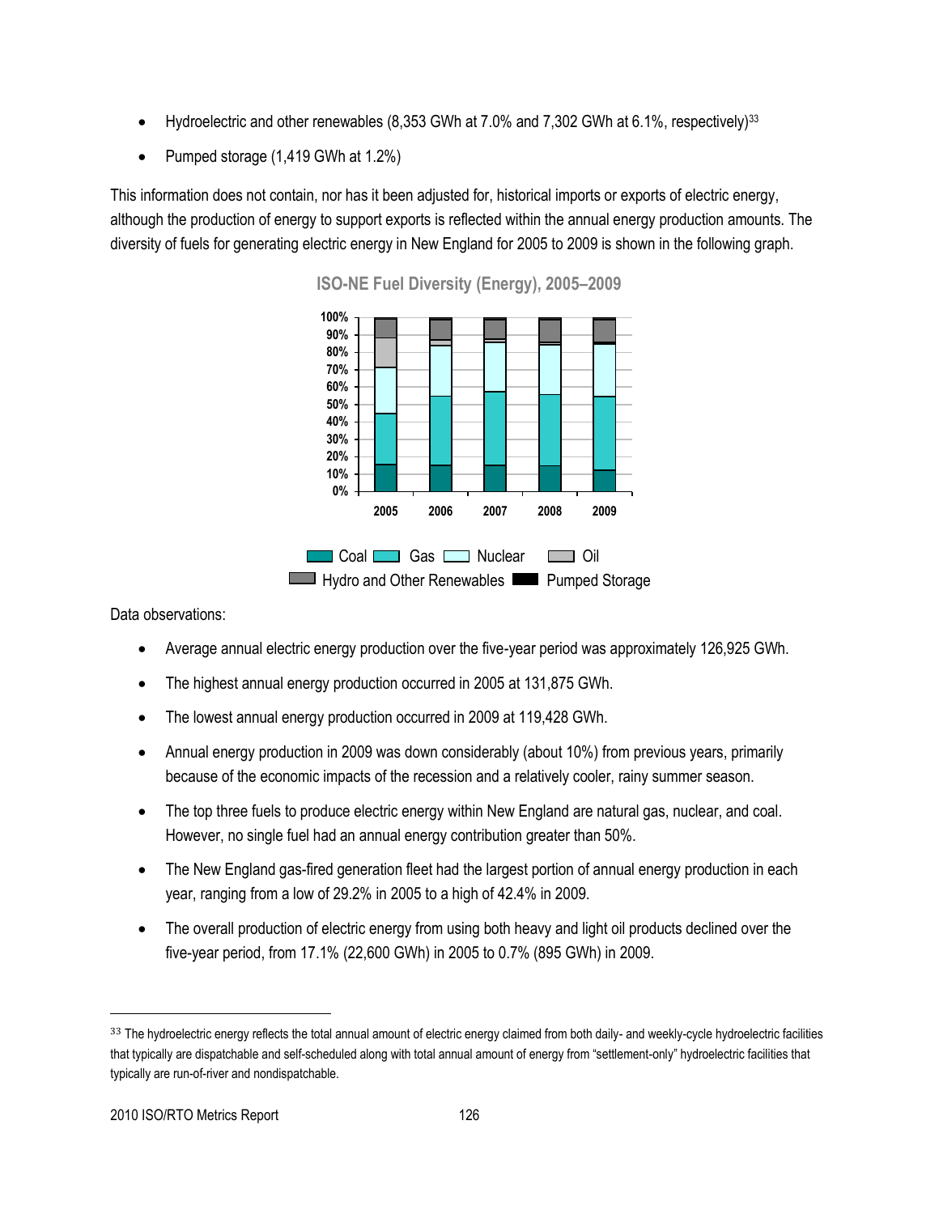- Hydroelectric and other renewables (8,353 GWh at 7.0% and 7,302 GWh at 6.1%, respectively)[33]
- Pumped storage (1,419 GWh at 1.2%)

This information does not contain, nor has it been adjusted for, historical imports or exports of electric energy, although the production of energy to support exports is reflected within the annual energy production amounts. The diversity of fuels for generating electric energy in New England for 2005 to 2009 is shown in the following graph.

**ISO-NE Fuel Diversity (Energy), 2005–2009**

Data observations:

- Average annual electric energy production over the five-year period was approximately 126,925 GWh.
- The highest annual energy production occurred in 2005 at 131,875 GWh.
- The lowest annual energy production occurred in 2009 at 119,428 GWh.
- Annual energy production in 2009 was down considerably (about 10%) from previous years, primarily because of the economic impacts of the recession and a relatively cooler, rainy summer season.
- The top three fuels to produce electric energy within New England are natural gas, nuclear, and coal. However, no single fuel had an annual energy contribution greater than 50%.
- The New England gas-fired generation fleet had the largest portion of annual energy production in each year, ranging from a low of 29.2% in 2005 to a high of 42.4% in 2009.
- The overall production of electric energy from using both heavy and light oil products declined over the five-year period, from 17.1% (22,600 GWh) in 2005 to 0.7% (895 GWh) in 2009.

[33] The hydroelectric energy reflects the total annual amount of electric energy claimed from both daily- and weekly-cycle hydroelectric facilities that typically are dispatchable and self-scheduled along with total annual amount of energy from "settlement-only" hydroelectric facilities that typically are run-of-river and nondispatchable.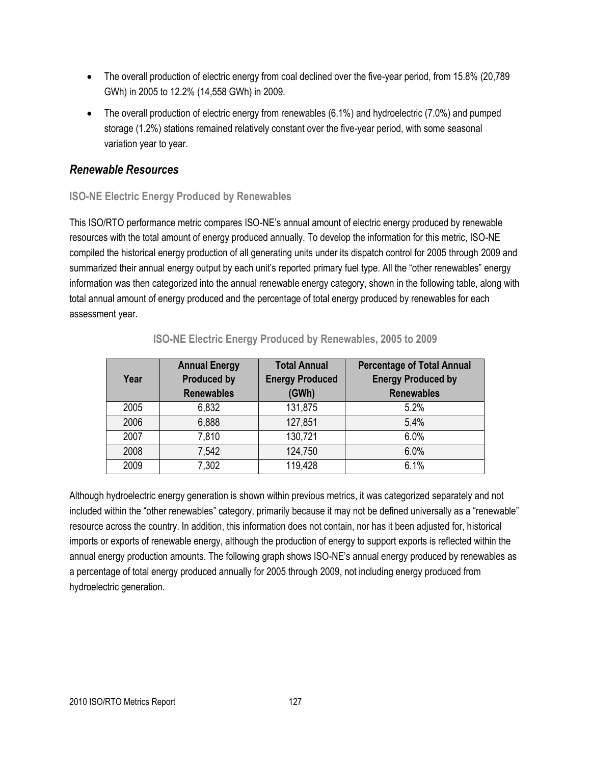- The overall production of electric energy from coal declined over the five-year period, from 15.8% (20,789 GWh) in 2005 to 12.2% (14,558 GWh) in 2009.
- The overall production of electric energy from renewables (6.1%) and hydroelectric (7.0%) and pumped storage (1.2%) stations remained relatively constant over the five-year period, with some seasonal variation year to year.

## *Renewable Resources*

### ISO-NE Electric Energy Produced by Renewables

This ISO/RTO performance metric compares ISO-NE's annual amount of electric energy produced by renewable resources with the total amount of energy produced annually. To develop the information for this metric, ISO-NE compiled the historical energy production of all generating units under its dispatch control for 2005 through 2009 and summarized their annual energy output by each unit's reported primary fuel type. All the "other renewables" energy information was then categorized into the annual renewable energy category, shown in the following table, along with total annual amount of energy produced and the percentage of total energy produced by renewables for each assessment year.

**ISO-NE Electric Energy Produced by Renewables, 2005 to 2009**

| Year | Annual Energy Produced by Renewables | Total Annual Energy Produced (GWh) | Percentage of Total Annual Energy Produced by Renewables |
|---|---|---|---|
| 2005 | 6,832 | 131,875 | 5.2% |
| 2006 | 6,888 | 127,851 | 5.4% |
| 2007 | 7,810 | 130,721 | 6.0% |
| 2008 | 7,542 | 124,750 | 6.0% |
| 2009 | 7,302 | 119,428 | 6.1% |

Although hydroelectric energy generation is shown within previous metrics, it was categorized separately and not included within the "other renewables" category, primarily because it may not be defined universally as a "renewable" resource across the country. In addition, this information does not contain, nor has it been adjusted for, historical imports or exports of renewable energy, although the production of energy to support exports is reflected within the annual energy production amounts. The following graph shows ISO-NE's annual energy produced by renewables as a percentage of total energy produced annually for 2005 through 2009, not including energy produced from hydroelectric generation.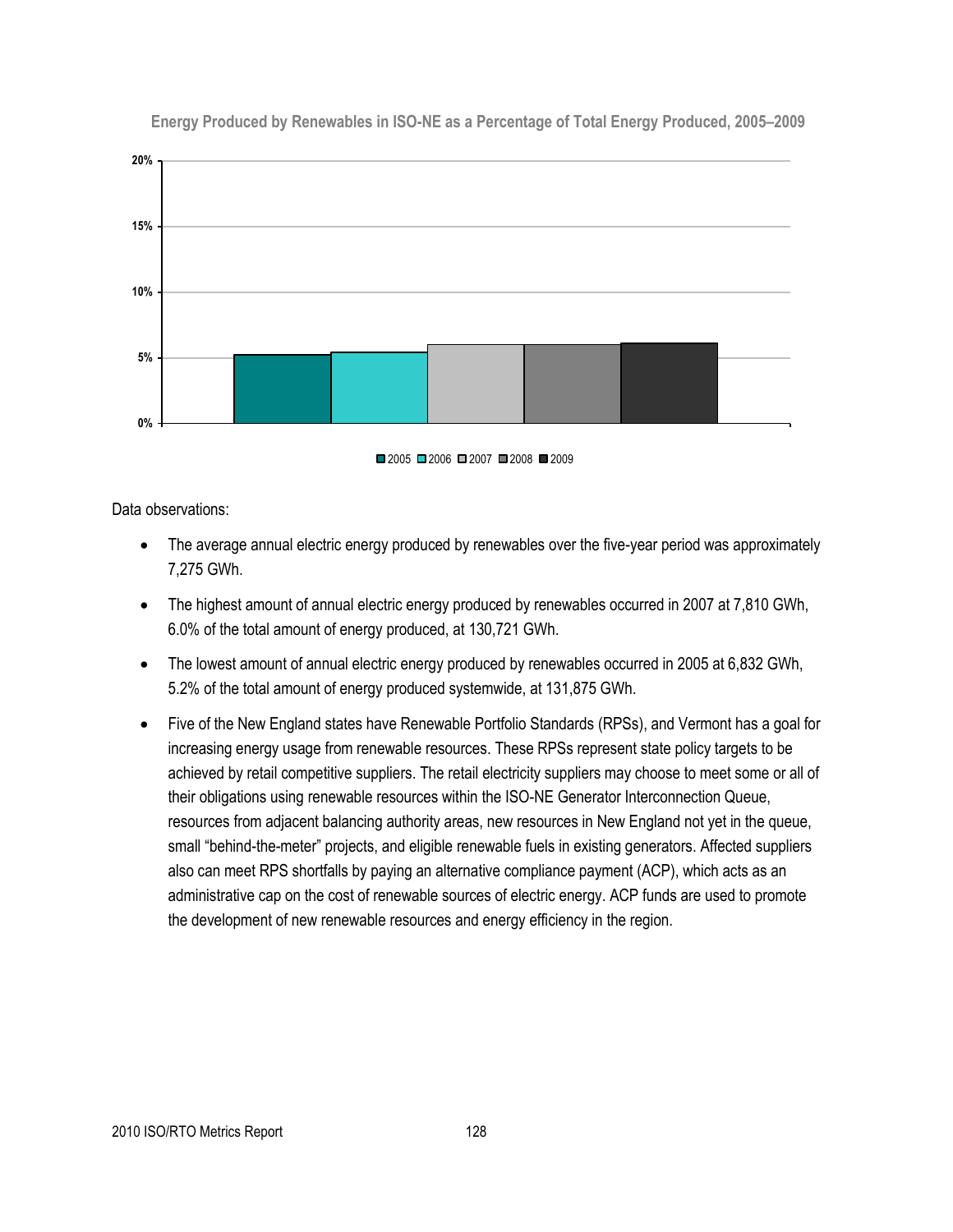**Energy Produced by Renewables in ISO-NE as a Percentage of Total Energy Produced, 2005–2009**

Data observations:

- The average annual electric energy produced by renewables over the five-year period was approximately 7,275 GWh.
- The highest amount of annual electric energy produced by renewables occurred in 2007 at 7,810 GWh, 6.0% of the total amount of energy produced, at 130,721 GWh.
- The lowest amount of annual electric energy produced by renewables occurred in 2005 at 6,832 GWh, 5.2% of the total amount of energy produced systemwide, at 131,875 GWh.
- Five of the New England states have Renewable Portfolio Standards (RPSs), and Vermont has a goal for increasing energy usage from renewable resources. These RPSs represent state policy targets to be achieved by retail competitive suppliers. The retail electricity suppliers may choose to meet some or all of their obligations using renewable resources within the ISO-NE Generator Interconnection Queue, resources from adjacent balancing authority areas, new resources in New England not yet in the queue, small "behind-the-meter" projects, and eligible renewable fuels in existing generators. Affected suppliers also can meet RPS shortfalls by paying an alternative compliance payment (ACP), which acts as an administrative cap on the cost of renewable sources of electric energy. ACP funds are used to promote the development of new renewable resources and energy efficiency in the region.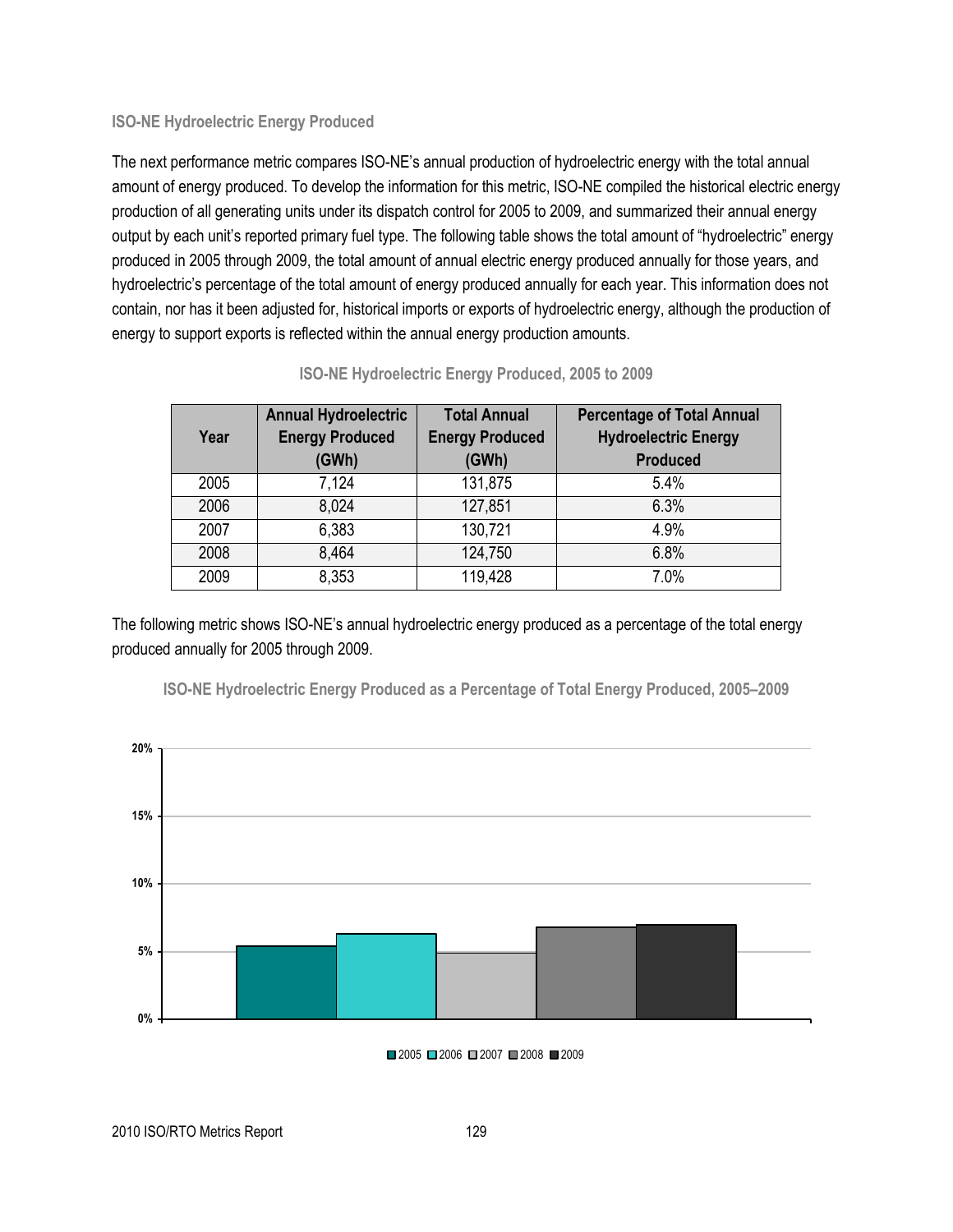### ISO-NE Hydroelectric Energy Produced

The next performance metric compares ISO-NE's annual production of hydroelectric energy with the total annual amount of energy produced. To develop the information for this metric, ISO-NE compiled the historical electric energy production of all generating units under its dispatch control for 2005 to 2009, and summarized their annual energy output by each unit's reported primary fuel type. The following table shows the total amount of "hydroelectric" energy produced in 2005 through 2009, the total amount of annual electric energy produced annually for those years, and hydroelectric's percentage of the total amount of energy produced annually for each year. This information does not contain, nor has it been adjusted for, historical imports or exports of hydroelectric energy, although the production of energy to support exports is reflected within the annual energy production amounts.

**ISO-NE Hydroelectric Energy Produced, 2005 to 2009**

| Year | Annual Hydroelectric Energy Produced (GWh) | Total Annual Energy Produced (GWh) | Percentage of Total Annual Hydroelectric Energy Produced |
|---|---|---|---|
| 2005 | 7,124 | 131,875 | 5.4% |
| 2006 | 8,024 | 127,851 | 6.3% |
| 2007 | 6,383 | 130,721 | 4.9% |
| 2008 | 8,464 | 124,750 | 6.8% |
| 2009 | 8,353 | 119,428 | 7.0% |

The following metric shows ISO-NE's annual hydroelectric energy produced as a percentage of the total energy produced annually for 2005 through 2009.

**ISO-NE Hydroelectric Energy Produced as a Percentage of Total Energy Produced, 2005–2009**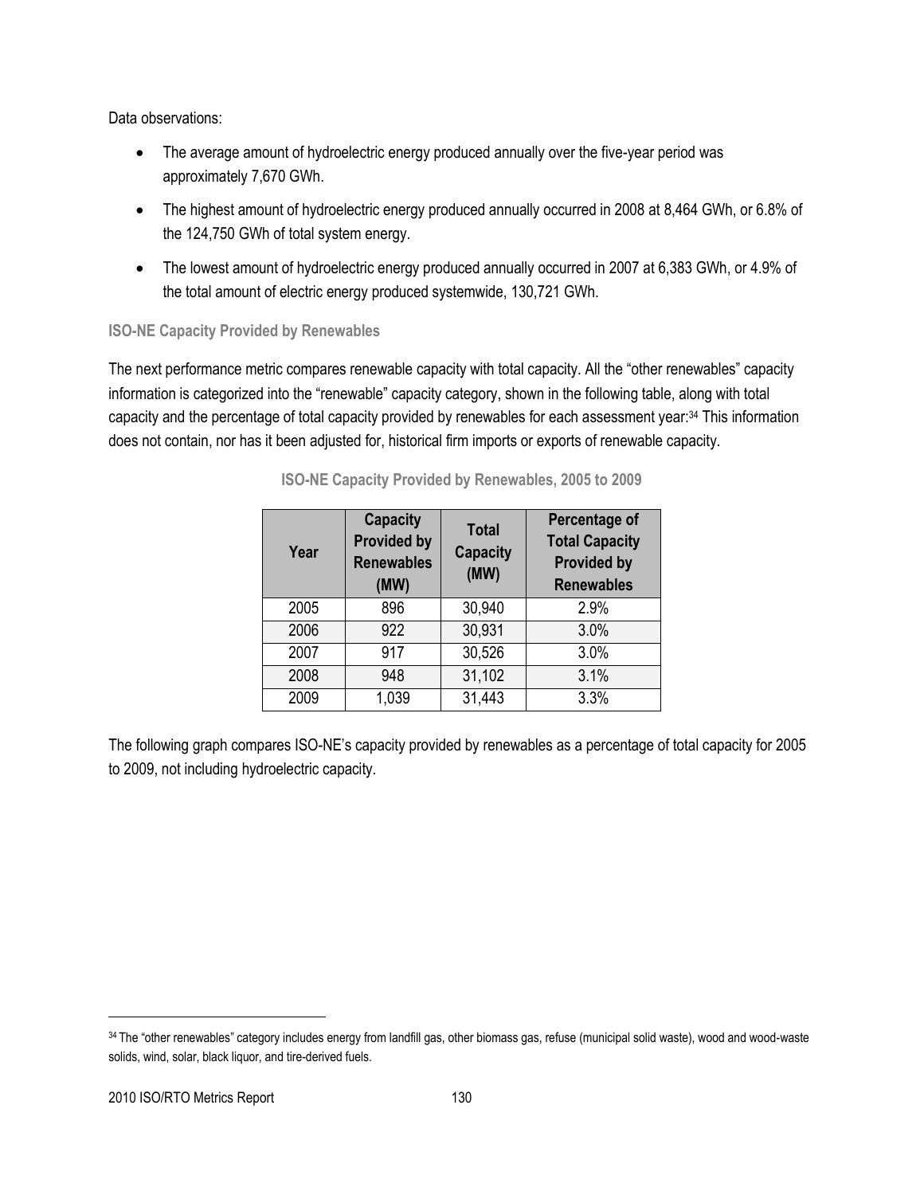Data observations:

- The average amount of hydroelectric energy produced annually over the five-year period was approximately 7,670 GWh.
- The highest amount of hydroelectric energy produced annually occurred in 2008 at 8,464 GWh, or 6.8% of the 124,750 GWh of total system energy.
- The lowest amount of hydroelectric energy produced annually occurred in 2007 at 6,383 GWh, or 4.9% of the total amount of electric energy produced systemwide, 130,721 GWh.

### ISO-NE Capacity Provided by Renewables

The next performance metric compares renewable capacity with total capacity. All the "other renewables" capacity information is categorized into the "renewable" capacity category, shown in the following table, along with total capacity and the percentage of total capacity provided by renewables for each assessment year:[34] This information does not contain, nor has it been adjusted for, historical firm imports or exports of renewable capacity.

**ISO-NE Capacity Provided by Renewables, 2005 to 2009**

| Year | Capacity Provided by Renewables (MW) | Total Capacity (MW) | Percentage of Total Capacity Provided by Renewables |
|---|---|---|---|
| 2005 | 896 | 30,940 | 2.9% |
| 2006 | 922 | 30,931 | 3.0% |
| 2007 | 917 | 30,526 | 3.0% |
| 2008 | 948 | 31,102 | 3.1% |
| 2009 | 1,039 | 31,443 | 3.3% |

The following graph compares ISO-NE's capacity provided by renewables as a percentage of total capacity for 2005 to 2009, not including hydroelectric capacity.

[34] The "other renewables" category includes energy from landfill gas, other biomass gas, refuse (municipal solid waste), wood and wood-waste solids, wind, solar, black liquor, and tire-derived fuels.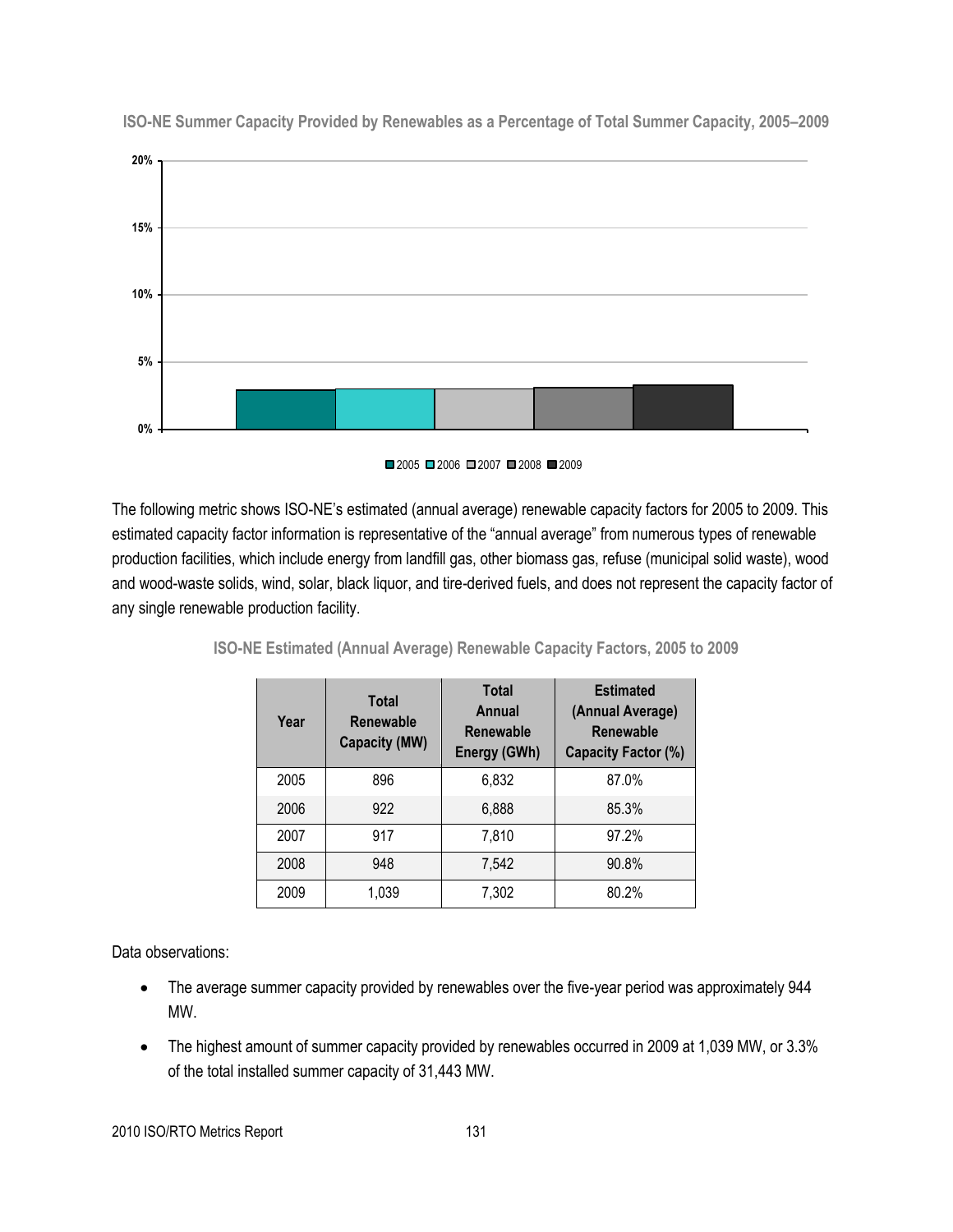**ISO-NE Summer Capacity Provided by Renewables as a Percentage of Total Summer Capacity, 2005–2009**

The following metric shows ISO-NE's estimated (annual average) renewable capacity factors for 2005 to 2009. This estimated capacity factor information is representative of the "annual average" from numerous types of renewable production facilities, which include energy from landfill gas, other biomass gas, refuse (municipal solid waste), wood and wood-waste solids, wind, solar, black liquor, and tire-derived fuels, and does not represent the capacity factor of any single renewable production facility.

**ISO-NE Estimated (Annual Average) Renewable Capacity Factors, 2005 to 2009**

| Year | Total Renewable Capacity (MW) | Total Annual Renewable Energy (GWh) | Estimated (Annual Average) Renewable Capacity Factor (%) |
|---|---|---|---|
| 2005 | 896 | 6,832 | 87.0% |
| 2006 | 922 | 6,888 | 85.3% |
| 2007 | 917 | 7,810 | 97.2% |
| 2008 | 948 | 7,542 | 90.8% |
| 2009 | 1,039 | 7,302 | 80.2% |

Data observations:

- The average summer capacity provided by renewables over the five-year period was approximately 944 MW.
- The highest amount of summer capacity provided by renewables occurred in 2009 at 1,039 MW, or 3.3% of the total installed summer capacity of 31,443 MW.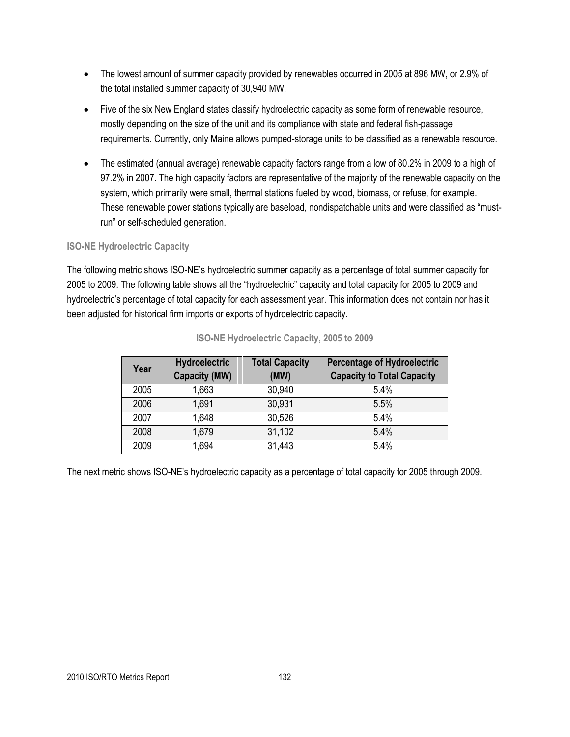- The lowest amount of summer capacity provided by renewables occurred in 2005 at 896 MW, or 2.9% of the total installed summer capacity of 30,940 MW.
- Five of the six New England states classify hydroelectric capacity as some form of renewable resource, mostly depending on the size of the unit and its compliance with state and federal fish-passage requirements. Currently, only Maine allows pumped-storage units to be classified as a renewable resource.
- The estimated (annual average) renewable capacity factors range from a low of 80.2% in 2009 to a high of 97.2% in 2007. The high capacity factors are representative of the majority of the renewable capacity on the system, which primarily were small, thermal stations fueled by wood, biomass, or refuse, for example. These renewable power stations typically are baseload, nondispatchable units and were classified as "must-run" or self-scheduled generation.

### ISO-NE Hydroelectric Capacity

The following metric shows ISO-NE's hydroelectric summer capacity as a percentage of total summer capacity for 2005 to 2009. The following table shows all the "hydroelectric" capacity and total capacity for 2005 to 2009 and hydroelectric's percentage of total capacity for each assessment year. This information does not contain nor has it been adjusted for historical firm imports or exports of hydroelectric capacity.

**ISO-NE Hydroelectric Capacity, 2005 to 2009**

| Year | Hydroelectric Capacity (MW) | Total Capacity (MW) | Percentage of Hydroelectric Capacity to Total Capacity |
|---|---|---|---|
| 2005 | 1,663 | 30,940 | 5.4% |
| 2006 | 1,691 | 30,931 | 5.5% |
| 2007 | 1,648 | 30,526 | 5.4% |
| 2008 | 1,679 | 31,102 | 5.4% |
| 2009 | 1,694 | 31,443 | 5.4% |

The next metric shows ISO-NE's hydroelectric capacity as a percentage of total capacity for 2005 through 2009.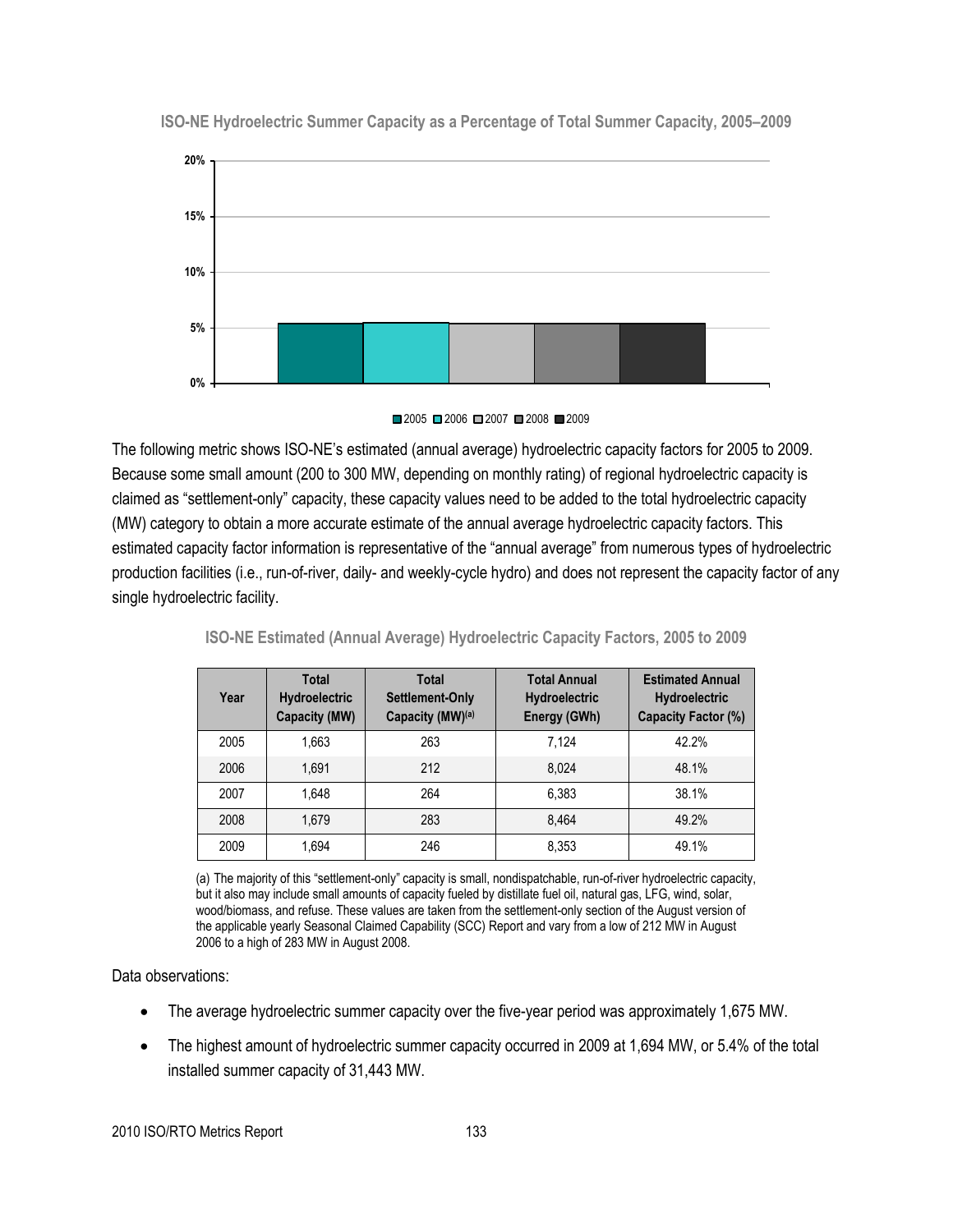**ISO-NE Hydroelectric Summer Capacity as a Percentage of Total Summer Capacity, 2005–2009**

The following metric shows ISO-NE's estimated (annual average) hydroelectric capacity factors for 2005 to 2009. Because some small amount (200 to 300 MW, depending on monthly rating) of regional hydroelectric capacity is claimed as "settlement-only" capacity, these capacity values need to be added to the total hydroelectric capacity (MW) category to obtain a more accurate estimate of the annual average hydroelectric capacity factors. This estimated capacity factor information is representative of the "annual average" from numerous types of hydroelectric production facilities (i.e., run-of-river, daily- and weekly-cycle hydro) and does not represent the capacity factor of any single hydroelectric facility.

**ISO-NE Estimated (Annual Average) Hydroelectric Capacity Factors, 2005 to 2009**

| Year | Total Hydroelectric Capacity (MW) | Total Settlement-Only Capacity (MW)[(a)] | Total Annual Hydroelectric Energy (GWh) | Estimated Annual Hydroelectric Capacity Factor (%) |
|---|---|---|---|---|
| 2005 | 1,663 | 263 | 7,124 | 42.2% |
| 2006 | 1,691 | 212 | 8,024 | 48.1% |
| 2007 | 1,648 | 264 | 6,383 | 38.1% |
| 2008 | 1,679 | 283 | 8,464 | 49.2% |
| 2009 | 1,694 | 246 | 8,353 | 49.1% |

(a) The majority of this "settlement-only" capacity is small, nondispatchable, run-of-river hydroelectric capacity, but it also may include small amounts of capacity fueled by distillate fuel oil, natural gas, LFG, wind, solar, wood/biomass, and refuse. These values are taken from the settlement-only section of the August version of the applicable yearly Seasonal Claimed Capability (SCC) Report and vary from a low of 212 MW in August 2006 to a high of 283 MW in August 2008.

Data observations:

- The average hydroelectric summer capacity over the five-year period was approximately 1,675 MW.
- The highest amount of hydroelectric summer capacity occurred in 2009 at 1,694 MW, or 5.4% of the total installed summer capacity of 31,443 MW.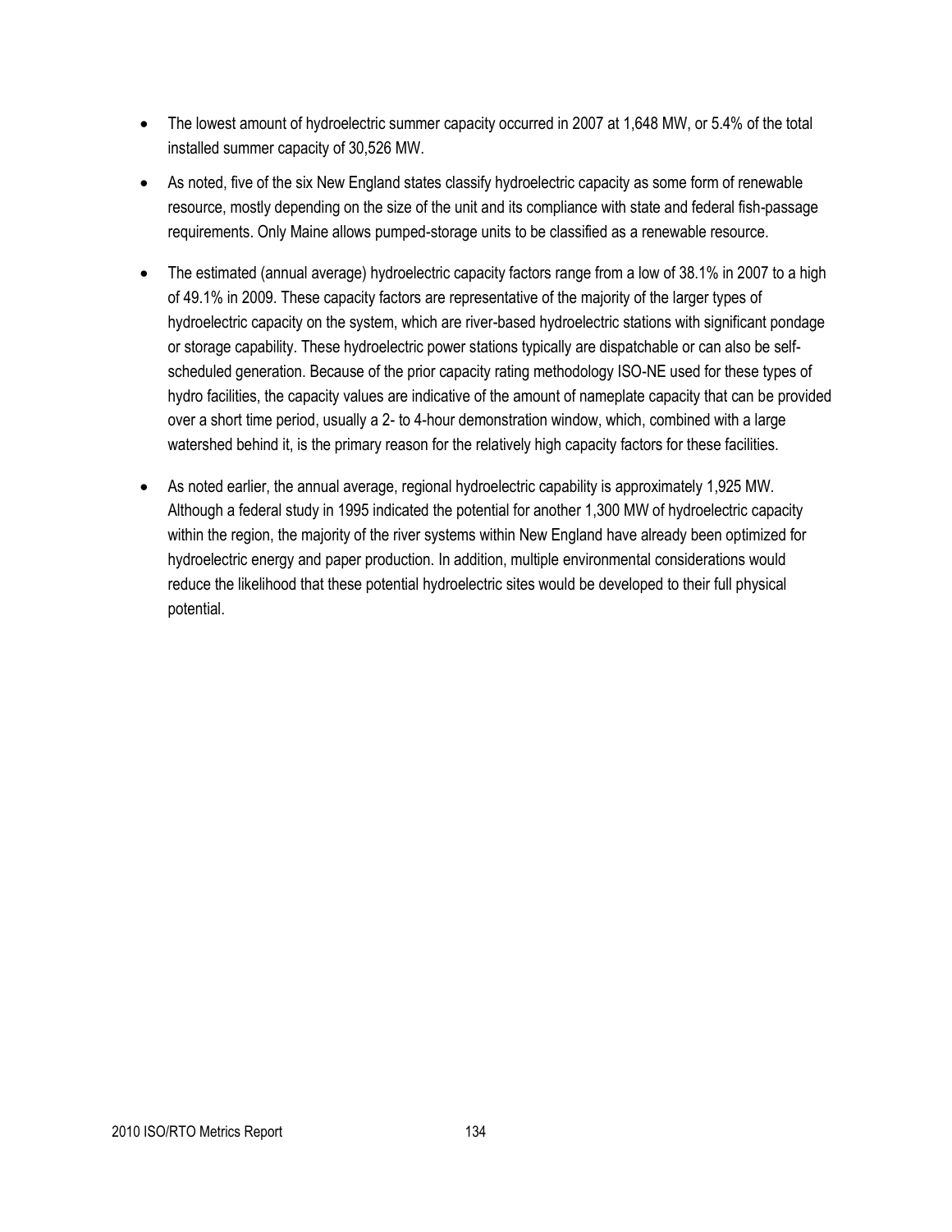- The lowest amount of hydroelectric summer capacity occurred in 2007 at 1,648 MW, or 5.4% of the total installed summer capacity of 30,526 MW.
- As noted, five of the six New England states classify hydroelectric capacity as some form of renewable resource, mostly depending on the size of the unit and its compliance with state and federal fish-passage requirements. Only Maine allows pumped-storage units to be classified as a renewable resource.
- The estimated (annual average) hydroelectric capacity factors range from a low of 38.1% in 2007 to a high of 49.1% in 2009. These capacity factors are representative of the majority of the larger types of hydroelectric capacity on the system, which are river-based hydroelectric stations with significant pondage or storage capability. These hydroelectric power stations typically are dispatchable or can also be self-scheduled generation. Because of the prior capacity rating methodology ISO-NE used for these types of hydro facilities, the capacity values are indicative of the amount of nameplate capacity that can be provided over a short time period, usually a 2- to 4-hour demonstration window, which, combined with a large watershed behind it, is the primary reason for the relatively high capacity factors for these facilities.
- As noted earlier, the annual average, regional hydroelectric capability is approximately 1,925 MW. Although a federal study in 1995 indicated the potential for another 1,300 MW of hydroelectric capacity within the region, the majority of the river systems within New England have already been optimized for hydroelectric energy and paper production. In addition, multiple environmental considerations would reduce the likelihood that these potential hydroelectric sites would be developed to their full physical potential.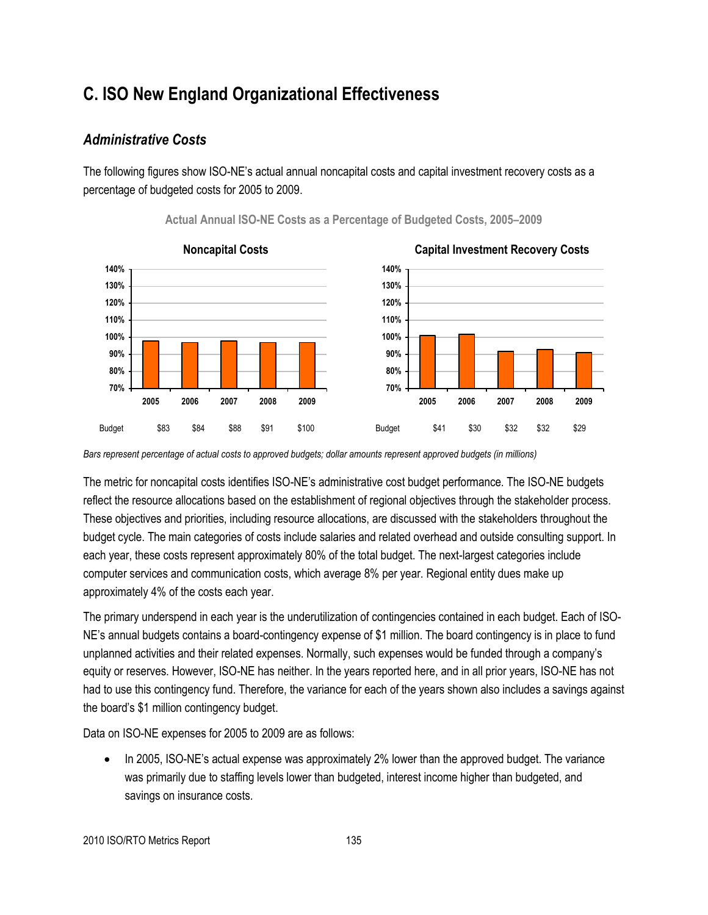# C. ISO New England Organizational Effectiveness

## *Administrative Costs*

The following figures show ISO-NE's actual annual noncapital costs and capital investment recovery costs as a percentage of budgeted costs for 2005 to 2009.

**Actual Annual ISO-NE Costs as a Percentage of Budgeted Costs, 2005–2009**

**Noncapital Costs**

| | 2005 | 2006 | 2007 | 2008 | 2009 |
|---|---|---|---|---|---|
| Budget | $83 | $84 | $88 | $91 | $100 |

**Capital Investment Recovery Costs**

| | 2005 | 2006 | 2007 | 2008 | 2009 |
|---|---|---|---|---|---|
| Budget | $41 | $30 | $32 | $32 | $29 |

*Bars represent percentage of actual costs to approved budgets; dollar amounts represent approved budgets (in millions)*

The metric for noncapital costs identifies ISO-NE's administrative cost budget performance. The ISO-NE budgets reflect the resource allocations based on the establishment of regional objectives through the stakeholder process. These objectives and priorities, including resource allocations, are discussed with the stakeholders throughout the budget cycle. The main categories of costs include salaries and related overhead and outside consulting support. In each year, these costs represent approximately 80% of the total budget. The next-largest categories include computer services and communication costs, which average 8% per year. Regional entity dues make up approximately 4% of the costs each year.

The primary underspend in each year is the underutilization of contingencies contained in each budget. Each of ISO-NE's annual budgets contains a board-contingency expense of $1 million. The board contingency is in place to fund unplanned activities and their related expenses. Normally, such expenses would be funded through a company's equity or reserves. However, ISO-NE has neither. In the years reported here, and in all prior years, ISO-NE has not had to use this contingency fund. Therefore, the variance for each of the years shown also includes a savings against the board's $1 million contingency budget.

Data on ISO-NE expenses for 2005 to 2009 are as follows:

- In 2005, ISO-NE's actual expense was approximately 2% lower than the approved budget. The variance was primarily due to staffing levels lower than budgeted, interest income higher than budgeted, and savings on insurance costs.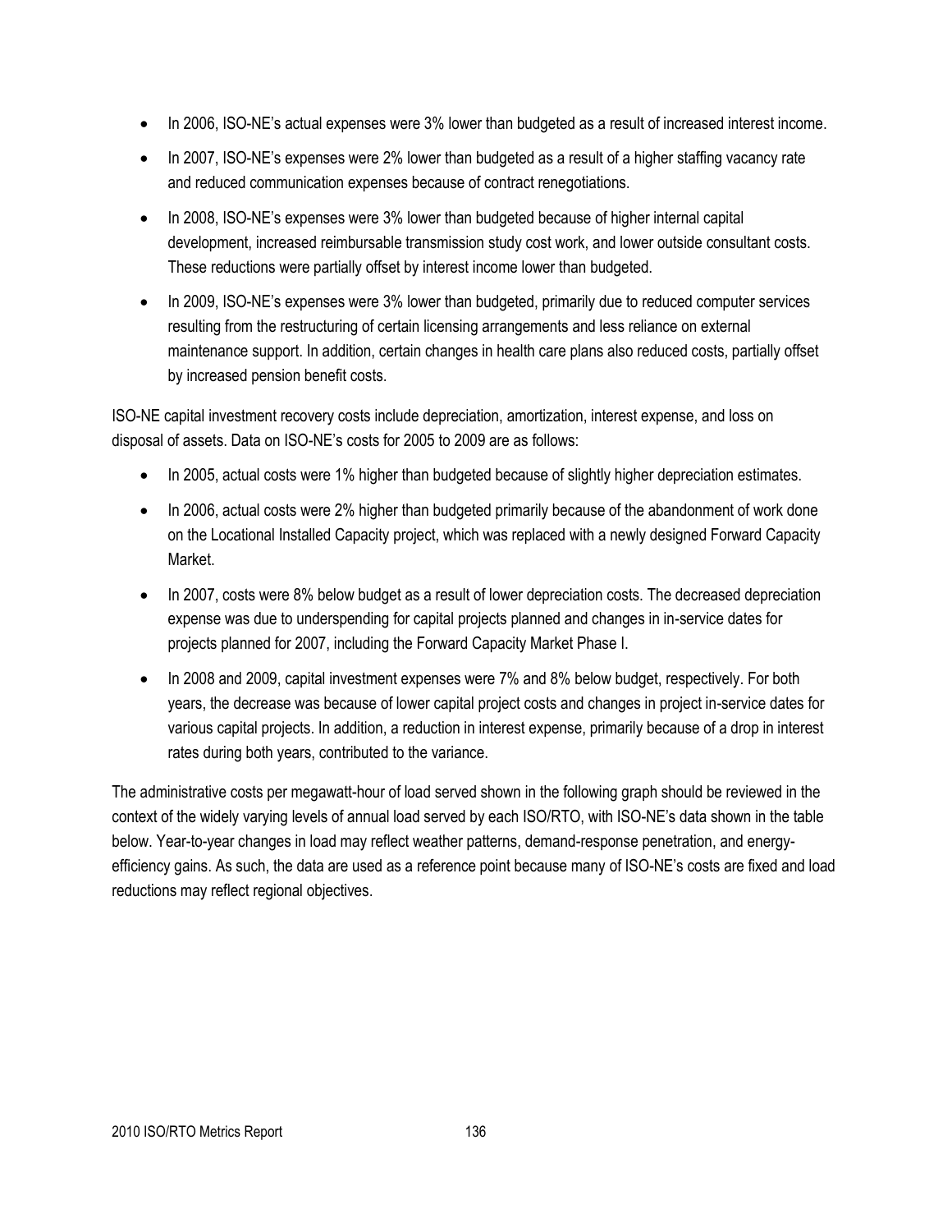- In 2006, ISO-NE's actual expenses were 3% lower than budgeted as a result of increased interest income.
- In 2007, ISO-NE's expenses were 2% lower than budgeted as a result of a higher staffing vacancy rate and reduced communication expenses because of contract renegotiations.
- In 2008, ISO-NE's expenses were 3% lower than budgeted because of higher internal capital development, increased reimbursable transmission study cost work, and lower outside consultant costs. These reductions were partially offset by interest income lower than budgeted.
- In 2009, ISO-NE's expenses were 3% lower than budgeted, primarily due to reduced computer services resulting from the restructuring of certain licensing arrangements and less reliance on external maintenance support. In addition, certain changes in health care plans also reduced costs, partially offset by increased pension benefit costs.

ISO-NE capital investment recovery costs include depreciation, amortization, interest expense, and loss on disposal of assets. Data on ISO-NE's costs for 2005 to 2009 are as follows:

- In 2005, actual costs were 1% higher than budgeted because of slightly higher depreciation estimates.
- In 2006, actual costs were 2% higher than budgeted primarily because of the abandonment of work done on the Locational Installed Capacity project, which was replaced with a newly designed Forward Capacity Market.
- In 2007, costs were 8% below budget as a result of lower depreciation costs. The decreased depreciation expense was due to underspending for capital projects planned and changes in in-service dates for projects planned for 2007, including the Forward Capacity Market Phase I.
- In 2008 and 2009, capital investment expenses were 7% and 8% below budget, respectively. For both years, the decrease was because of lower capital project costs and changes in project in-service dates for various capital projects. In addition, a reduction in interest expense, primarily because of a drop in interest rates during both years, contributed to the variance.

The administrative costs per megawatt-hour of load served shown in the following graph should be reviewed in the context of the widely varying levels of annual load served by each ISO/RTO, with ISO-NE's data shown in the table below. Year-to-year changes in load may reflect weather patterns, demand-response penetration, and energy-efficiency gains. As such, the data are used as a reference point because many of ISO-NE's costs are fixed and load reductions may reflect regional objectives.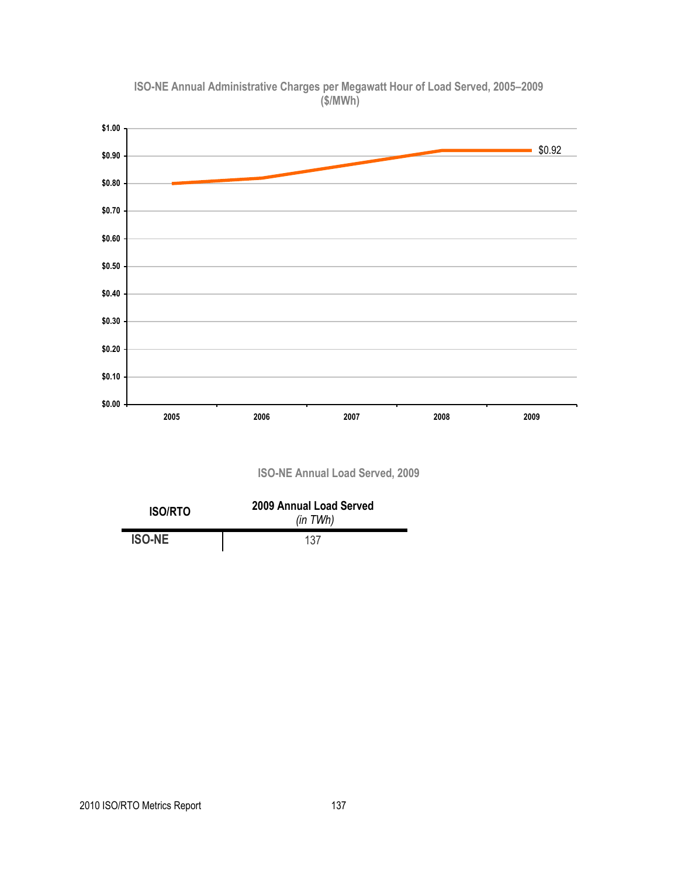**ISO-NE Annual Administrative Charges per Megawatt Hour of Load Served, 2005–2009 ($/MWh)**

**ISO-NE Annual Load Served, 2009**

| ISO/RTO | 2009 Annual Load Served *(in TWh)* |
|---|---|
| **ISO-NE** | 137 |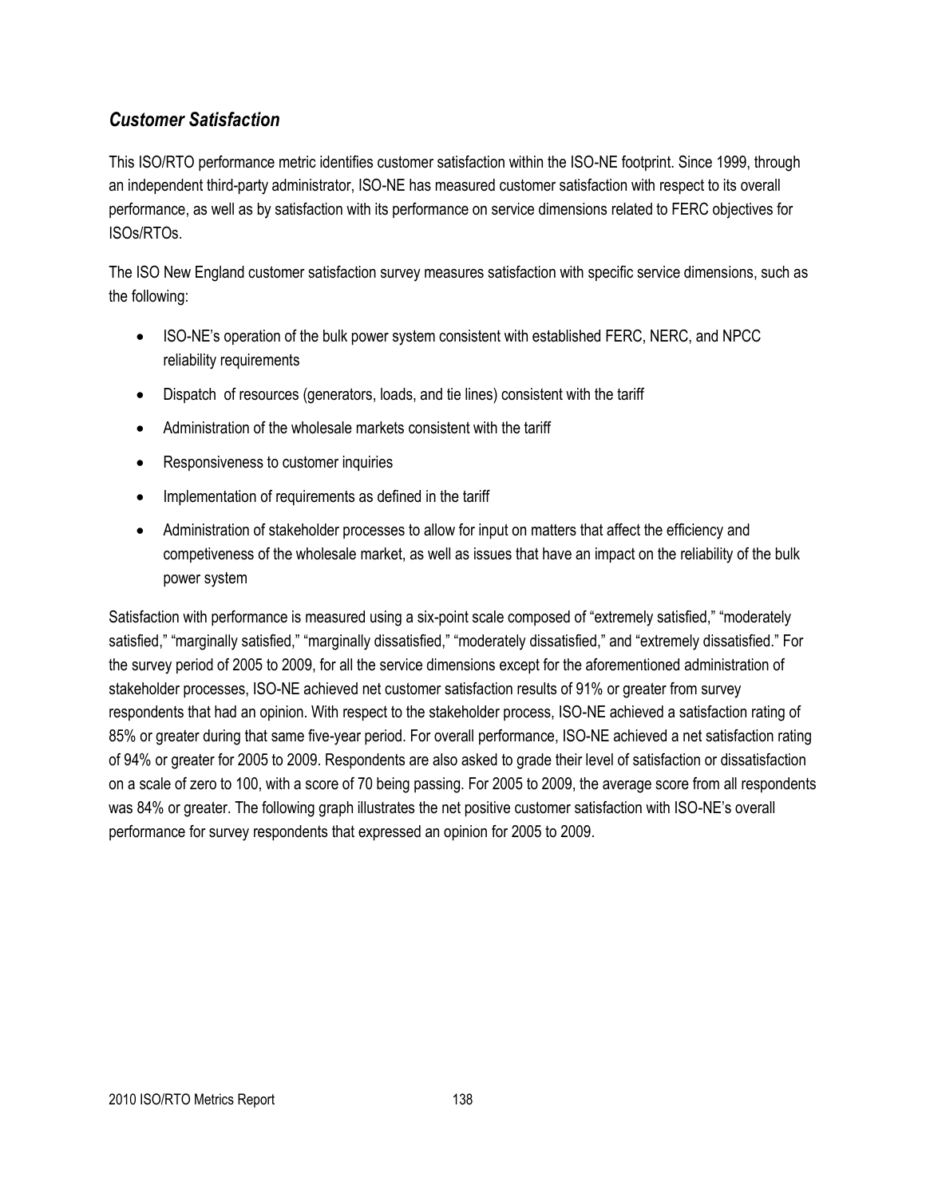## *Customer Satisfaction*

This ISO/RTO performance metric identifies customer satisfaction within the ISO-NE footprint. Since 1999, through an independent third-party administrator, ISO-NE has measured customer satisfaction with respect to its overall performance, as well as by satisfaction with its performance on service dimensions related to FERC objectives for ISOs/RTOs.

The ISO New England customer satisfaction survey measures satisfaction with specific service dimensions, such as the following:

- ISO-NE's operation of the bulk power system consistent with established FERC, NERC, and NPCC reliability requirements
- Dispatch of resources (generators, loads, and tie lines) consistent with the tariff
- Administration of the wholesale markets consistent with the tariff
- Responsiveness to customer inquiries
- Implementation of requirements as defined in the tariff
- Administration of stakeholder processes to allow for input on matters that affect the efficiency and competiveness of the wholesale market, as well as issues that have an impact on the reliability of the bulk power system

Satisfaction with performance is measured using a six-point scale composed of "extremely satisfied," "moderately satisfied," "marginally satisfied," "marginally dissatisfied," "moderately dissatisfied," and "extremely dissatisfied." For the survey period of 2005 to 2009, for all the service dimensions except for the aforementioned administration of stakeholder processes, ISO-NE achieved net customer satisfaction results of 91% or greater from survey respondents that had an opinion. With respect to the stakeholder process, ISO-NE achieved a satisfaction rating of 85% or greater during that same five-year period. For overall performance, ISO-NE achieved a net satisfaction rating of 94% or greater for 2005 to 2009. Respondents are also asked to grade their level of satisfaction or dissatisfaction on a scale of zero to 100, with a score of 70 being passing. For 2005 to 2009, the average score from all respondents was 84% or greater. The following graph illustrates the net positive customer satisfaction with ISO-NE's overall performance for survey respondents that expressed an opinion for 2005 to 2009.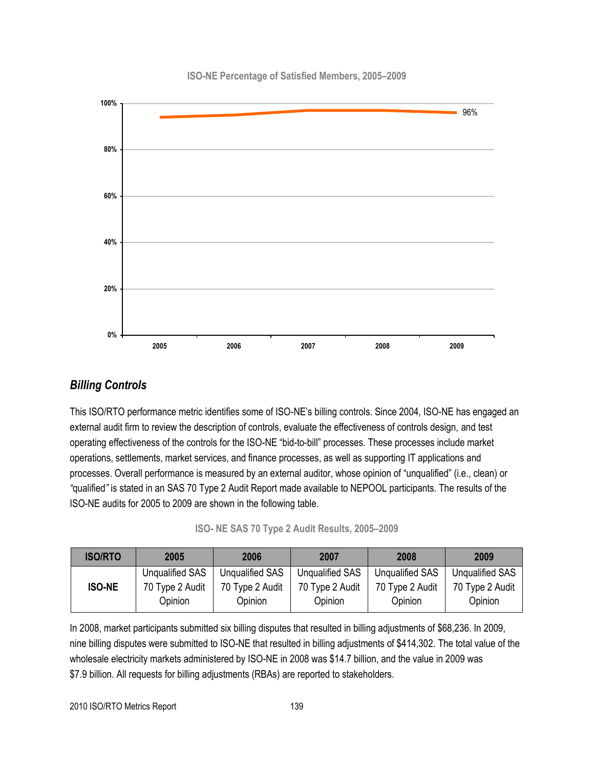ISO-NE Percentage of Satisfied Members, 2005–2009

### *Billing Controls*

This ISO/RTO performance metric identifies some of ISO-NE's billing controls. Since 2004, ISO-NE has engaged an external audit firm to review the description of controls, evaluate the effectiveness of controls design, and test operating effectiveness of the controls for the ISO-NE "bid-to-bill" processes. These processes include market operations, settlements, market services, and finance processes, as well as supporting IT applications and processes. Overall performance is measured by an external auditor, whose opinion of "unqualified" (i.e., clean) or "qualified" is stated in an SAS 70 Type 2 Audit Report made available to NEPOOL participants. The results of the ISO-NE audits for 2005 to 2009 are shown in the following table.

ISO- NE SAS 70 Type 2 Audit Results, 2005–2009

| ISO/RTO | 2005 | 2006 | 2007 | 2008 | 2009 |
|---|---|---|---|---|---|
| ISO-NE | Unqualified SAS 70 Type 2 Audit Opinion | Unqualified SAS 70 Type 2 Audit Opinion | Unqualified SAS 70 Type 2 Audit Opinion | Unqualified SAS 70 Type 2 Audit Opinion | Unqualified SAS 70 Type 2 Audit Opinion |

In 2008, market participants submitted six billing disputes that resulted in billing adjustments of $68,236. In 2009, nine billing disputes were submitted to ISO-NE that resulted in billing adjustments of $414,302. The total value of the wholesale electricity markets administered by ISO-NE in 2008 was $14.7 billion, and the value in 2009 was $7.9 billion. All requests for billing adjustments (RBAs) are reported to stakeholders.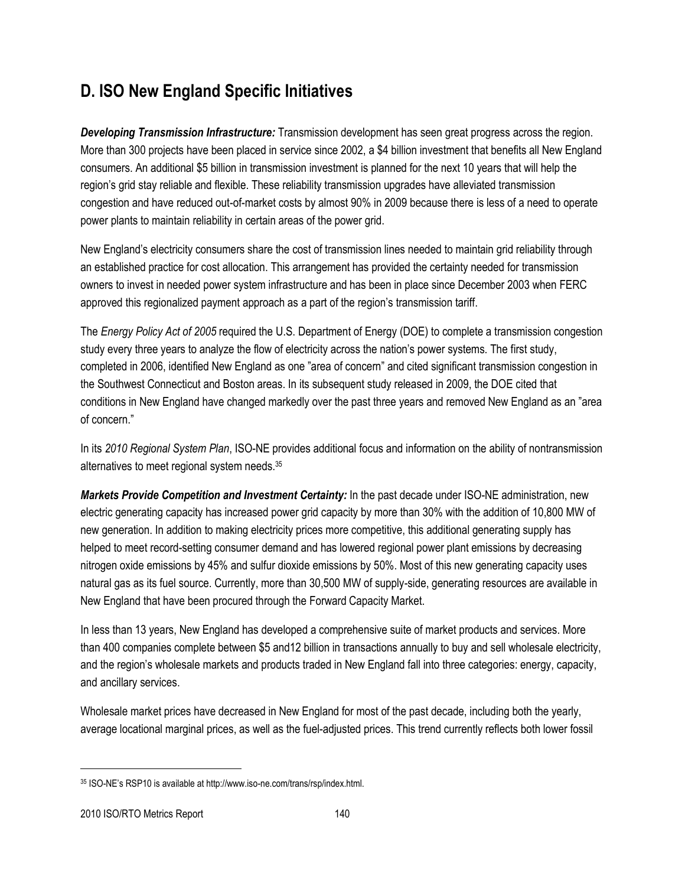## D. ISO New England Specific Initiatives

***Developing Transmission Infrastructure:*** Transmission development has seen great progress across the region. More than 300 projects have been placed in service since 2002, a $4 billion investment that benefits all New England consumers. An additional $5 billion in transmission investment is planned for the next 10 years that will help the region's grid stay reliable and flexible. These reliability transmission upgrades have alleviated transmission congestion and have reduced out-of-market costs by almost 90% in 2009 because there is less of a need to operate power plants to maintain reliability in certain areas of the power grid.

New England's electricity consumers share the cost of transmission lines needed to maintain grid reliability through an established practice for cost allocation. This arrangement has provided the certainty needed for transmission owners to invest in needed power system infrastructure and has been in place since December 2003 when FERC approved this regionalized payment approach as a part of the region's transmission tariff.

The *Energy Policy Act of 2005* required the U.S. Department of Energy (DOE) to complete a transmission congestion study every three years to analyze the flow of electricity across the nation's power systems. The first study, completed in 2006, identified New England as one "area of concern" and cited significant transmission congestion in the Southwest Connecticut and Boston areas. In its subsequent study released in 2009, the DOE cited that conditions in New England have changed markedly over the past three years and removed New England as an "area of concern."

In its *2010 Regional System Plan*, ISO-NE provides additional focus and information on the ability of nontransmission alternatives to meet regional system needs.[35]

***Markets Provide Competition and Investment Certainty:*** In the past decade under ISO-NE administration, new electric generating capacity has increased power grid capacity by more than 30% with the addition of 10,800 MW of new generation. In addition to making electricity prices more competitive, this additional generating supply has helped to meet record-setting consumer demand and has lowered regional power plant emissions by decreasing nitrogen oxide emissions by 45% and sulfur dioxide emissions by 50%. Most of this new generating capacity uses natural gas as its fuel source. Currently, more than 30,500 MW of supply-side, generating resources are available in New England that have been procured through the Forward Capacity Market.

In less than 13 years, New England has developed a comprehensive suite of market products and services. More than 400 companies complete between $5 and12 billion in transactions annually to buy and sell wholesale electricity, and the region's wholesale markets and products traded in New England fall into three categories: energy, capacity, and ancillary services.

Wholesale market prices have decreased in New England for most of the past decade, including both the yearly, average locational marginal prices, as well as the fuel-adjusted prices. This trend currently reflects both lower fossil

---

[35] ISO-NE's RSP10 is available at http://www.iso-ne.com/trans/rsp/index.html.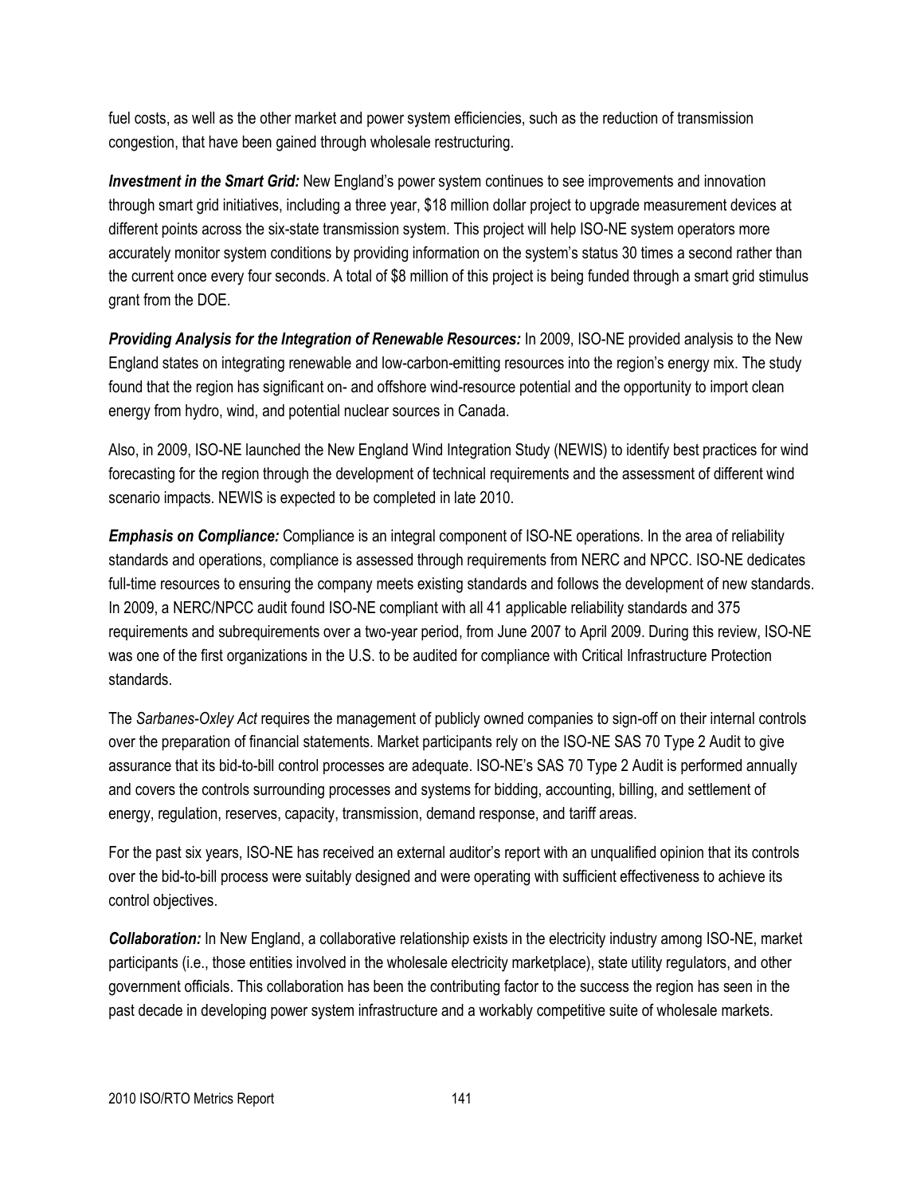fuel costs, as well as the other market and power system efficiencies, such as the reduction of transmission congestion, that have been gained through wholesale restructuring.

***Investment in the Smart Grid:*** New England's power system continues to see improvements and innovation through smart grid initiatives, including a three year, $18 million dollar project to upgrade measurement devices at different points across the six-state transmission system. This project will help ISO-NE system operators more accurately monitor system conditions by providing information on the system's status 30 times a second rather than the current once every four seconds. A total of $8 million of this project is being funded through a smart grid stimulus grant from the DOE.

***Providing Analysis for the Integration of Renewable Resources:*** In 2009, ISO-NE provided analysis to the New England states on integrating renewable and low-carbon-emitting resources into the region's energy mix. The study found that the region has significant on- and offshore wind-resource potential and the opportunity to import clean energy from hydro, wind, and potential nuclear sources in Canada.

Also, in 2009, ISO-NE launched the New England Wind Integration Study (NEWIS) to identify best practices for wind forecasting for the region through the development of technical requirements and the assessment of different wind scenario impacts. NEWIS is expected to be completed in late 2010.

***Emphasis on Compliance:*** Compliance is an integral component of ISO-NE operations. In the area of reliability standards and operations, compliance is assessed through requirements from NERC and NPCC. ISO-NE dedicates full-time resources to ensuring the company meets existing standards and follows the development of new standards. In 2009, a NERC/NPCC audit found ISO-NE compliant with all 41 applicable reliability standards and 375 requirements and subrequirements over a two-year period, from June 2007 to April 2009. During this review, ISO-NE was one of the first organizations in the U.S. to be audited for compliance with Critical Infrastructure Protection standards.

The *Sarbanes-Oxley Act* requires the management of publicly owned companies to sign-off on their internal controls over the preparation of financial statements. Market participants rely on the ISO-NE SAS 70 Type 2 Audit to give assurance that its bid-to-bill control processes are adequate. ISO-NE's SAS 70 Type 2 Audit is performed annually and covers the controls surrounding processes and systems for bidding, accounting, billing, and settlement of energy, regulation, reserves, capacity, transmission, demand response, and tariff areas.

For the past six years, ISO-NE has received an external auditor's report with an unqualified opinion that its controls over the bid-to-bill process were suitably designed and were operating with sufficient effectiveness to achieve its control objectives.

***Collaboration:*** In New England, a collaborative relationship exists in the electricity industry among ISO-NE, market participants (i.e., those entities involved in the wholesale electricity marketplace), state utility regulators, and other government officials. This collaboration has been the contributing factor to the success the region has seen in the past decade in developing power system infrastructure and a workably competitive suite of wholesale markets.